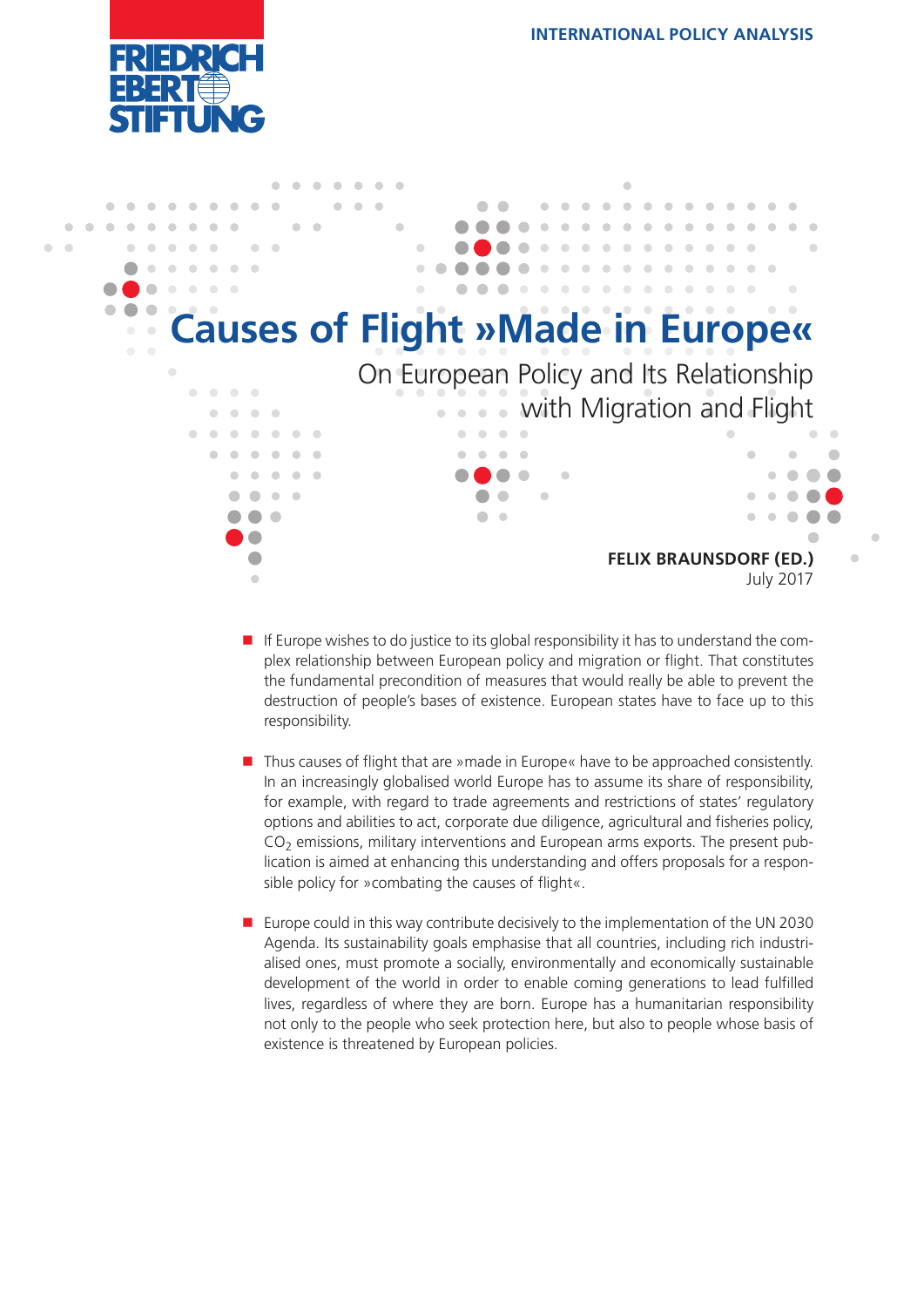FRIEDRICH EBERT STIFTUNG

INTERNATIONAL POLICY ANALYSIS

# Causes of Flight »Made in Europe«

## On European Policy and Its Relationship with Migration and Flight

**FELIX BRAUNSDORF (ED.)**
July 2017

- If Europe wishes to do justice to its global responsibility it has to understand the complex relationship between European policy and migration or flight. That constitutes the fundamental precondition of measures that would really be able to prevent the destruction of people's bases of existence. European states have to face up to this responsibility.

- Thus causes of flight that are »made in Europe« have to be approached consistently. In an increasingly globalised world Europe has to assume its share of responsibility, for example, with regard to trade agreements and restrictions of states' regulatory options and abilities to act, corporate due diligence, agricultural and fisheries policy, $CO_2$ emissions, military interventions and European arms exports. The present publication is aimed at enhancing this understanding and offers proposals for a responsible policy for »combating the causes of flight«.

- Europe could in this way contribute decisively to the implementation of the UN 2030 Agenda. Its sustainability goals emphasise that all countries, including rich industrialised ones, must promote a socially, environmentally and economically sustainable development of the world in order to enable coming generations to lead fulfilled lives, regardless of where they are born. Europe has a humanitarian responsibility not only to the people who seek protection here, but also to people whose basis of existence is threatened by European policies.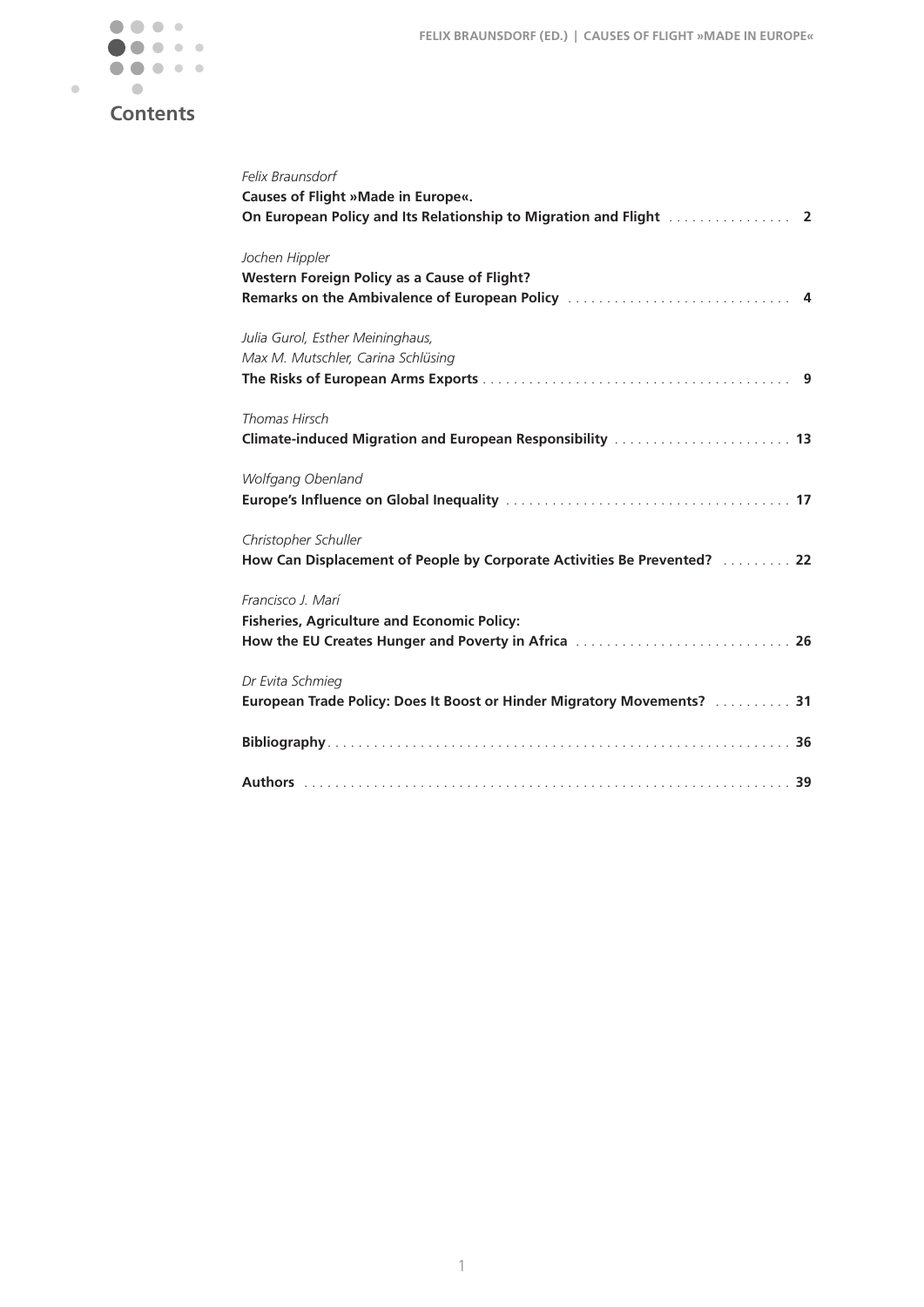# Contents

*Felix Braunsdorf*
**Causes of Flight »Made in Europe«.**
**On European Policy and Its Relationship to Migration and Flight** . . . . . . . . . . . . . . . . 2

*Jochen Hippler*
**Western Foreign Policy as a Cause of Flight?**
**Remarks on the Ambivalence of European Policy** . . . . . . . . . . . . . . . . . . . . . . . . . . . . . 4

*Julia Gurol, Esther Meininghaus,*
*Max M. Mutschler, Carina Schlüsing*
**The Risks of European Arms Exports** . . . . . . . . . . . . . . . . . . . . . . . . . . . . . . . . . . . . . . . . 9

*Thomas Hirsch*
**Climate-induced Migration and European Responsibility** . . . . . . . . . . . . . . . . . . . . . . . 13

*Wolfgang Obenland*
**Europe's Influence on Global Inequality** . . . . . . . . . . . . . . . . . . . . . . . . . . . . . . . . . . . . . 17

*Christopher Schuller*
**How Can Displacement of People by Corporate Activities Be Prevented?** . . . . . . . . . 22

*Francisco J. Marí*
**Fisheries, Agriculture and Economic Policy:**
**How the EU Creates Hunger and Poverty in Africa** . . . . . . . . . . . . . . . . . . . . . . . . . . . . 26

*Dr Evita Schmieg*
**European Trade Policy: Does It Boost or Hinder Migratory Movements?** . . . . . . . . . . 31

**Bibliography** . . . . . . . . . . . . . . . . . . . . . . . . . . . . . . . . . . . . . . . . . . . . . . . . . . . . . . . . . . . . . 36

**Authors** . . . . . . . . . . . . . . . . . . . . . . . . . . . . . . . . . . . . . . . . . . . . . . . . . . . . . . . . . . . . . . . 39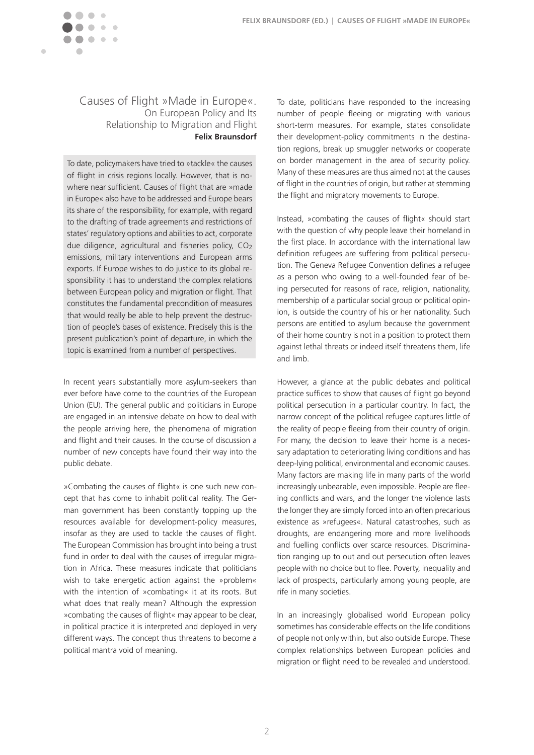# Causes of Flight »Made in Europe«.

## On European Policy and Its Relationship to Migration and Flight

**Felix Braunsdorf**

To date, policymakers have tried to »tackle« the causes of flight in crisis regions locally. However, that is nowhere near sufficient. Causes of flight that are »made in Europe« also have to be addressed and Europe bears its share of the responsibility, for example, with regard to the drafting of trade agreements and restrictions of states' regulatory options and abilities to act, corporate due diligence, agricultural and fisheries policy, $CO_2$ emissions, military interventions and European arms exports. If Europe wishes to do justice to its global responsibility it has to understand the complex relations between European policy and migration or flight. That constitutes the fundamental precondition of measures that would really be able to help prevent the destruction of people's bases of existence. Precisely this is the present publication's point of departure, in which the topic is examined from a number of perspectives.

In recent years substantially more asylum-seekers than ever before have come to the countries of the European Union (EU). The general public and politicians in Europe are engaged in an intensive debate on how to deal with the people arriving here, the phenomena of migration and flight and their causes. In the course of discussion a number of new concepts have found their way into the public debate.

»Combating the causes of flight« is one such new concept that has come to inhabit political reality. The German government has been constantly topping up the resources available for development-policy measures, insofar as they are used to tackle the causes of flight. The European Commission has brought into being a trust fund in order to deal with the causes of irregular migration in Africa. These measures indicate that politicians wish to take energetic action against the »problem« with the intention of »combating« it at its roots. But what does that really mean? Although the expression »combating the causes of flight« may appear to be clear, in political practice it is interpreted and deployed in very different ways. The concept thus threatens to become a political mantra void of meaning.

To date, politicians have responded to the increasing number of people fleeing or migrating with various short-term measures. For example, states consolidate their development-policy commitments in the destination regions, break up smuggler networks or cooperate on border management in the area of security policy. Many of these measures are thus aimed not at the causes of flight in the countries of origin, but rather at stemming the flight and migratory movements to Europe.

Instead, »combating the causes of flight« should start with the question of why people leave their homeland in the first place. In accordance with the international law definition refugees are suffering from political persecution. The Geneva Refugee Convention defines a refugee as a person who owing to a well-founded fear of being persecuted for reasons of race, religion, nationality, membership of a particular social group or political opinion, is outside the country of his or her nationality. Such persons are entitled to asylum because the government of their home country is not in a position to protect them against lethal threats or indeed itself threatens them, life and limb.

However, a glance at the public debates and political practice suffices to show that causes of flight go beyond political persecution in a particular country. In fact, the narrow concept of the political refugee captures little of the reality of people fleeing from their country of origin. For many, the decision to leave their home is a necessary adaptation to deteriorating living conditions and has deep-lying political, environmental and economic causes. Many factors are making life in many parts of the world increasingly unbearable, even impossible. People are fleeing conflicts and wars, and the longer the violence lasts the longer they are simply forced into an often precarious existence as »refugees«. Natural catastrophes, such as droughts, are endangering more and more livelihoods and fuelling conflicts over scarce resources. Discrimination ranging up to out and out persecution often leaves people with no choice but to flee. Poverty, inequality and lack of prospects, particularly among young people, are rife in many societies.

In an increasingly globalised world European policy sometimes has considerable effects on the life conditions of people not only within, but also outside Europe. These complex relationships between European policies and migration or flight need to be revealed and understood.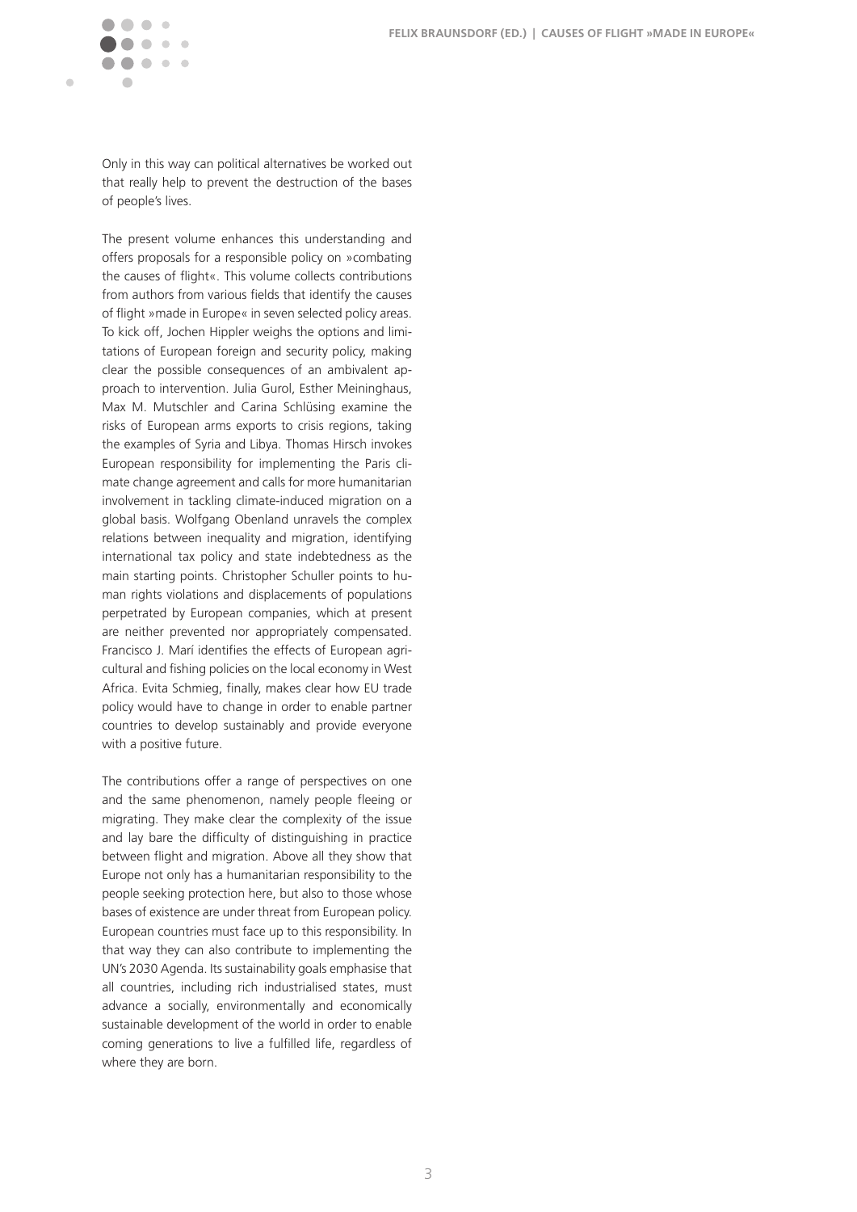Only in this way can political alternatives be worked out that really help to prevent the destruction of the bases of people's lives.

The present volume enhances this understanding and offers proposals for a responsible policy on »combating the causes of flight«. This volume collects contributions from authors from various fields that identify the causes of flight »made in Europe« in seven selected policy areas. To kick off, Jochen Hippler weighs the options and limitations of European foreign and security policy, making clear the possible consequences of an ambivalent approach to intervention. Julia Gurol, Esther Meininghaus, Max M. Mutschler and Carina Schlüsing examine the risks of European arms exports to crisis regions, taking the examples of Syria and Libya. Thomas Hirsch invokes European responsibility for implementing the Paris climate change agreement and calls for more humanitarian involvement in tackling climate-induced migration on a global basis. Wolfgang Obenland unravels the complex relations between inequality and migration, identifying international tax policy and state indebtedness as the main starting points. Christopher Schuller points to human rights violations and displacements of populations perpetrated by European companies, which at present are neither prevented nor appropriately compensated. Francisco J. Marí identifies the effects of European agricultural and fishing policies on the local economy in West Africa. Evita Schmieg, finally, makes clear how EU trade policy would have to change in order to enable partner countries to develop sustainably and provide everyone with a positive future.

The contributions offer a range of perspectives on one and the same phenomenon, namely people fleeing or migrating. They make clear the complexity of the issue and lay bare the difficulty of distinguishing in practice between flight and migration. Above all they show that Europe not only has a humanitarian responsibility to the people seeking protection here, but also to those whose bases of existence are under threat from European policy. European countries must face up to this responsibility. In that way they can also contribute to implementing the UN's 2030 Agenda. Its sustainability goals emphasise that all countries, including rich industrialised states, must advance a socially, environmentally and economically sustainable development of the world in order to enable coming generations to live a fulfilled life, regardless of where they are born.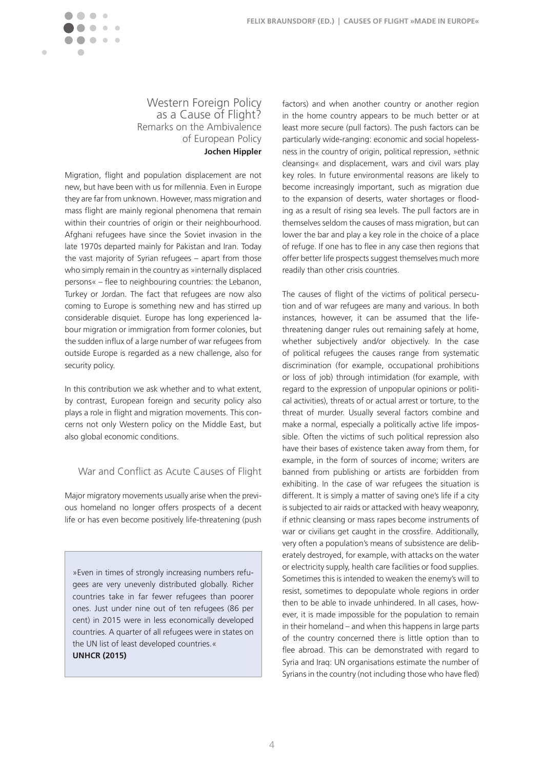## Western Foreign Policy as a Cause of Flight? Remarks on the Ambivalence of European Policy

**Jochen Hippler**

Migration, flight and population displacement are not new, but have been with us for millennia. Even in Europe they are far from unknown. However, mass migration and mass flight are mainly regional phenomena that remain within their countries of origin or their neighbourhood. Afghani refugees have since the Soviet invasion in the late 1970s departed mainly for Pakistan and Iran. Today the vast majority of Syrian refugees – apart from those who simply remain in the country as »internally displaced persons« – flee to neighbouring countries: the Lebanon, Turkey or Jordan. The fact that refugees are now also coming to Europe is something new and has stirred up considerable disquiet. Europe has long experienced labour migration or immigration from former colonies, but the sudden influx of a large number of war refugees from outside Europe is regarded as a new challenge, also for security policy.

In this contribution we ask whether and to what extent, by contrast, European foreign and security policy also plays a role in flight and migration movements. This concerns not only Western policy on the Middle East, but also global economic conditions.

### War and Conflict as Acute Causes of Flight

Major migratory movements usually arise when the previous homeland no longer offers prospects of a decent life or has even become positively life-threatening (push factors) and when another country or another region in the home country appears to be much better or at least more secure (pull factors). The push factors can be particularly wide-ranging: economic and social hopelessness in the country of origin, political repression, »ethnic cleansing« and displacement, wars and civil wars play key roles. In future environmental reasons are likely to become increasingly important, such as migration due to the expansion of deserts, water shortages or flooding as a result of rising sea levels. The pull factors are in themselves seldom the causes of mass migration, but can lower the bar and play a key role in the choice of a place of refuge. If one has to flee in any case then regions that offer better life prospects suggest themselves much more readily than other crisis countries.

> »Even in times of strongly increasing numbers refugees are very unevenly distributed globally. Richer countries take in far fewer refugees than poorer ones. Just under nine out of ten refugees (86 per cent) in 2015 were in less economically developed countries. A quarter of all refugees were in states on the UN list of least developed countries.«
> **UNHCR (2015)**

The causes of flight of the victims of political persecution and of war refugees are many and various. In both instances, however, it can be assumed that the life-threatening danger rules out remaining safely at home, whether subjectively and/or objectively. In the case of political refugees the causes range from systematic discrimination (for example, occupational prohibitions or loss of job) through intimidation (for example, with regard to the expression of unpopular opinions or political activities), threats of or actual arrest or torture, to the threat of murder. Usually several factors combine and make a normal, especially a politically active life impossible. Often the victims of such political repression also have their bases of existence taken away from them, for example, in the form of sources of income; writers are banned from publishing or artists are forbidden from exhibiting. In the case of war refugees the situation is different. It is simply a matter of saving one's life if a city is subjected to air raids or attacked with heavy weaponry, if ethnic cleansing or mass rapes become instruments of war or civilians get caught in the crossfire. Additionally, very often a population's means of subsistence are deliberately destroyed, for example, with attacks on the water or electricity supply, health care facilities or food supplies. Sometimes this is intended to weaken the enemy's will to resist, sometimes to depopulate whole regions in order then to be able to invade unhindered. In all cases, however, it is made impossible for the population to remain in their homeland – and when this happens in large parts of the country concerned there is little option than to flee abroad. This can be demonstrated with regard to Syria and Iraq: UN organisations estimate the number of Syrians in the country (not including those who have fled)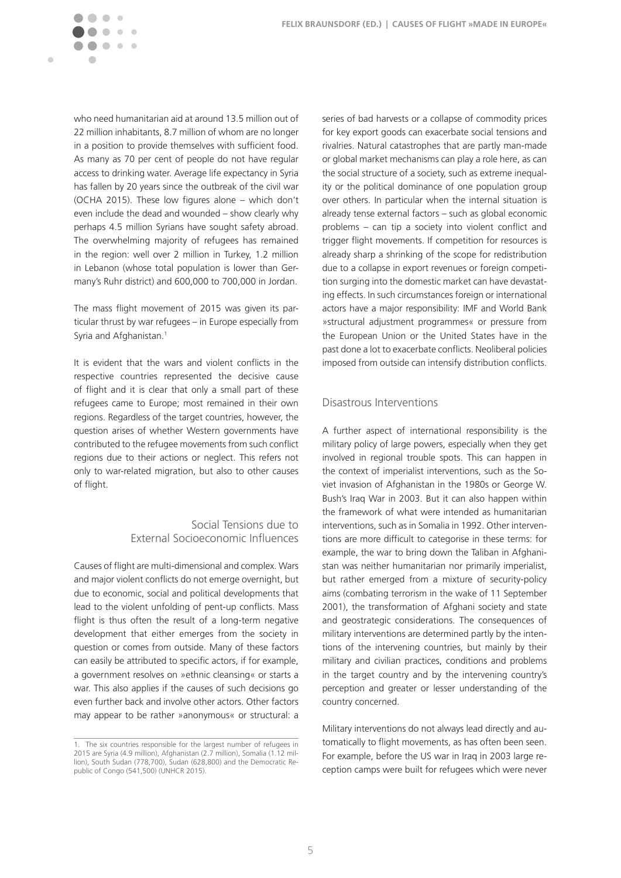who need humanitarian aid at around 13.5 million out of 22 million inhabitants, 8.7 million of whom are no longer in a position to provide themselves with sufficient food. As many as 70 per cent of people do not have regular access to drinking water. Average life expectancy in Syria has fallen by 20 years since the outbreak of the civil war (OCHA 2015). These low figures alone – which don't even include the dead and wounded – show clearly why perhaps 4.5 million Syrians have sought safety abroad. The overwhelming majority of refugees has remained in the region: well over 2 million in Turkey, 1.2 million in Lebanon (whose total population is lower than Germany's Ruhr district) and 600,000 to 700,000 in Jordan.

The mass flight movement of 2015 was given its particular thrust by war refugees – in Europe especially from Syria and Afghanistan.[1]

It is evident that the wars and violent conflicts in the respective countries represented the decisive cause of flight and it is clear that only a small part of these refugees came to Europe; most remained in their own regions. Regardless of the target countries, however, the question arises of whether Western governments have contributed to the refugee movements from such conflict regions due to their actions or neglect. This refers not only to war-related migration, but also to other causes of flight.

## Social Tensions due to External Socioeconomic Influences

Causes of flight are multi-dimensional and complex. Wars and major violent conflicts do not emerge overnight, but due to economic, social and political developments that lead to the violent unfolding of pent-up conflicts. Mass flight is thus often the result of a long-term negative development that either emerges from the society in question or comes from outside. Many of these factors can easily be attributed to specific actors, if for example, a government resolves on »ethnic cleansing« or starts a war. This also applies if the causes of such decisions go even further back and involve other actors. Other factors may appear to be rather »anonymous« or structural: a series of bad harvests or a collapse of commodity prices for key export goods can exacerbate social tensions and rivalries. Natural catastrophes that are partly man-made or global market mechanisms can play a role here, as can the social structure of a society, such as extreme inequality or the political dominance of one population group over others. In particular when the internal situation is already tense external factors – such as global economic problems – can tip a society into violent conflict and trigger flight movements. If competition for resources is already sharp a shrinking of the scope for redistribution due to a collapse in export revenues or foreign competition surging into the domestic market can have devastating effects. In such circumstances foreign or international actors have a major responsibility: IMF and World Bank »structural adjustment programmes« or pressure from the European Union or the United States have in the past done a lot to exacerbate conflicts. Neoliberal policies imposed from outside can intensify distribution conflicts.

## Disastrous Interventions

A further aspect of international responsibility is the military policy of large powers, especially when they get involved in regional trouble spots. This can happen in the context of imperialist interventions, such as the Soviet invasion of Afghanistan in the 1980s or George W. Bush's Iraq War in 2003. But it can also happen within the framework of what were intended as humanitarian interventions, such as in Somalia in 1992. Other interventions are more difficult to categorise in these terms: for example, the war to bring down the Taliban in Afghanistan was neither humanitarian nor primarily imperialist, but rather emerged from a mixture of security-policy aims (combating terrorism in the wake of 11 September 2001), the transformation of Afghani society and state and geostrategic considerations. The consequences of military interventions are determined partly by the intentions of the intervening countries, but mainly by their military and civilian practices, conditions and problems in the target country and by the intervening country's perception and greater or lesser understanding of the country concerned.

Military interventions do not always lead directly and automatically to flight movements, as has often been seen. For example, before the US war in Iraq in 2003 large reception camps were built for refugees which were never

---

1. The six countries responsible for the largest number of refugees in 2015 are Syria (4.9 million), Afghanistan (2.7 million), Somalia (1.12 million), South Sudan (778,700), Sudan (628,800) and the Democratic Republic of Congo (541,500) (UNHCR 2015).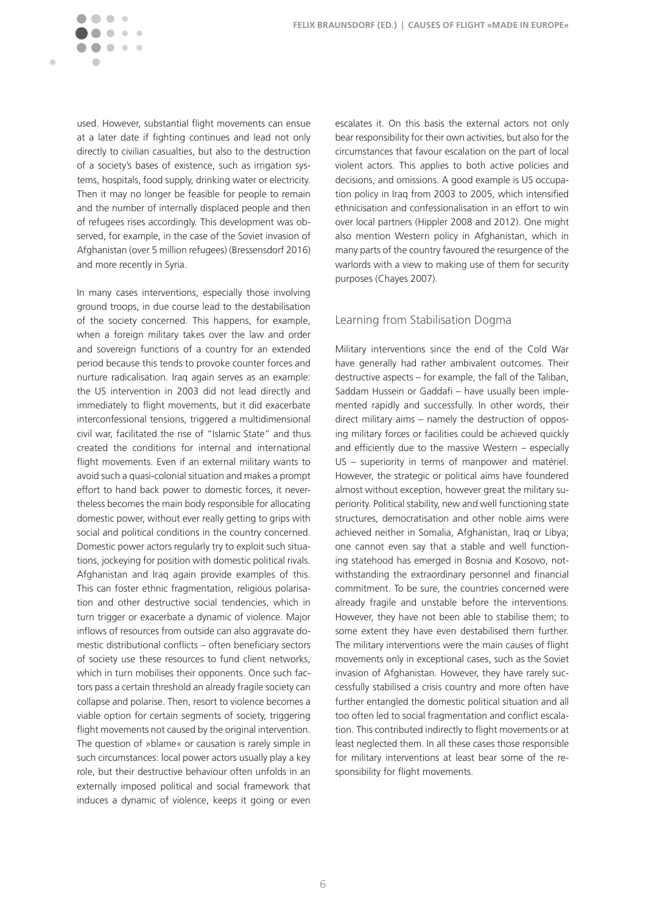used. However, substantial flight movements can ensue at a later date if fighting continues and lead not only directly to civilian casualties, but also to the destruction of a society's bases of existence, such as irrigation systems, hospitals, food supply, drinking water or electricity. Then it may no longer be feasible for people to remain and the number of internally displaced people and then of refugees rises accordingly. This development was observed, for example, in the case of the Soviet invasion of Afghanistan (over 5 million refugees) (Bressensdorf 2016) and more recently in Syria.

In many cases interventions, especially those involving ground troops, in due course lead to the destabilisation of the society concerned. This happens, for example, when a foreign military takes over the law and order and sovereign functions of a country for an extended period because this tends to provoke counter forces and nurture radicalisation. Iraq again serves as an example: the US intervention in 2003 did not lead directly and immediately to flight movements, but it did exacerbate interconfessional tensions, triggered a multidimensional civil war, facilitated the rise of "Islamic State" and thus created the conditions for internal and international flight movements. Even if an external military wants to avoid such a quasi-colonial situation and makes a prompt effort to hand back power to domestic forces, it nevertheless becomes the main body responsible for allocating domestic power, without ever really getting to grips with social and political conditions in the country concerned. Domestic power actors regularly try to exploit such situations, jockeying for position with domestic political rivals. Afghanistan and Iraq again provide examples of this. This can foster ethnic fragmentation, religious polarisation and other destructive social tendencies, which in turn trigger or exacerbate a dynamic of violence. Major inflows of resources from outside can also aggravate domestic distributional conflicts – often beneficiary sectors of society use these resources to fund client networks, which in turn mobilises their opponents. Once such factors pass a certain threshold an already fragile society can collapse and polarise. Then, resort to violence becomes a viable option for certain segments of society, triggering flight movements not caused by the original intervention. The question of »blame« or causation is rarely simple in such circumstances: local power actors usually play a key role, but their destructive behaviour often unfolds in an externally imposed political and social framework that induces a dynamic of violence, keeps it going or even escalates it. On this basis the external actors not only bear responsibility for their own activities, but also for the circumstances that favour escalation on the part of local violent actors. This applies to both active policies and decisions, and omissions. A good example is US occupation policy in Iraq from 2003 to 2005, which intensified ethnicisation and confessionalisation in an effort to win over local partners (Hippler 2008 and 2012). One might also mention Western policy in Afghanistan, which in many parts of the country favoured the resurgence of the warlords with a view to making use of them for security purposes (Chayes 2007).

## Learning from Stabilisation Dogma

Military interventions since the end of the Cold War have generally had rather ambivalent outcomes. Their destructive aspects – for example, the fall of the Taliban, Saddam Hussein or Gaddafi – have usually been implemented rapidly and successfully. In other words, their direct military aims – namely the destruction of opposing military forces or facilities could be achieved quickly and efficiently due to the massive Western – especially US – superiority in terms of manpower and matériel. However, the strategic or political aims have foundered almost without exception, however great the military superiority. Political stability, new and well functioning state structures, democratisation and other noble aims were achieved neither in Somalia, Afghanistan, Iraq or Libya; one cannot even say that a stable and well functioning statehood has emerged in Bosnia and Kosovo, notwithstanding the extraordinary personnel and financial commitment. To be sure, the countries concerned were already fragile and unstable before the interventions. However, they have not been able to stabilise them; to some extent they have even destabilised them further. The military interventions were the main causes of flight movements only in exceptional cases, such as the Soviet invasion of Afghanistan. However, they have rarely successfully stabilised a crisis country and more often have further entangled the domestic political situation and all too often led to social fragmentation and conflict escalation. This contributed indirectly to flight movements or at least neglected them. In all these cases those responsible for military interventions at least bear some of the responsibility for flight movements.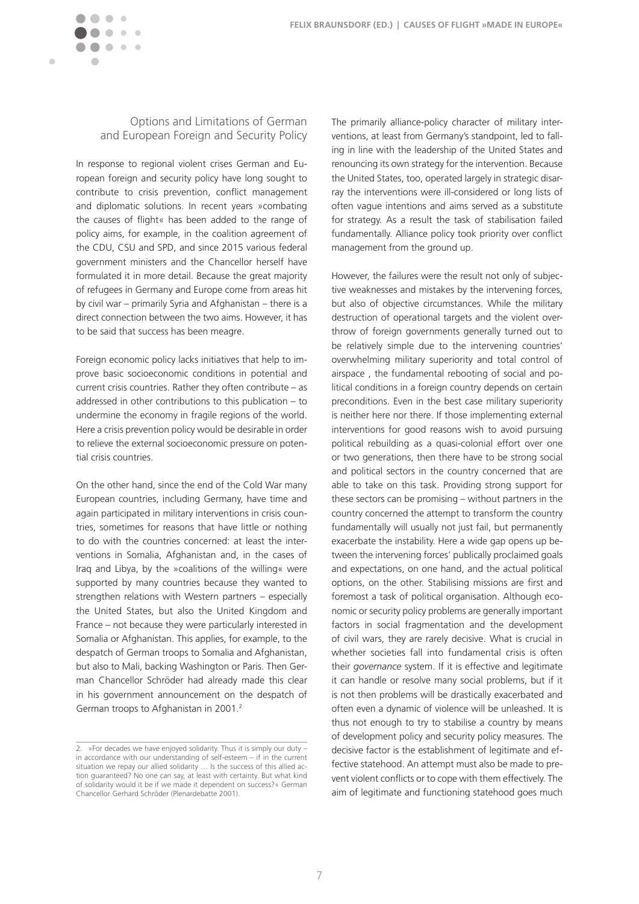## Options and Limitations of German and European Foreign and Security Policy

In response to regional violent crises German and European foreign and security policy have long sought to contribute to crisis prevention, conflict management and diplomatic solutions. In recent years »combating the causes of flight« has been added to the range of policy aims, for example, in the coalition agreement of the CDU, CSU and SPD, and since 2015 various federal government ministers and the Chancellor herself have formulated it in more detail. Because the great majority of refugees in Germany and Europe come from areas hit by civil war – primarily Syria and Afghanistan – there is a direct connection between the two aims. However, it has to be said that success has been meagre.

Foreign economic policy lacks initiatives that help to improve basic socioeconomic conditions in potential and current crisis countries. Rather they often contribute – as addressed in other contributions to this publication – to undermine the economy in fragile regions of the world. Here a crisis prevention policy would be desirable in order to relieve the external socioeconomic pressure on potential crisis countries.

On the other hand, since the end of the Cold War many European countries, including Germany, have time and again participated in military interventions in crisis countries, sometimes for reasons that have little or nothing to do with the countries concerned: at least the interventions in Somalia, Afghanistan and, in the cases of Iraq and Libya, by the »coalitions of the willing« were supported by many countries because they wanted to strengthen relations with Western partners – especially the United States, but also the United Kingdom and France – not because they were particularly interested in Somalia or Afghanistan. This applies, for example, to the despatch of German troops to Somalia and Afghanistan, but also to Mali, backing Washington or Paris. Then German Chancellor Schröder had already made this clear in his government announcement on the despatch of German troops to Afghanistan in 2001.[2]

The primarily alliance-policy character of military interventions, at least from Germany's standpoint, led to falling in line with the leadership of the United States and renouncing its own strategy for the intervention. Because the United States, too, operated largely in strategic disarray the interventions were ill-considered or long lists of often vague intentions and aims served as a substitute for strategy. As a result the task of stabilisation failed fundamentally. Alliance policy took priority over conflict management from the ground up.

However, the failures were the result not only of subjective weaknesses and mistakes by the intervening forces, but also of objective circumstances. While the military destruction of operational targets and the violent overthrow of foreign governments generally turned out to be relatively simple due to the intervening countries' overwhelming military superiority and total control of airspace , the fundamental rebooting of social and political conditions in a foreign country depends on certain preconditions. Even in the best case military superiority is neither here nor there. If those implementing external interventions for good reasons wish to avoid pursuing political rebuilding as a quasi-colonial effort over one or two generations, then there have to be strong social and political sectors in the country concerned that are able to take on this task. Providing strong support for these sectors can be promising – without partners in the country concerned the attempt to transform the country fundamentally will usually not just fail, but permanently exacerbate the instability. Here a wide gap opens up between the intervening forces' publically proclaimed goals and expectations, on one hand, and the actual political options, on the other. Stabilising missions are first and foremost a task of political organisation. Although economic or security policy problems are generally important factors in social fragmentation and the development of civil wars, they are rarely decisive. What is crucial in whether societies fall into fundamental crisis is often their *governance* system. If it is effective and legitimate it can handle or resolve many social problems, but if it is not then problems will be drastically exacerbated and often even a dynamic of violence will be unleashed. It is thus not enough to try to stabilise a country by means of development policy and security policy measures. The decisive factor is the establishment of legitimate and effective statehood. An attempt must also be made to prevent violent conflicts or to cope with them effectively. The aim of legitimate and functioning statehood goes much

---

2. »For decades we have enjoyed solidarity. Thus it is simply our duty – in accordance with our understanding of self-esteem – if in the current situation we repay our allied solidarity … Is the success of this allied action guaranteed? No one can say, at least with certainty. But what kind of solidarity would it be if we made it dependent on success?« German Chancellor Gerhard Schröder (Plenardebatte 2001).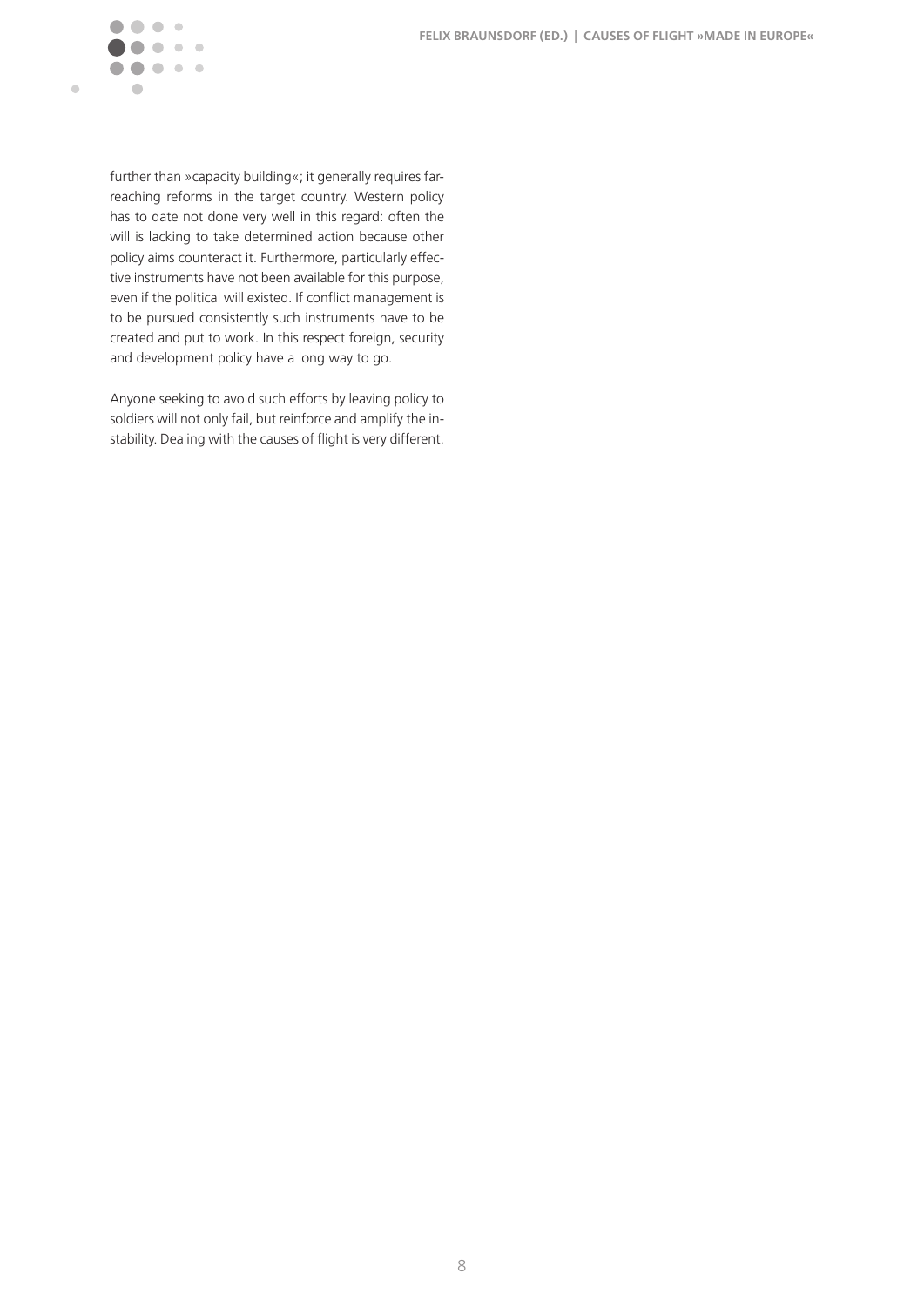further than »capacity building«; it generally requires far-reaching reforms in the target country. Western policy has to date not done very well in this regard: often the will is lacking to take determined action because other policy aims counteract it. Furthermore, particularly effective instruments have not been available for this purpose, even if the political will existed. If conflict management is to be pursued consistently such instruments have to be created and put to work. In this respect foreign, security and development policy have a long way to go.

Anyone seeking to avoid such efforts by leaving policy to soldiers will not only fail, but reinforce and amplify the instability. Dealing with the causes of flight is very different.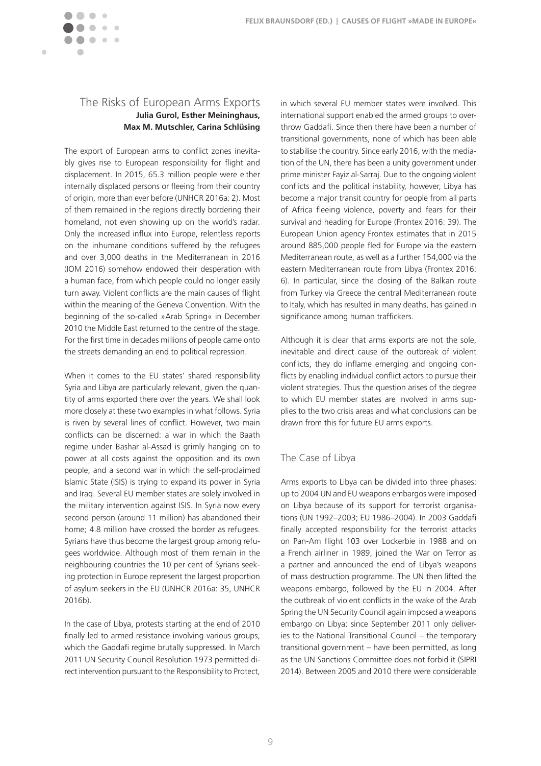## The Risks of European Arms Exports

**Julia Gurol, Esther Meininghaus, Max M. Mutschler, Carina Schlüsing**

The export of European arms to conflict zones inevitably gives rise to European responsibility for flight and displacement. In 2015, 65.3 million people were either internally displaced persons or fleeing from their country of origin, more than ever before (UNHCR 2016a: 2). Most of them remained in the regions directly bordering their homeland, not even showing up on the world's radar. Only the increased influx into Europe, relentless reports on the inhumane conditions suffered by the refugees and over 3,000 deaths in the Mediterranean in 2016 (IOM 2016) somehow endowed their desperation with a human face, from which people could no longer easily turn away. Violent conflicts are the main causes of flight within the meaning of the Geneva Convention. With the beginning of the so-called »Arab Spring« in December 2010 the Middle East returned to the centre of the stage. For the first time in decades millions of people came onto the streets demanding an end to political repression.

When it comes to the EU states' shared responsibility Syria and Libya are particularly relevant, given the quantity of arms exported there over the years. We shall look more closely at these two examples in what follows. Syria is riven by several lines of conflict. However, two main conflicts can be discerned: a war in which the Baath regime under Bashar al-Assad is grimly hanging on to power at all costs against the opposition and its own people, and a second war in which the self-proclaimed Islamic State (ISIS) is trying to expand its power in Syria and Iraq. Several EU member states are solely involved in the military intervention against ISIS. In Syria now every second person (around 11 million) has abandoned their home; 4.8 million have crossed the border as refugees. Syrians have thus become the largest group among refugees worldwide. Although most of them remain in the neighbouring countries the 10 per cent of Syrians seeking protection in Europe represent the largest proportion of asylum seekers in the EU (UNHCR 2016a: 35, UNHCR 2016b).

In the case of Libya, protests starting at the end of 2010 finally led to armed resistance involving various groups, which the Gaddafi regime brutally suppressed. In March 2011 UN Security Council Resolution 1973 permitted direct intervention pursuant to the Responsibility to Protect, in which several EU member states were involved. This international support enabled the armed groups to overthrow Gaddafi. Since then there have been a number of transitional governments, none of which has been able to stabilise the country. Since early 2016, with the mediation of the UN, there has been a unity government under prime minister Fayiz al-Sarraj. Due to the ongoing violent conflicts and the political instability, however, Libya has become a major transit country for people from all parts of Africa fleeing violence, poverty and fears for their survival and heading for Europe (Frontex 2016: 39). The European Union agency Frontex estimates that in 2015 around 885,000 people fled for Europe via the eastern Mediterranean route, as well as a further 154,000 via the eastern Mediterranean route from Libya (Frontex 2016: 6). In particular, since the closing of the Balkan route from Turkey via Greece the central Mediterranean route to Italy, which has resulted in many deaths, has gained in significance among human traffickers.

Although it is clear that arms exports are not the sole, inevitable and direct cause of the outbreak of violent conflicts, they do inflame emerging and ongoing conflicts by enabling individual conflict actors to pursue their violent strategies. Thus the question arises of the degree to which EU member states are involved in arms supplies to the two crisis areas and what conclusions can be drawn from this for future EU arms exports.

### The Case of Libya

Arms exports to Libya can be divided into three phases: up to 2004 UN and EU weapons embargos were imposed on Libya because of its support for terrorist organisations (UN 1992–2003; EU 1986–2004). In 2003 Gaddafi finally accepted responsibility for the terrorist attacks on Pan-Am flight 103 over Lockerbie in 1988 and on a French airliner in 1989, joined the War on Terror as a partner and announced the end of Libya's weapons of mass destruction programme. The UN then lifted the weapons embargo, followed by the EU in 2004. After the outbreak of violent conflicts in the wake of the Arab Spring the UN Security Council again imposed a weapons embargo on Libya; since September 2011 only deliveries to the National Transitional Council – the temporary transitional government – have been permitted, as long as the UN Sanctions Committee does not forbid it (SIPRI 2014). Between 2005 and 2010 there were considerable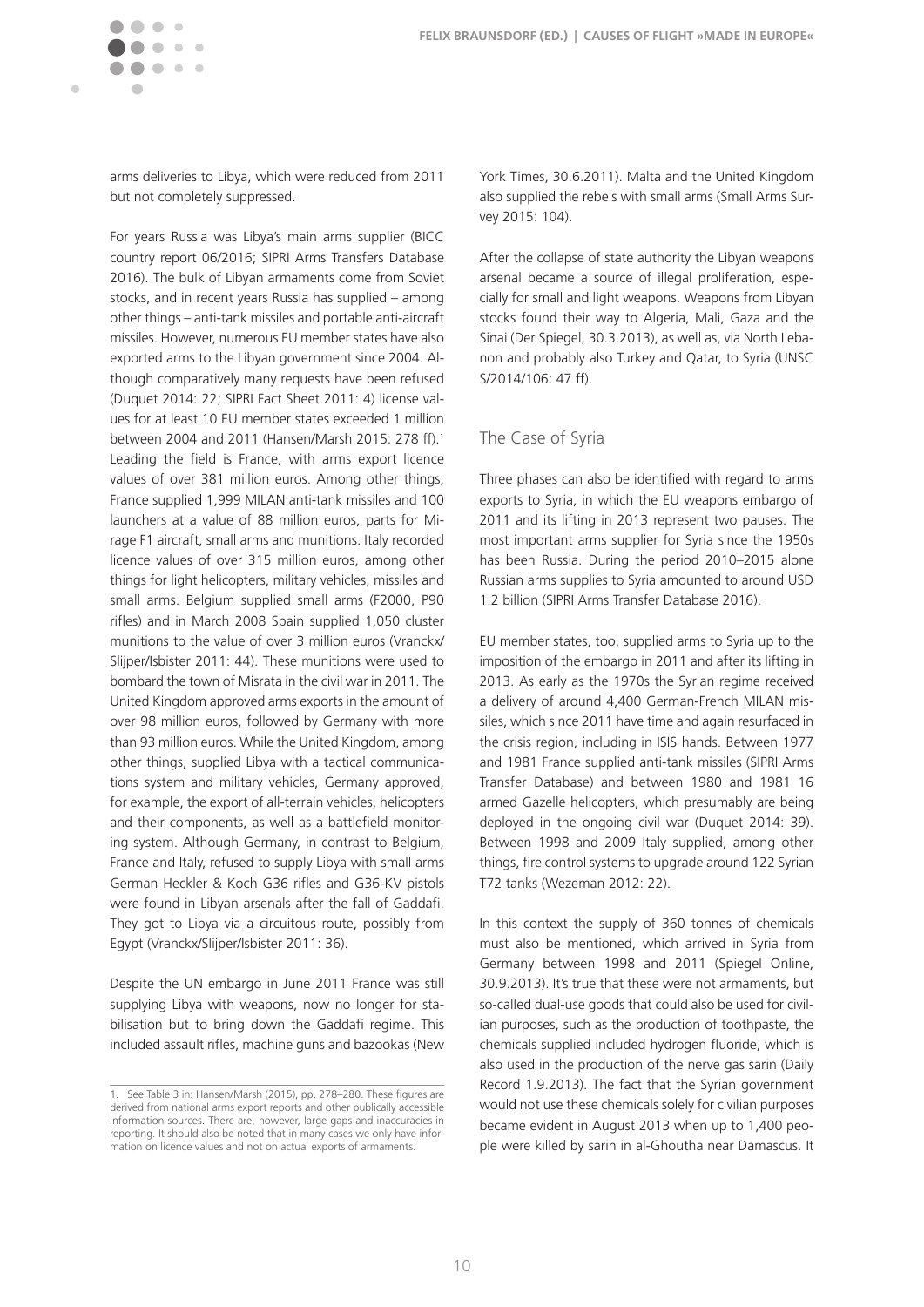arms deliveries to Libya, which were reduced from 2011 but not completely suppressed.

For years Russia was Libya's main arms supplier (BICC country report 06/2016; SIPRI Arms Transfers Database 2016). The bulk of Libyan armaments come from Soviet stocks, and in recent years Russia has supplied – among other things – anti-tank missiles and portable anti-aircraft missiles. However, numerous EU member states have also exported arms to the Libyan government since 2004. Although comparatively many requests have been refused (Duquet 2014: 22; SIPRI Fact Sheet 2011: 4) license values for at least 10 EU member states exceeded 1 million between 2004 and 2011 (Hansen/Marsh 2015: 278 ff).[1] Leading the field is France, with arms export licence values of over 381 million euros. Among other things, France supplied 1,999 MILAN anti-tank missiles and 100 launchers at a value of 88 million euros, parts for Mirage F1 aircraft, small arms and munitions. Italy recorded licence values of over 315 million euros, among other things for light helicopters, military vehicles, missiles and small arms. Belgium supplied small arms (F2000, P90 rifles) and in March 2008 Spain supplied 1,050 cluster munitions to the value of over 3 million euros (Vranckx/Slijper/Isbister 2011: 44). These munitions were used to bombard the town of Misrata in the civil war in 2011. The United Kingdom approved arms exports in the amount of over 98 million euros, followed by Germany with more than 93 million euros. While the United Kingdom, among other things, supplied Libya with a tactical communications system and military vehicles, Germany approved, for example, the export of all-terrain vehicles, helicopters and their components, as well as a battlefield monitoring system. Although Germany, in contrast to Belgium, France and Italy, refused to supply Libya with small arms German Heckler & Koch G36 rifles and G36-KV pistols were found in Libyan arsenals after the fall of Gaddafi. They got to Libya via a circuitous route, possibly from Egypt (Vranckx/Slijper/Isbister 2011: 36).

Despite the UN embargo in June 2011 France was still supplying Libya with weapons, now no longer for stabilisation but to bring down the Gaddafi regime. This included assault rifles, machine guns and bazookas (New York Times, 30.6.2011). Malta and the United Kingdom also supplied the rebels with small arms (Small Arms Survey 2015: 104).

After the collapse of state authority the Libyan weapons arsenal became a source of illegal proliferation, especially for small and light weapons. Weapons from Libyan stocks found their way to Algeria, Mali, Gaza and the Sinai (Der Spiegel, 30.3.2013), as well as, via North Lebanon and probably also Turkey and Qatar, to Syria (UNSC S/2014/106: 47 ff).

## The Case of Syria

Three phases can also be identified with regard to arms exports to Syria, in which the EU weapons embargo of 2011 and its lifting in 2013 represent two pauses. The most important arms supplier for Syria since the 1950s has been Russia. During the period 2010–2015 alone Russian arms supplies to Syria amounted to around USD 1.2 billion (SIPRI Arms Transfer Database 2016).

EU member states, too, supplied arms to Syria up to the imposition of the embargo in 2011 and after its lifting in 2013. As early as the 1970s the Syrian regime received a delivery of around 4,400 German-French MILAN missiles, which since 2011 have time and again resurfaced in the crisis region, including in ISIS hands. Between 1977 and 1981 France supplied anti-tank missiles (SIPRI Arms Transfer Database) and between 1980 and 1981 16 armed Gazelle helicopters, which presumably are being deployed in the ongoing civil war (Duquet 2014: 39). Between 1998 and 2009 Italy supplied, among other things, fire control systems to upgrade around 122 Syrian T72 tanks (Wezeman 2012: 22).

In this context the supply of 360 tonnes of chemicals must also be mentioned, which arrived in Syria from Germany between 1998 and 2011 (Spiegel Online, 30.9.2013). It's true that these were not armaments, but so-called dual-use goods that could also be used for civilian purposes, such as the production of toothpaste, the chemicals supplied included hydrogen fluoride, which is also used in the production of the nerve gas sarin (Daily Record 1.9.2013). The fact that the Syrian government would not use these chemicals solely for civilian purposes became evident in August 2013 when up to 1,400 people were killed by sarin in al-Ghoutha near Damascus. It

---

1. See Table 3 in: Hansen/Marsh (2015), pp. 278–280. These figures are derived from national arms export reports and other publically accessible information sources. There are, however, large gaps and inaccuracies in reporting. It should also be noted that in many cases we only have information on licence values and not on actual exports of armaments.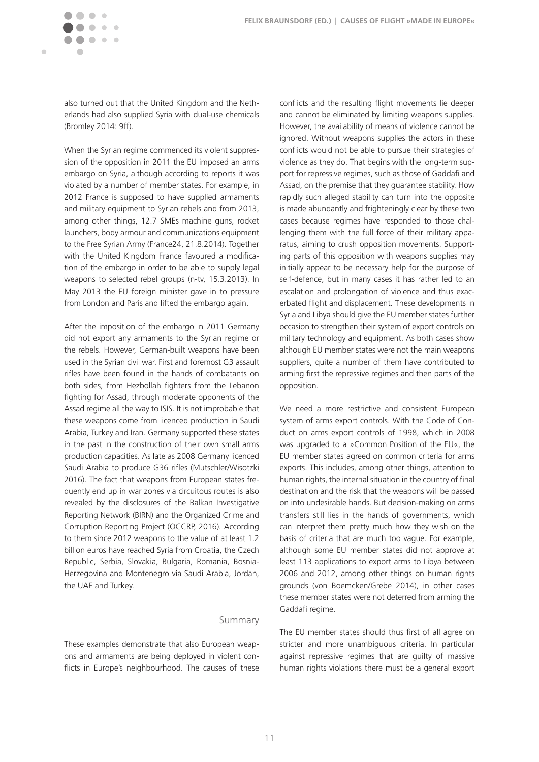also turned out that the United Kingdom and the Netherlands had also supplied Syria with dual-use chemicals (Bromley 2014: 9ff).

When the Syrian regime commenced its violent suppression of the opposition in 2011 the EU imposed an arms embargo on Syria, although according to reports it was violated by a number of member states. For example, in 2012 France is supposed to have supplied armaments and military equipment to Syrian rebels and from 2013, among other things, 12.7 SMEs machine guns, rocket launchers, body armour and communications equipment to the Free Syrian Army (France24, 21.8.2014). Together with the United Kingdom France favoured a modification of the embargo in order to be able to supply legal weapons to selected rebel groups (n-tv, 15.3.2013). In May 2013 the EU foreign minister gave in to pressure from London and Paris and lifted the embargo again.

After the imposition of the embargo in 2011 Germany did not export any armaments to the Syrian regime or the rebels. However, German-built weapons have been used in the Syrian civil war. First and foremost G3 assault rifles have been found in the hands of combatants on both sides, from Hezbollah fighters from the Lebanon fighting for Assad, through moderate opponents of the Assad regime all the way to ISIS. It is not improbable that these weapons come from licenced production in Saudi Arabia, Turkey and Iran. Germany supported these states in the past in the construction of their own small arms production capacities. As late as 2008 Germany licenced Saudi Arabia to produce G36 rifles (Mutschler/Wisotzki 2016). The fact that weapons from European states frequently end up in war zones via circuitous routes is also revealed by the disclosures of the Balkan Investigative Reporting Network (BIRN) and the Organized Crime and Corruption Reporting Project (OCCRP, 2016). According to them since 2012 weapons to the value of at least 1.2 billion euros have reached Syria from Croatia, the Czech Republic, Serbia, Slovakia, Bulgaria, Romania, Bosnia-Herzegovina and Montenegro via Saudi Arabia, Jordan, the UAE and Turkey.

## Summary

These examples demonstrate that also European weapons and armaments are being deployed in violent conflicts in Europe's neighbourhood. The causes of these conflicts and the resulting flight movements lie deeper and cannot be eliminated by limiting weapons supplies. However, the availability of means of violence cannot be ignored. Without weapons supplies the actors in these conflicts would not be able to pursue their strategies of violence as they do. That begins with the long-term support for repressive regimes, such as those of Gaddafi and Assad, on the premise that they guarantee stability. How rapidly such alleged stability can turn into the opposite is made abundantly and frighteningly clear by these two cases because regimes have responded to those challenging them with the full force of their military apparatus, aiming to crush opposition movements. Supporting parts of this opposition with weapons supplies may initially appear to be necessary help for the purpose of self-defence, but in many cases it has rather led to an escalation and prolongation of violence and thus exacerbated flight and displacement. These developments in Syria and Libya should give the EU member states further occasion to strengthen their system of export controls on military technology and equipment. As both cases show although EU member states were not the main weapons suppliers, quite a number of them have contributed to arming first the repressive regimes and then parts of the opposition.

We need a more restrictive and consistent European system of arms export controls. With the Code of Conduct on arms export controls of 1998, which in 2008 was upgraded to a »Common Position of the EU«, the EU member states agreed on common criteria for arms exports. This includes, among other things, attention to human rights, the internal situation in the country of final destination and the risk that the weapons will be passed on into undesirable hands. But decision-making on arms transfers still lies in the hands of governments, which can interpret them pretty much how they wish on the basis of criteria that are much too vague. For example, although some EU member states did not approve at least 113 applications to export arms to Libya between 2006 and 2012, among other things on human rights grounds (von Boemcken/Grebe 2014), in other cases these member states were not deterred from arming the Gaddafi regime.

The EU member states should thus first of all agree on stricter and more unambiguous criteria. In particular against repressive regimes that are guilty of massive human rights violations there must be a general export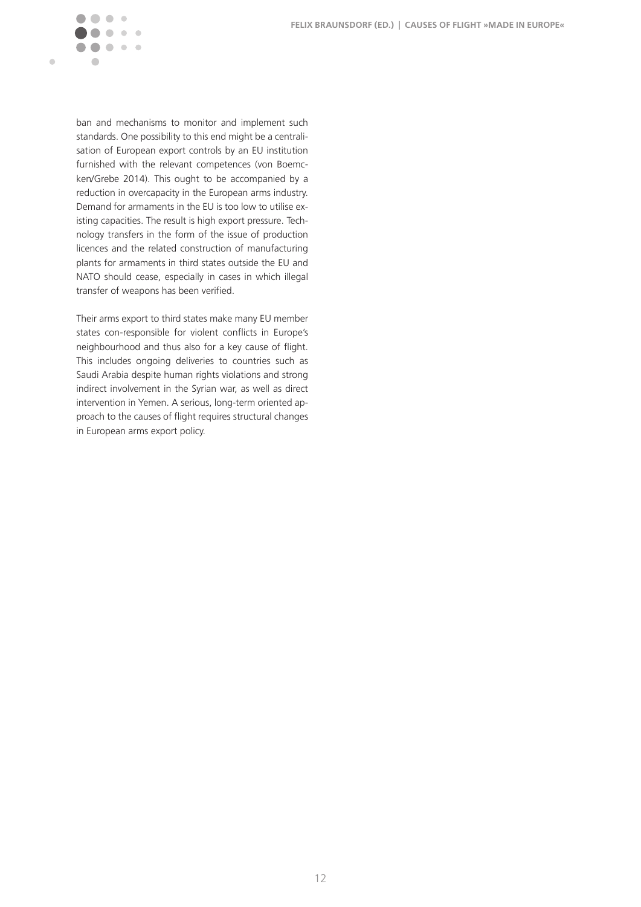ban and mechanisms to monitor and implement such standards. One possibility to this end might be a centralisation of European export controls by an EU institution furnished with the relevant competences (von Boemcken/Grebe 2014). This ought to be accompanied by a reduction in overcapacity in the European arms industry. Demand for armaments in the EU is too low to utilise existing capacities. The result is high export pressure. Technology transfers in the form of the issue of production licences and the related construction of manufacturing plants for armaments in third states outside the EU and NATO should cease, especially in cases in which illegal transfer of weapons has been verified.

Their arms export to third states make many EU member states con-responsible for violent conflicts in Europe's neighbourhood and thus also for a key cause of flight. This includes ongoing deliveries to countries such as Saudi Arabia despite human rights violations and strong indirect involvement in the Syrian war, as well as direct intervention in Yemen. A serious, long-term oriented approach to the causes of flight requires structural changes in European arms export policy.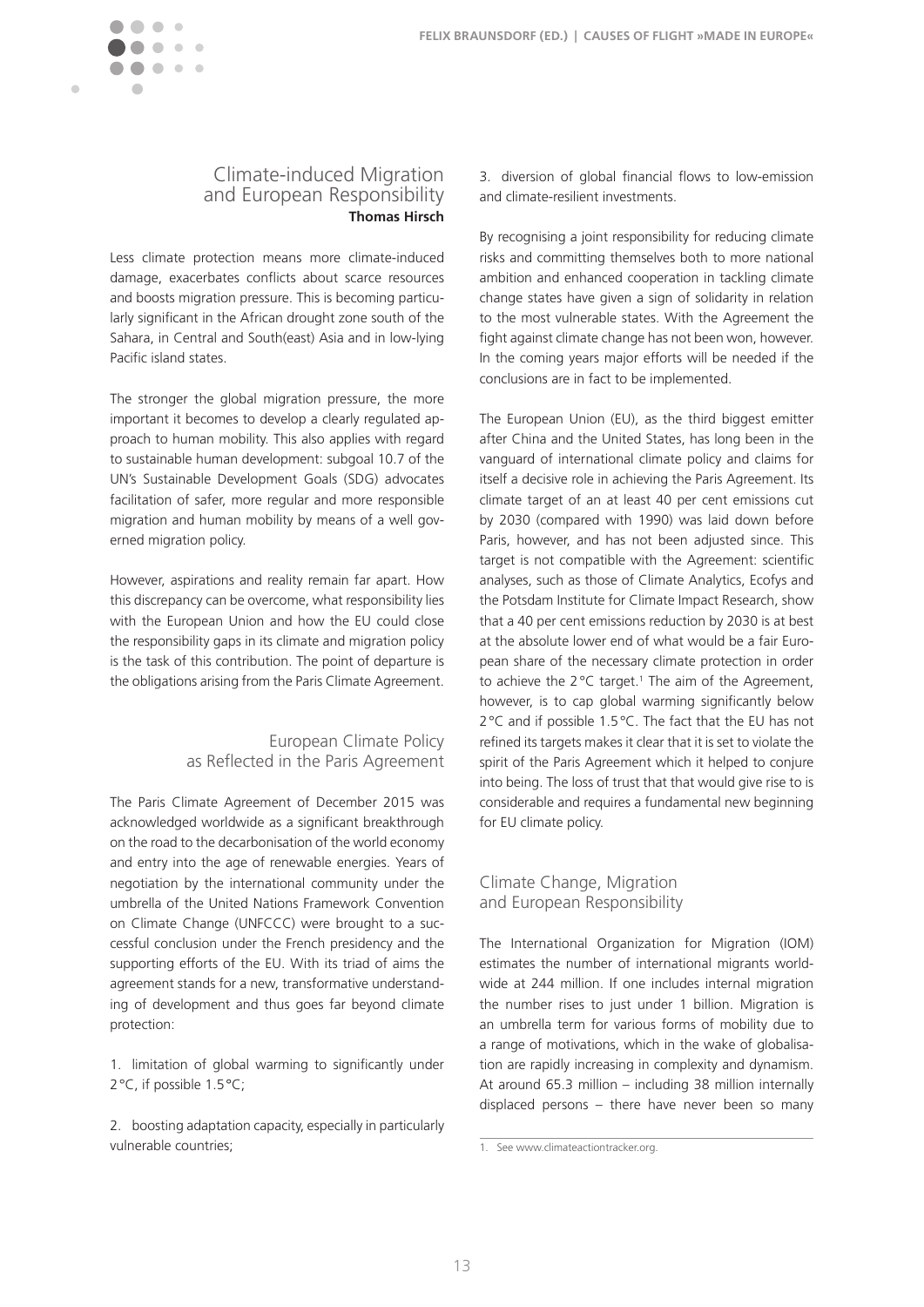## Climate-induced Migration and European Responsibility

**Thomas Hirsch**

Less climate protection means more climate-induced damage, exacerbates conflicts about scarce resources and boosts migration pressure. This is becoming particularly significant in the African drought zone south of the Sahara, in Central and South(east) Asia and in low-lying Pacific island states.

The stronger the global migration pressure, the more important it becomes to develop a clearly regulated approach to human mobility. This also applies with regard to sustainable human development: subgoal 10.7 of the UN's Sustainable Development Goals (SDG) advocates facilitation of safer, more regular and more responsible migration and human mobility by means of a well governed migration policy.

However, aspirations and reality remain far apart. How this discrepancy can be overcome, what responsibility lies with the European Union and how the EU could close the responsibility gaps in its climate and migration policy is the task of this contribution. The point of departure is the obligations arising from the Paris Climate Agreement.

### European Climate Policy as Reflected in the Paris Agreement

The Paris Climate Agreement of December 2015 was acknowledged worldwide as a significant breakthrough on the road to the decarbonisation of the world economy and entry into the age of renewable energies. Years of negotiation by the international community under the umbrella of the United Nations Framework Convention on Climate Change (UNFCCC) were brought to a successful conclusion under the French presidency and the supporting efforts of the EU. With its triad of aims the agreement stands for a new, transformative understanding of development and thus goes far beyond climate protection:

1. limitation of global warming to significantly under 2 °C, if possible 1.5 °C;

2. boosting adaptation capacity, especially in particularly vulnerable countries;

3. diversion of global financial flows to low-emission and climate-resilient investments.

By recognising a joint responsibility for reducing climate risks and committing themselves both to more national ambition and enhanced cooperation in tackling climate change states have given a sign of solidarity in relation to the most vulnerable states. With the Agreement the fight against climate change has not been won, however. In the coming years major efforts will be needed if the conclusions are in fact to be implemented.

The European Union (EU), as the third biggest emitter after China and the United States, has long been in the vanguard of international climate policy and claims for itself a decisive role in achieving the Paris Agreement. Its climate target of an at least 40 per cent emissions cut by 2030 (compared with 1990) was laid down before Paris, however, and has not been adjusted since. This target is not compatible with the Agreement: scientific analyses, such as those of Climate Analytics, Ecofys and the Potsdam Institute for Climate Impact Research, show that a 40 per cent emissions reduction by 2030 is at best at the absolute lower end of what would be a fair European share of the necessary climate protection in order to achieve the 2 °C target.[1] The aim of the Agreement, however, is to cap global warming significantly below 2 °C and if possible 1.5 °C. The fact that the EU has not refined its targets makes it clear that it is set to violate the spirit of the Paris Agreement which it helped to conjure into being. The loss of trust that that would give rise to is considerable and requires a fundamental new beginning for EU climate policy.

### Climate Change, Migration and European Responsibility

The International Organization for Migration (IOM) estimates the number of international migrants worldwide at 244 million. If one includes internal migration the number rises to just under 1 billion. Migration is an umbrella term for various forms of mobility due to a range of motivations, which in the wake of globalisation are rapidly increasing in complexity and dynamism. At around 65.3 million – including 38 million internally displaced persons – there have never been so many

1. See www.climateactiontracker.org.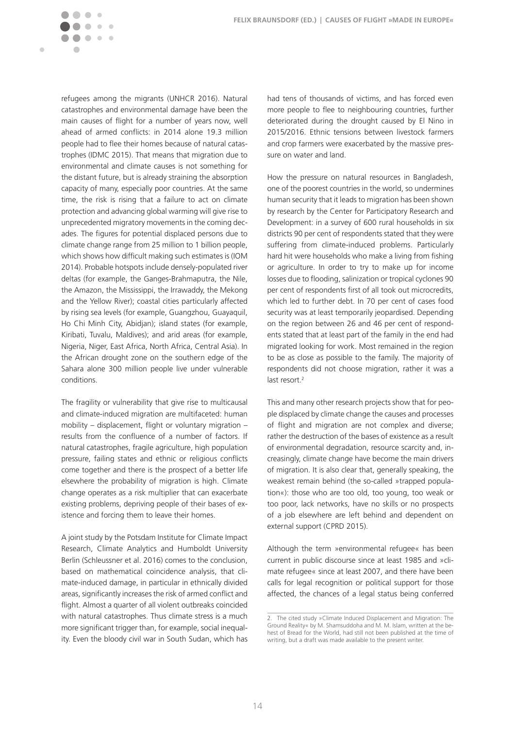refugees among the migrants (UNHCR 2016). Natural catastrophes and environmental damage have been the main causes of flight for a number of years now, well ahead of armed conflicts: in 2014 alone 19.3 million people had to flee their homes because of natural catastrophes (IDMC 2015). That means that migration due to environmental and climate causes is not something for the distant future, but is already straining the absorption capacity of many, especially poor countries. At the same time, the risk is rising that a failure to act on climate protection and advancing global warming will give rise to unprecedented migratory movements in the coming decades. The figures for potential displaced persons due to climate change range from 25 million to 1 billion people, which shows how difficult making such estimates is (IOM 2014). Probable hotspots include densely-populated river deltas (for example, the Ganges-Brahmaputra, the Nile, the Amazon, the Mississippi, the Irrawaddy, the Mekong and the Yellow River); coastal cities particularly affected by rising sea levels (for example, Guangzhou, Guayaquil, Ho Chi Minh City, Abidjan); island states (for example, Kiribati, Tuvalu, Maldives); and arid areas (for example, Nigeria, Niger, East Africa, North Africa, Central Asia). In the African drought zone on the southern edge of the Sahara alone 300 million people live under vulnerable conditions.

The fragility or vulnerability that give rise to multicausal and climate-induced migration are multifaceted: human mobility – displacement, flight or voluntary migration – results from the confluence of a number of factors. If natural catastrophes, fragile agriculture, high population pressure, failing states and ethnic or religious conflicts come together and there is the prospect of a better life elsewhere the probability of migration is high. Climate change operates as a risk multiplier that can exacerbate existing problems, depriving people of their bases of existence and forcing them to leave their homes.

A joint study by the Potsdam Institute for Climate Impact Research, Climate Analytics and Humboldt University Berlin (Schleussner et al. 2016) comes to the conclusion, based on mathematical coincidence analysis, that climate-induced damage, in particular in ethnically divided areas, significantly increases the risk of armed conflict and flight. Almost a quarter of all violent outbreaks coincided with natural catastrophes. Thus climate stress is a much more significant trigger than, for example, social inequality. Even the bloody civil war in South Sudan, which has had tens of thousands of victims, and has forced even more people to flee to neighbouring countries, further deteriorated during the drought caused by El Nino in 2015/2016. Ethnic tensions between livestock farmers and crop farmers were exacerbated by the massive pressure on water and land.

How the pressure on natural resources in Bangladesh, one of the poorest countries in the world, so undermines human security that it leads to migration has been shown by research by the Center for Participatory Research and Development: in a survey of 600 rural households in six districts 90 per cent of respondents stated that they were suffering from climate-induced problems. Particularly hard hit were households who make a living from fishing or agriculture. In order to try to make up for income losses due to flooding, salinization or tropical cyclones 90 per cent of respondents first of all took out microcredits, which led to further debt. In 70 per cent of cases food security was at least temporarily jeopardised. Depending on the region between 26 and 46 per cent of respondents stated that at least part of the family in the end had migrated looking for work. Most remained in the region to be as close as possible to the family. The majority of respondents did not choose migration, rather it was a last resort.[2]

This and many other research projects show that for people displaced by climate change the causes and processes of flight and migration are not complex and diverse; rather the destruction of the bases of existence as a result of environmental degradation, resource scarcity and, increasingly, climate change have become the main drivers of migration. It is also clear that, generally speaking, the weakest remain behind (the so-called »trapped population«): those who are too old, too young, too weak or too poor, lack networks, have no skills or no prospects of a job elsewhere are left behind and dependent on external support (CPRD 2015).

Although the term »environmental refugee« has been current in public discourse since at least 1985 and »climate refugee« since at least 2007, and there have been calls for legal recognition or political support for those affected, the chances of a legal status being conferred

2. The cited study »Climate Induced Displacement and Migration: The Ground Reality« by M. Shamsuddoha and M. M. Islam, written at the behest of Bread for the World, had still not been published at the time of writing, but a draft was made available to the present writer.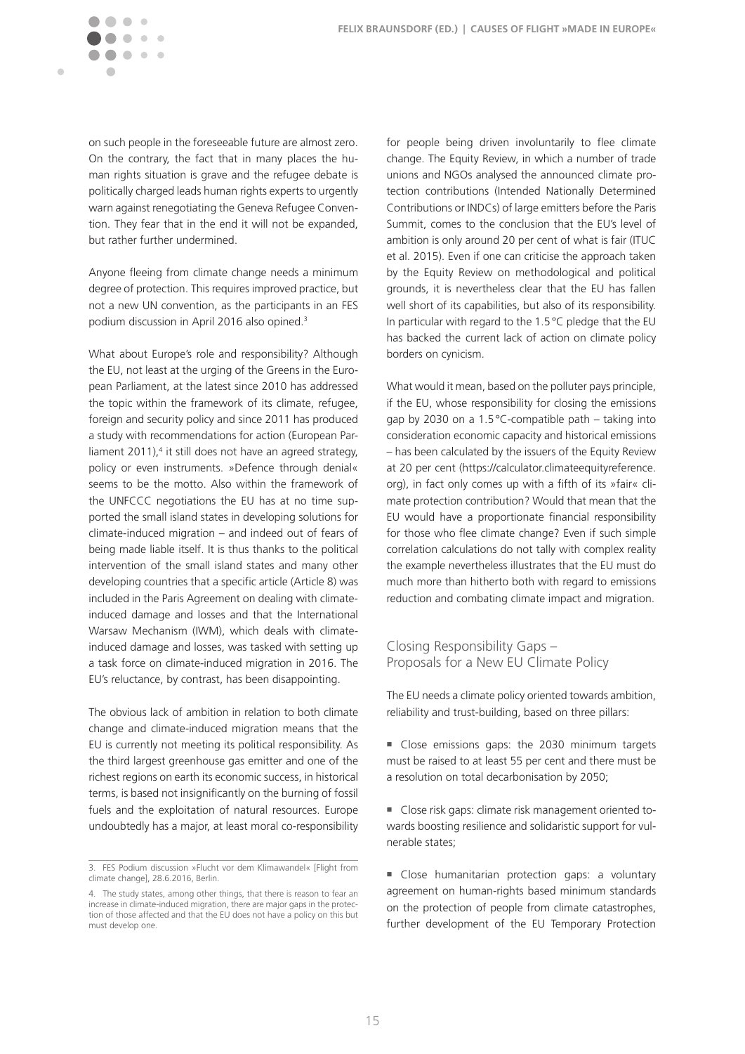on such people in the foreseeable future are almost zero. On the contrary, the fact that in many places the human rights situation is grave and the refugee debate is politically charged leads human rights experts to urgently warn against renegotiating the Geneva Refugee Convention. They fear that in the end it will not be expanded, but rather further undermined.

Anyone fleeing from climate change needs a minimum degree of protection. This requires improved practice, but not a new UN convention, as the participants in an FES podium discussion in April 2016 also opined.[3]

What about Europe's role and responsibility? Although the EU, not least at the urging of the Greens in the European Parliament, at the latest since 2010 has addressed the topic within the framework of its climate, refugee, foreign and security policy and since 2011 has produced a study with recommendations for action (European Parliament 2011),[4] it still does not have an agreed strategy, policy or even instruments. »Defence through denial« seems to be the motto. Also within the framework of the UNFCCC negotiations the EU has at no time supported the small island states in developing solutions for climate-induced migration – and indeed out of fears of being made liable itself. It is thus thanks to the political intervention of the small island states and many other developing countries that a specific article (Article 8) was included in the Paris Agreement on dealing with climate-induced damage and losses and that the International Warsaw Mechanism (IWM), which deals with climate-induced damage and losses, was tasked with setting up a task force on climate-induced migration in 2016. The EU's reluctance, by contrast, has been disappointing.

The obvious lack of ambition in relation to both climate change and climate-induced migration means that the EU is currently not meeting its political responsibility. As the third largest greenhouse gas emitter and one of the richest regions on earth its economic success, in historical terms, is based not insignificantly on the burning of fossil fuels and the exploitation of natural resources. Europe undoubtedly has a major, at least moral co-responsibility for people being driven involuntarily to flee climate change. The Equity Review, in which a number of trade unions and NGOs analysed the announced climate protection contributions (Intended Nationally Determined Contributions or INDCs) of large emitters before the Paris Summit, comes to the conclusion that the EU's level of ambition is only around 20 per cent of what is fair (ITUC et al. 2015). Even if one can criticise the approach taken by the Equity Review on methodological and political grounds, it is nevertheless clear that the EU has fallen well short of its capabilities, but also of its responsibility. In particular with regard to the 1.5 °C pledge that the EU has backed the current lack of action on climate policy borders on cynicism.

What would it mean, based on the polluter pays principle, if the EU, whose responsibility for closing the emissions gap by 2030 on a 1.5 °C-compatible path – taking into consideration economic capacity and historical emissions – has been calculated by the issuers of the Equity Review at 20 per cent (https://calculator.climateequityreference.org), in fact only comes up with a fifth of its »fair« climate protection contribution? Would that mean that the EU would have a proportionate financial responsibility for those who flee climate change? Even if such simple correlation calculations do not tally with complex reality the example nevertheless illustrates that the EU must do much more than hitherto both with regard to emissions reduction and combating climate impact and migration.

## Closing Responsibility Gaps – Proposals for a New EU Climate Policy

The EU needs a climate policy oriented towards ambition, reliability and trust-building, based on three pillars:

- Close emissions gaps: the 2030 minimum targets must be raised to at least 55 per cent and there must be a resolution on total decarbonisation by 2050;
- Close risk gaps: climate risk management oriented towards boosting resilience and solidaristic support for vulnerable states;
- Close humanitarian protection gaps: a voluntary agreement on human-rights based minimum standards on the protection of people from climate catastrophes, further development of the EU Temporary Protection

3. FES Podium discussion »Flucht vor dem Klimawandel« [Flight from climate change], 28.6.2016, Berlin.

4. The study states, among other things, that there is reason to fear an increase in climate-induced migration, there are major gaps in the protection of those affected and that the EU does not have a policy on this but must develop one.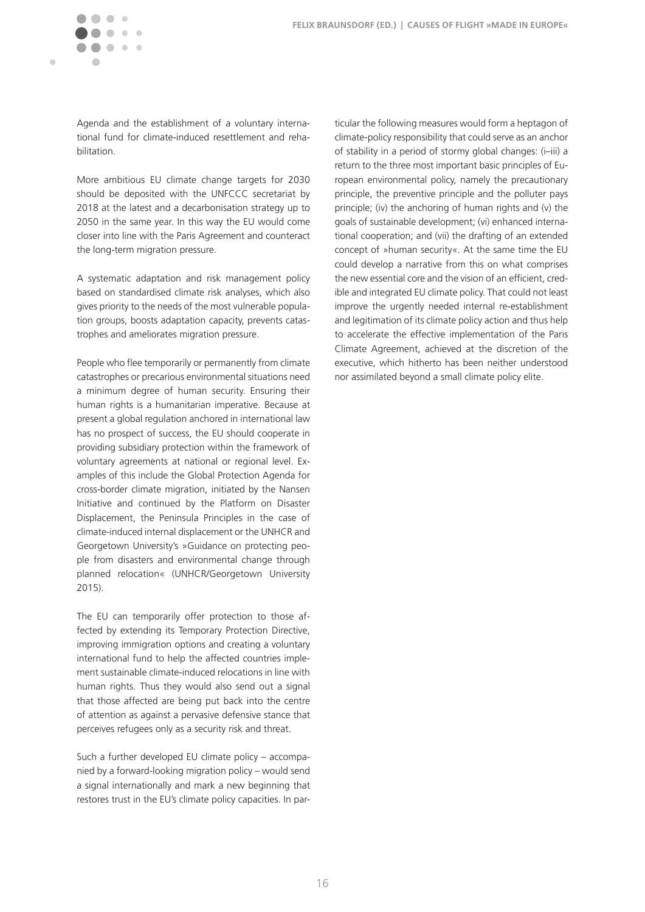Agenda and the establishment of a voluntary international fund for climate-induced resettlement and rehabilitation.

More ambitious EU climate change targets for 2030 should be deposited with the UNFCCC secretariat by 2018 at the latest and a decarbonisation strategy up to 2050 in the same year. In this way the EU would come closer into line with the Paris Agreement and counteract the long-term migration pressure.

A systematic adaptation and risk management policy based on standardised climate risk analyses, which also gives priority to the needs of the most vulnerable population groups, boosts adaptation capacity, prevents catastrophes and ameliorates migration pressure.

People who flee temporarily or permanently from climate catastrophes or precarious environmental situations need a minimum degree of human security. Ensuring their human rights is a humanitarian imperative. Because at present a global regulation anchored in international law has no prospect of success, the EU should cooperate in providing subsidiary protection within the framework of voluntary agreements at national or regional level. Examples of this include the Global Protection Agenda for cross-border climate migration, initiated by the Nansen Initiative and continued by the Platform on Disaster Displacement, the Peninsula Principles in the case of climate-induced internal displacement or the UNHCR and Georgetown University's »Guidance on protecting people from disasters and environmental change through planned relocation« (UNHCR/Georgetown University 2015).

The EU can temporarily offer protection to those affected by extending its Temporary Protection Directive, improving immigration options and creating a voluntary international fund to help the affected countries implement sustainable climate-induced relocations in line with human rights. Thus they would also send out a signal that those affected are being put back into the centre of attention as against a pervasive defensive stance that perceives refugees only as a security risk and threat.

Such a further developed EU climate policy – accompanied by a forward-looking migration policy – would send a signal internationally and mark a new beginning that restores trust in the EU's climate policy capacities. In particular the following measures would form a heptagon of climate-policy responsibility that could serve as an anchor of stability in a period of stormy global changes: (i–iii) a return to the three most important basic principles of European environmental policy, namely the precautionary principle, the preventive principle and the polluter pays principle; (iv) the anchoring of human rights and (v) the goals of sustainable development; (vi) enhanced international cooperation; and (vii) the drafting of an extended concept of »human security«. At the same time the EU could develop a narrative from this on what comprises the new essential core and the vision of an efficient, credible and integrated EU climate policy. That could not least improve the urgently needed internal re-establishment and legitimation of its climate policy action and thus help to accelerate the effective implementation of the Paris Climate Agreement, achieved at the discretion of the executive, which hitherto has been neither understood nor assimilated beyond a small climate policy elite.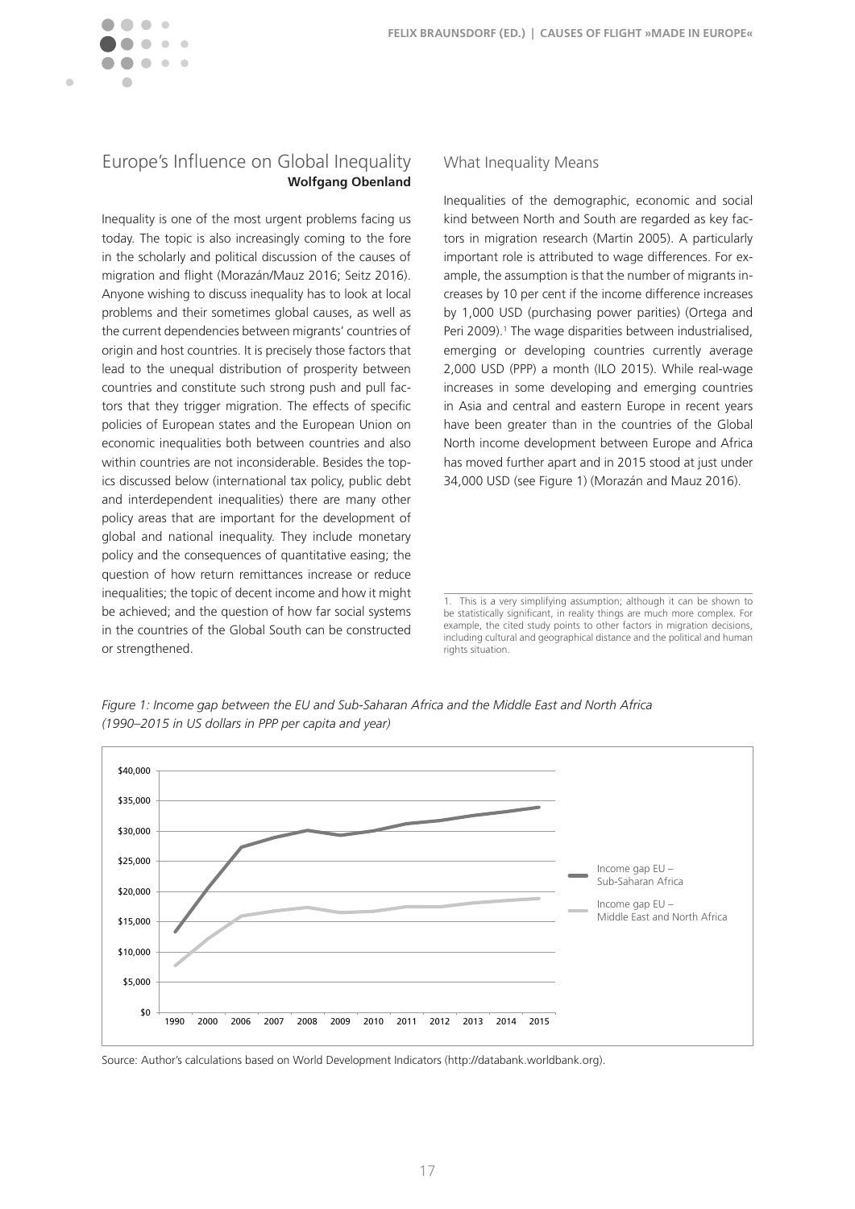## Europe's Influence on Global Inequality

**Wolfgang Obenland**

Inequality is one of the most urgent problems facing us today. The topic is also increasingly coming to the fore in the scholarly and political discussion of the causes of migration and flight (Morazán/Mauz 2016; Seitz 2016). Anyone wishing to discuss inequality has to look at local problems and their sometimes global causes, as well as the current dependencies between migrants' countries of origin and host countries. It is precisely those factors that lead to the unequal distribution of prosperity between countries and constitute such strong push and pull factors that they trigger migration. The effects of specific policies of European states and the European Union on economic inequalities both between countries and also within countries are not inconsiderable. Besides the topics discussed below (international tax policy, public debt and interdependent inequalities) there are many other policy areas that are important for the development of global and national inequality. They include monetary policy and the consequences of quantitative easing; the question of how return remittances increase or reduce inequalities; the topic of decent income and how it might be achieved; and the question of how far social systems in the countries of the Global South can be constructed or strengthened.

### What Inequality Means

Inequalities of the demographic, economic and social kind between North and South are regarded as key factors in migration research (Martin 2005). A particularly important role is attributed to wage differences. For example, the assumption is that the number of migrants increases by 10 per cent if the income difference increases by 1,000 USD (purchasing power parities) (Ortega and Peri 2009).[1] The wage disparities between industrialised, emerging or developing countries currently average 2,000 USD (PPP) a month (ILO 2015). While real-wage increases in some developing and emerging countries in Asia and central and eastern Europe in recent years have been greater than in the countries of the Global North income development between Europe and Africa has moved further apart and in 2015 stood at just under 34,000 USD (see Figure 1) (Morazán and Mauz 2016).

1. This is a very simplifying assumption; although it can be shown to be statistically significant, in reality things are much more complex. For example, the cited study points to other factors in migration decisions, including cultural and geographical distance and the political and human rights situation.

*Figure 1: Income gap between the EU and Sub-Saharan Africa and the Middle East and North Africa (1990–2015 in US dollars in PPP per capita and year)*

Source: Author's calculations based on World Development Indicators (http://databank.worldbank.org).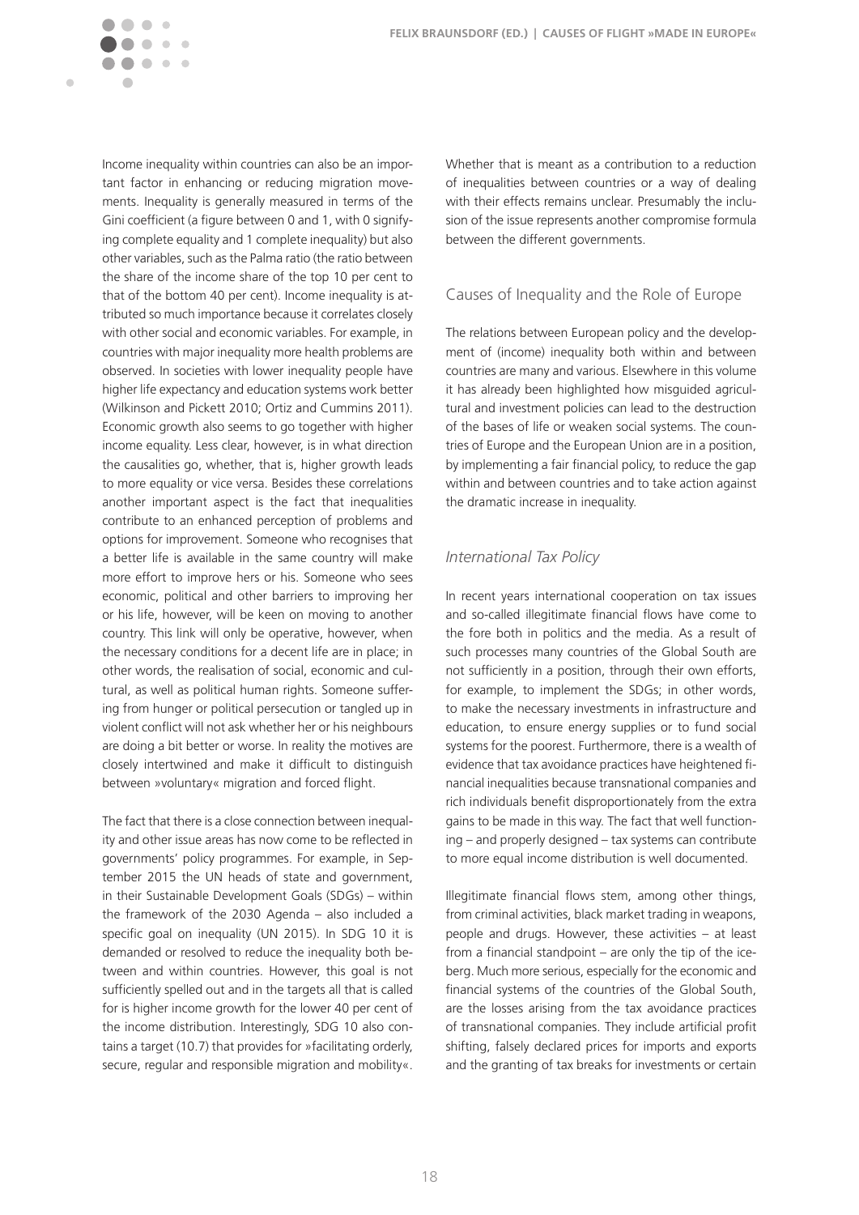Income inequality within countries can also be an important factor in enhancing or reducing migration movements. Inequality is generally measured in terms of the Gini coefficient (a figure between 0 and 1, with 0 signifying complete equality and 1 complete inequality) but also other variables, such as the Palma ratio (the ratio between the share of the income share of the top 10 per cent to that of the bottom 40 per cent). Income inequality is attributed so much importance because it correlates closely with other social and economic variables. For example, in countries with major inequality more health problems are observed. In societies with lower inequality people have higher life expectancy and education systems work better (Wilkinson and Pickett 2010; Ortiz and Cummins 2011). Economic growth also seems to go together with higher income equality. Less clear, however, is in what direction the causalities go, whether, that is, higher growth leads to more equality or vice versa. Besides these correlations another important aspect is the fact that inequalities contribute to an enhanced perception of problems and options for improvement. Someone who recognises that a better life is available in the same country will make more effort to improve hers or his. Someone who sees economic, political and other barriers to improving her or his life, however, will be keen on moving to another country. This link will only be operative, however, when the necessary conditions for a decent life are in place; in other words, the realisation of social, economic and cultural, as well as political human rights. Someone suffering from hunger or political persecution or tangled up in violent conflict will not ask whether her or his neighbours are doing a bit better or worse. In reality the motives are closely intertwined and make it difficult to distinguish between »voluntary« migration and forced flight.

The fact that there is a close connection between inequality and other issue areas has now come to be reflected in governments' policy programmes. For example, in September 2015 the UN heads of state and government, in their Sustainable Development Goals (SDGs) – within the framework of the 2030 Agenda – also included a specific goal on inequality (UN 2015). In SDG 10 it is demanded or resolved to reduce the inequality both between and within countries. However, this goal is not sufficiently spelled out and in the targets all that is called for is higher income growth for the lower 40 per cent of the income distribution. Interestingly, SDG 10 also contains a target (10.7) that provides for »facilitating orderly, secure, regular and responsible migration and mobility«. Whether that is meant as a contribution to a reduction of inequalities between countries or a way of dealing with their effects remains unclear. Presumably the inclusion of the issue represents another compromise formula between the different governments.

## Causes of Inequality and the Role of Europe

The relations between European policy and the development of (income) inequality both within and between countries are many and various. Elsewhere in this volume it has already been highlighted how misguided agricultural and investment policies can lead to the destruction of the bases of life or weaken social systems. The countries of Europe and the European Union are in a position, by implementing a fair financial policy, to reduce the gap within and between countries and to take action against the dramatic increase in inequality.

### *International Tax Policy*

In recent years international cooperation on tax issues and so-called illegitimate financial flows have come to the fore both in politics and the media. As a result of such processes many countries of the Global South are not sufficiently in a position, through their own efforts, for example, to implement the SDGs; in other words, to make the necessary investments in infrastructure and education, to ensure energy supplies or to fund social systems for the poorest. Furthermore, there is a wealth of evidence that tax avoidance practices have heightened financial inequalities because transnational companies and rich individuals benefit disproportionately from the extra gains to be made in this way. The fact that well functioning – and properly designed – tax systems can contribute to more equal income distribution is well documented.

Illegitimate financial flows stem, among other things, from criminal activities, black market trading in weapons, people and drugs. However, these activities – at least from a financial standpoint – are only the tip of the iceberg. Much more serious, especially for the economic and financial systems of the countries of the Global South, are the losses arising from the tax avoidance practices of transnational companies. They include artificial profit shifting, falsely declared prices for imports and exports and the granting of tax breaks for investments or certain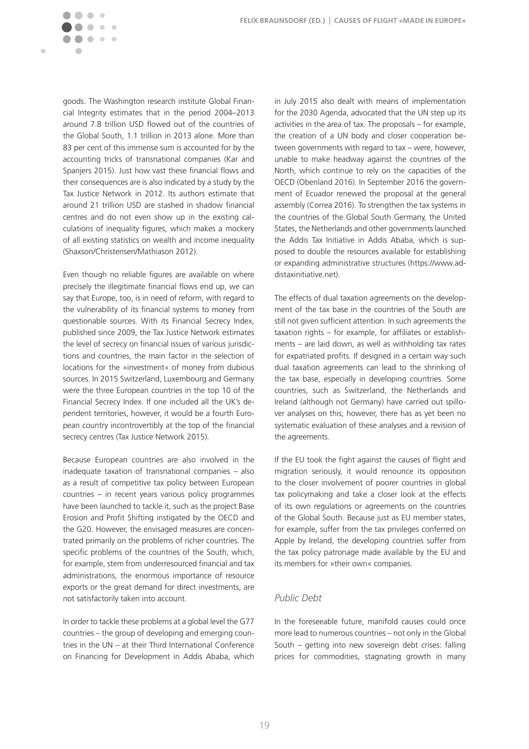goods. The Washington research institute Global Financial Integrity estimates that in the period 2004–2013 around 7.8 trillion USD flowed out of the countries of the Global South, 1.1 trillion in 2013 alone. More than 83 per cent of this immense sum is accounted for by the accounting tricks of transnational companies (Kar and Spanjers 2015). Just how vast these financial flows and their consequences are is also indicated by a study by the Tax Justice Network in 2012. Its authors estimate that around 21 trillion USD are stashed in shadow financial centres and do not even show up in the existing calculations of inequality figures, which makes a mockery of all existing statistics on wealth and income inequality (Shaxson/Christensen/Mathiason 2012).

Even though no reliable figures are available on where precisely the illegitimate financial flows end up, we can say that Europe, too, is in need of reform, with regard to the vulnerability of its financial systems to money from questionable sources. With its Financial Secrecy Index, published since 2009, the Tax Justice Network estimates the level of secrecy on financial issues of various jurisdictions and countries, the main factor in the selection of locations for the »investment« of money from dubious sources. In 2015 Switzerland, Luxembourg and Germany were the three European countries in the top 10 of the Financial Secrecy Index. If one included all the UK's dependent territories, however, it would be a fourth European country incontrovertibly at the top of the financial secrecy centres (Tax Justice Network 2015).

Because European countries are also involved in the inadequate taxation of transnational companies – also as a result of competitive tax policy between European countries – in recent years various policy programmes have been launched to tackle it, such as the project Base Erosion and Profit Shifting instigated by the OECD and the G20. However, the envisaged measures are concentrated primarily on the problems of richer countries. The specific problems of the countries of the South, which, for example, stem from underresourced financial and tax administrations, the enormous importance of resource exports or the great demand for direct investments, are not satisfactorily taken into account.

In order to tackle these problems at a global level the G77 countries – the group of developing and emerging countries in the UN – at their Third International Conference on Financing for Development in Addis Ababa, which in July 2015 also dealt with means of implementation for the 2030 Agenda, advocated that the UN step up its activities in the area of tax. The proposals – for example, the creation of a UN body and closer cooperation between governments with regard to tax – were, however, unable to make headway against the countries of the North, which continue to rely on the capacities of the OECD (Obenland 2016). In September 2016 the government of Ecuador renewed the proposal at the general assembly (Correa 2016). To strengthen the tax systems in the countries of the Global South Germany, the United States, the Netherlands and other governments launched the Addis Tax Initiative in Addis Ababa, which is supposed to double the resources available for establishing or expanding administrative structures (https://www.addistaxinitiative.net).

The effects of dual taxation agreements on the development of the tax base in the countries of the South are still not given sufficient attention. In such agreements the taxation rights – for example, for affiliates or establishments – are laid down, as well as withholding tax rates for expatriated profits. If designed in a certain way such dual taxation agreements can lead to the shrinking of the tax base, especially in developing countries. Some countries, such as Switzerland, the Netherlands and Ireland (although not Germany) have carried out spillover analyses on this; however, there has as yet been no systematic evaluation of these analyses and a revision of the agreements.

If the EU took the fight against the causes of flight and migration seriously, it would renounce its opposition to the closer involvement of poorer countries in global tax policymaking and take a closer look at the effects of its own regulations or agreements on the countries of the Global South. Because just as EU member states, for example, suffer from the tax privileges conferred on Apple by Ireland, the developing countries suffer from the tax policy patronage made available by the EU and its members for »their own« companies.

### *Public Debt*

In the foreseeable future, manifold causes could once more lead to numerous countries – not only in the Global South – getting into new sovereign debt crises: falling prices for commodities, stagnating growth in many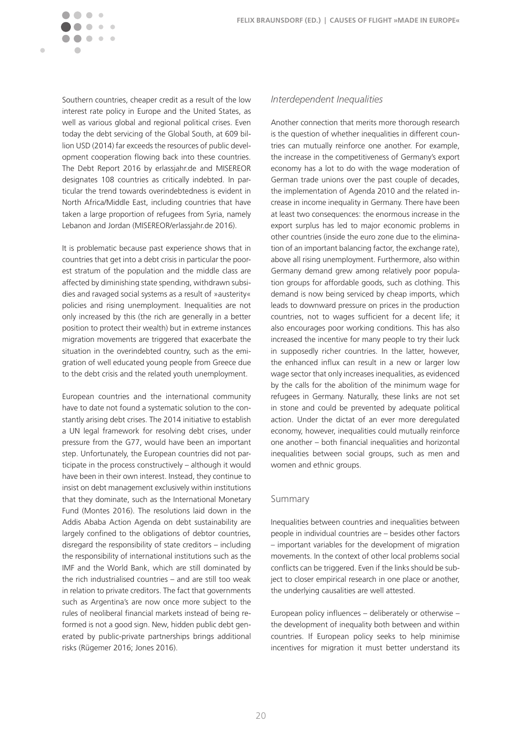Southern countries, cheaper credit as a result of the low interest rate policy in Europe and the United States, as well as various global and regional political crises. Even today the debt servicing of the Global South, at 609 billion USD (2014) far exceeds the resources of public development cooperation flowing back into these countries. The Debt Report 2016 by erlassjahr.de and MISEREOR designates 108 countries as critically indebted. In particular the trend towards overindebtedness is evident in North Africa/Middle East, including countries that have taken a large proportion of refugees from Syria, namely Lebanon and Jordan (MISEREOR/erlassjahr.de 2016).

It is problematic because past experience shows that in countries that get into a debt crisis in particular the poorest stratum of the population and the middle class are affected by diminishing state spending, withdrawn subsidies and ravaged social systems as a result of »austerity« policies and rising unemployment. Inequalities are not only increased by this (the rich are generally in a better position to protect their wealth) but in extreme instances migration movements are triggered that exacerbate the situation in the overindebted country, such as the emigration of well educated young people from Greece due to the debt crisis and the related youth unemployment.

European countries and the international community have to date not found a systematic solution to the constantly arising debt crises. The 2014 initiative to establish a UN legal framework for resolving debt crises, under pressure from the G77, would have been an important step. Unfortunately, the European countries did not participate in the process constructively – although it would have been in their own interest. Instead, they continue to insist on debt management exclusively within institutions that they dominate, such as the International Monetary Fund (Montes 2016). The resolutions laid down in the Addis Ababa Action Agenda on debt sustainability are largely confined to the obligations of debtor countries, disregard the responsibility of state creditors – including the responsibility of international institutions such as the IMF and the World Bank, which are still dominated by the rich industrialised countries – and are still too weak in relation to private creditors. The fact that governments such as Argentina's are now once more subject to the rules of neoliberal financial markets instead of being reformed is not a good sign. New, hidden public debt generated by public-private partnerships brings additional risks (Rügemer 2016; Jones 2016).

### *Interdependent Inequalities*

Another connection that merits more thorough research is the question of whether inequalities in different countries can mutually reinforce one another. For example, the increase in the competitiveness of Germany's export economy has a lot to do with the wage moderation of German trade unions over the past couple of decades, the implementation of Agenda 2010 and the related increase in income inequality in Germany. There have been at least two consequences: the enormous increase in the export surplus has led to major economic problems in other countries (inside the euro zone due to the elimination of an important balancing factor, the exchange rate), above all rising unemployment. Furthermore, also within Germany demand grew among relatively poor population groups for affordable goods, such as clothing. This demand is now being serviced by cheap imports, which leads to downward pressure on prices in the production countries, not to wages sufficient for a decent life; it also encourages poor working conditions. This has also increased the incentive for many people to try their luck in supposedly richer countries. In the latter, however, the enhanced influx can result in a new or larger low wage sector that only increases inequalities, as evidenced by the calls for the abolition of the minimum wage for refugees in Germany. Naturally, these links are not set in stone and could be prevented by adequate political action. Under the dictat of an ever more deregulated economy, however, inequalities could mutually reinforce one another – both financial inequalities and horizontal inequalities between social groups, such as men and women and ethnic groups.

## Summary

Inequalities between countries and inequalities between people in individual countries are – besides other factors – important variables for the development of migration movements. In the context of other local problems social conflicts can be triggered. Even if the links should be subject to closer empirical research in one place or another, the underlying causalities are well attested.

European policy influences – deliberately or otherwise – the development of inequality both between and within countries. If European policy seeks to help minimise incentives for migration it must better understand its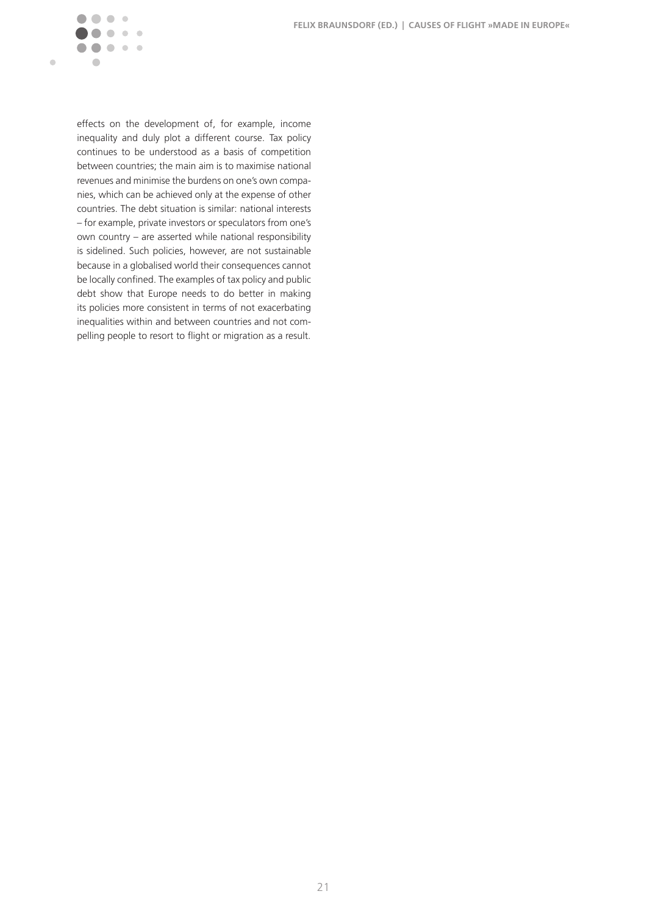effects on the development of, for example, income inequality and duly plot a different course. Tax policy continues to be understood as a basis of competition between countries; the main aim is to maximise national revenues and minimise the burdens on one's own companies, which can be achieved only at the expense of other countries. The debt situation is similar: national interests – for example, private investors or speculators from one's own country – are asserted while national responsibility is sidelined. Such policies, however, are not sustainable because in a globalised world their consequences cannot be locally confined. The examples of tax policy and public debt show that Europe needs to do better in making its policies more consistent in terms of not exacerbating inequalities within and between countries and not compelling people to resort to flight or migration as a result.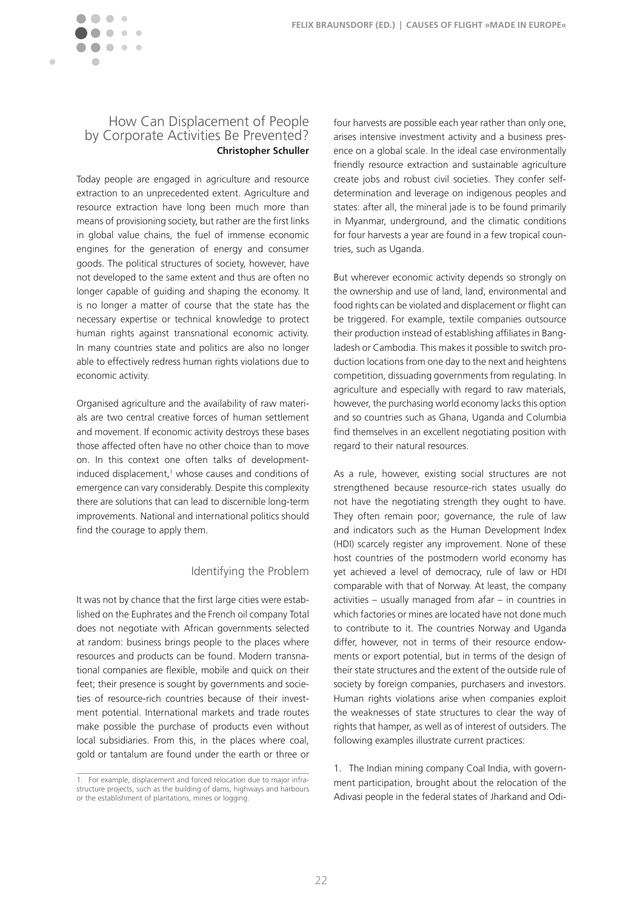## How Can Displacement of People by Corporate Activities Be Prevented?

**Christopher Schuller**

Today people are engaged in agriculture and resource extraction to an unprecedented extent. Agriculture and resource extraction have long been much more than means of provisioning society, but rather are the first links in global value chains, the fuel of immense economic engines for the generation of energy and consumer goods. The political structures of society, however, have not developed to the same extent and thus are often no longer capable of guiding and shaping the economy. It is no longer a matter of course that the state has the necessary expertise or technical knowledge to protect human rights against transnational economic activity. In many countries state and politics are also no longer able to effectively redress human rights violations due to economic activity.

Organised agriculture and the availability of raw materials are two central creative forces of human settlement and movement. If economic activity destroys these bases those affected often have no other choice than to move on. In this context one often talks of development-induced displacement,[1] whose causes and conditions of emergence can vary considerably. Despite this complexity there are solutions that can lead to discernible long-term improvements. National and international politics should find the courage to apply them.

### Identifying the Problem

It was not by chance that the first large cities were established on the Euphrates and the French oil company Total does not negotiate with African governments selected at random: business brings people to the places where resources and products can be found. Modern transnational companies are flexible, mobile and quick on their feet; their presence is sought by governments and societies of resource-rich countries because of their investment potential. International markets and trade routes make possible the purchase of products even without local subsidiaries. From this, in the places where coal, gold or tantalum are found under the earth or three or four harvests are possible each year rather than only one, arises intensive investment activity and a business presence on a global scale. In the ideal case environmentally friendly resource extraction and sustainable agriculture create jobs and robust civil societies. They confer self-determination and leverage on indigenous peoples and states: after all, the mineral jade is to be found primarily in Myanmar, underground, and the climatic conditions for four harvests a year are found in a few tropical countries, such as Uganda.

But wherever economic activity depends so strongly on the ownership and use of land, land, environmental and food rights can be violated and displacement or flight can be triggered. For example, textile companies outsource their production instead of establishing affiliates in Bangladesh or Cambodia. This makes it possible to switch production locations from one day to the next and heightens competition, dissuading governments from regulating. In agriculture and especially with regard to raw materials, however, the purchasing world economy lacks this option and so countries such as Ghana, Uganda and Columbia find themselves in an excellent negotiating position with regard to their natural resources.

As a rule, however, existing social structures are not strengthened because resource-rich states usually do not have the negotiating strength they ought to have. They often remain poor; governance, the rule of law and indicators such as the Human Development Index (HDI) scarcely register any improvement. None of these host countries of the postmodern world economy has yet achieved a level of democracy, rule of law or HDI comparable with that of Norway. At least, the company activities – usually managed from afar – in countries in which factories or mines are located have not done much to contribute to it. The countries Norway and Uganda differ, however, not in terms of their resource endowments or export potential, but in terms of the design of their state structures and the extent of the outside rule of society by foreign companies, purchasers and investors. Human rights violations arise when companies exploit the weaknesses of state structures to clear the way of rights that hamper, as well as of interest of outsiders. The following examples illustrate current practices:

1. The Indian mining company Coal India, with government participation, brought about the relocation of the Adivasi people in the federal states of Jharkand and Odi-

1. For example, displacement and forced relocation due to major infrastructure projects, such as the building of dams, highways and harbours or the establishment of plantations, mines or logging.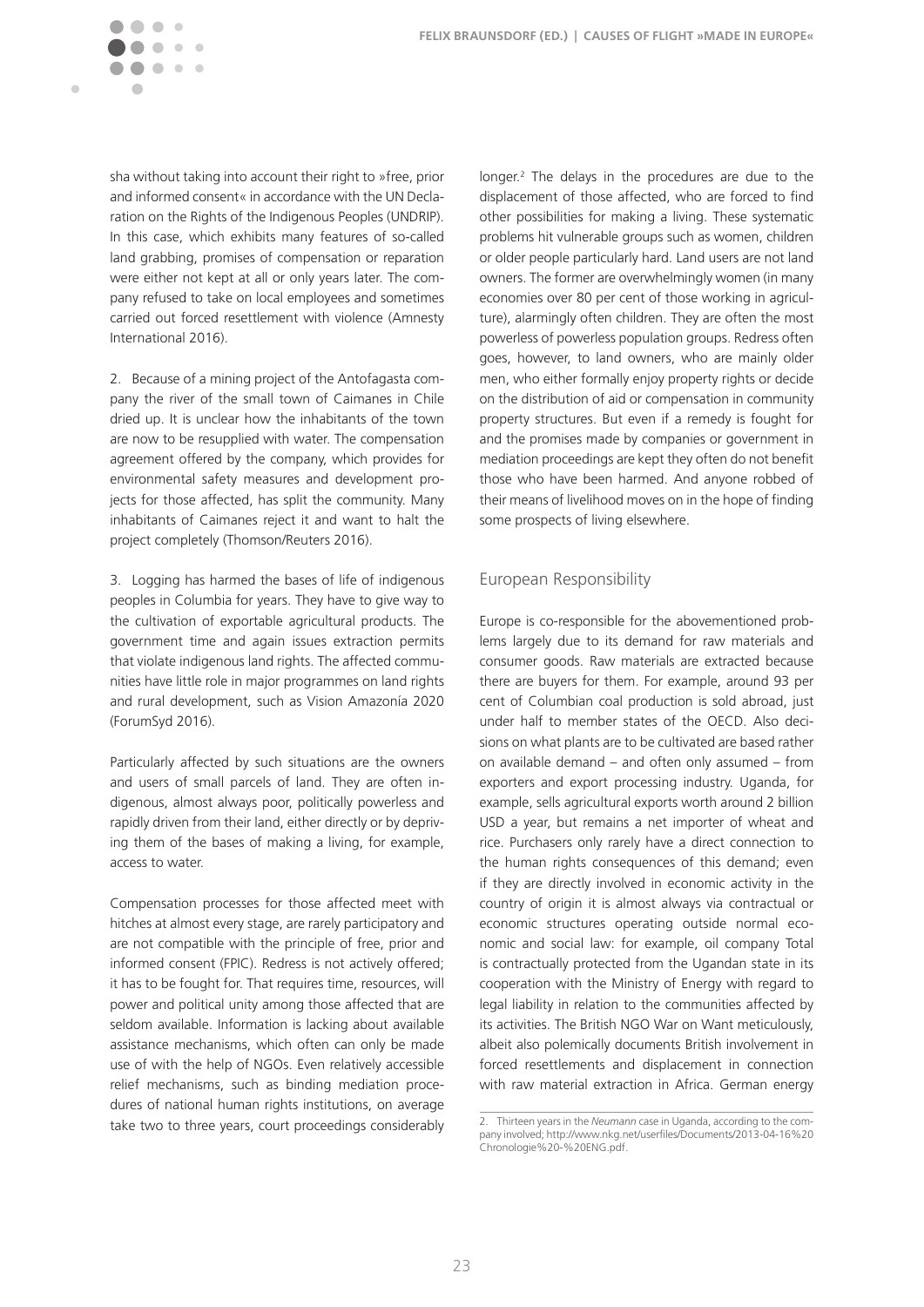sha without taking into account their right to »free, prior and informed consent« in accordance with the UN Declaration on the Rights of the Indigenous Peoples (UNDRIP). In this case, which exhibits many features of so-called land grabbing, promises of compensation or reparation were either not kept at all or only years later. The company refused to take on local employees and sometimes carried out forced resettlement with violence (Amnesty International 2016).

2. Because of a mining project of the Antofagasta company the river of the small town of Caimanes in Chile dried up. It is unclear how the inhabitants of the town are now to be resupplied with water. The compensation agreement offered by the company, which provides for environmental safety measures and development projects for those affected, has split the community. Many inhabitants of Caimanes reject it and want to halt the project completely (Thomson/Reuters 2016).

3. Logging has harmed the bases of life of indigenous peoples in Columbia for years. They have to give way to the cultivation of exportable agricultural products. The government time and again issues extraction permits that violate indigenous land rights. The affected communities have little role in major programmes on land rights and rural development, such as Vision Amazonía 2020 (ForumSyd 2016).

Particularly affected by such situations are the owners and users of small parcels of land. They are often indigenous, almost always poor, politically powerless and rapidly driven from their land, either directly or by depriving them of the bases of making a living, for example, access to water.

Compensation processes for those affected meet with hitches at almost every stage, are rarely participatory and are not compatible with the principle of free, prior and informed consent (FPIC). Redress is not actively offered; it has to be fought for. That requires time, resources, will power and political unity among those affected that are seldom available. Information is lacking about available assistance mechanisms, which often can only be made use of with the help of NGOs. Even relatively accessible relief mechanisms, such as binding mediation procedures of national human rights institutions, on average take two to three years, court proceedings considerably longer.[2] The delays in the procedures are due to the displacement of those affected, who are forced to find other possibilities for making a living. These systematic problems hit vulnerable groups such as women, children or older people particularly hard. Land users are not land owners. The former are overwhelmingly women (in many economies over 80 per cent of those working in agriculture), alarmingly often children. They are often the most powerless of powerless population groups. Redress often goes, however, to land owners, who are mainly older men, who either formally enjoy property rights or decide on the distribution of aid or compensation in community property structures. But even if a remedy is fought for and the promises made by companies or government in mediation proceedings are kept they often do not benefit those who have been harmed. And anyone robbed of their means of livelihood moves on in the hope of finding some prospects of living elsewhere.

## European Responsibility

Europe is co-responsible for the abovementioned problems largely due to its demand for raw materials and consumer goods. Raw materials are extracted because there are buyers for them. For example, around 93 per cent of Columbian coal production is sold abroad, just under half to member states of the OECD. Also decisions on what plants are to be cultivated are based rather on available demand – and often only assumed – from exporters and export processing industry. Uganda, for example, sells agricultural exports worth around 2 billion USD a year, but remains a net importer of wheat and rice. Purchasers only rarely have a direct connection to the human rights consequences of this demand; even if they are directly involved in economic activity in the country of origin it is almost always via contractual or economic structures operating outside normal economic and social law: for example, oil company Total is contractually protected from the Ugandan state in its cooperation with the Ministry of Energy with regard to legal liability in relation to the communities affected by its activities. The British NGO War on Want meticulously, albeit also polemically documents British involvement in forced resettlements and displacement in connection with raw material extraction in Africa. German energy

---

2. Thirteen years in the *Neumann* case in Uganda, according to the company involved; http://www.nkg.net/userfiles/Documents/2013-04-16%20Chronologie%20-%20ENG.pdf.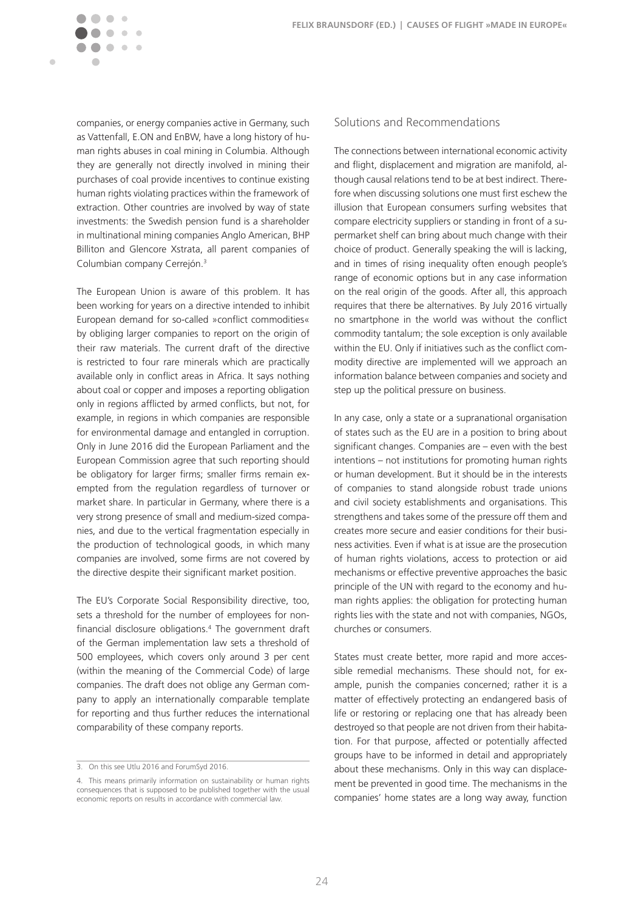companies, or energy companies active in Germany, such as Vattenfall, E.ON and EnBW, have a long history of human rights abuses in coal mining in Columbia. Although they are generally not directly involved in mining their purchases of coal provide incentives to continue existing human rights violating practices within the framework of extraction. Other countries are involved by way of state investments: the Swedish pension fund is a shareholder in multinational mining companies Anglo American, BHP Billiton and Glencore Xstrata, all parent companies of Columbian company Cerrejón.[3]

The European Union is aware of this problem. It has been working for years on a directive intended to inhibit European demand for so-called »conflict commodities« by obliging larger companies to report on the origin of their raw materials. The current draft of the directive is restricted to four rare minerals which are practically available only in conflict areas in Africa. It says nothing about coal or copper and imposes a reporting obligation only in regions afflicted by armed conflicts, but not, for example, in regions in which companies are responsible for environmental damage and entangled in corruption. Only in June 2016 did the European Parliament and the European Commission agree that such reporting should be obligatory for larger firms; smaller firms remain exempted from the regulation regardless of turnover or market share. In particular in Germany, where there is a very strong presence of small and medium-sized companies, and due to the vertical fragmentation especially in the production of technological goods, in which many companies are involved, some firms are not covered by the directive despite their significant market position.

The EU's Corporate Social Responsibility directive, too, sets a threshold for the number of employees for non-financial disclosure obligations.[4] The government draft of the German implementation law sets a threshold of 500 employees, which covers only around 3 per cent (within the meaning of the Commercial Code) of large companies. The draft does not oblige any German company to apply an internationally comparable template for reporting and thus further reduces the international comparability of these company reports.

3. On this see Utlu 2016 and ForumSyd 2016.

4. This means primarily information on sustainability or human rights consequences that is supposed to be published together with the usual economic reports on results in accordance with commercial law.

## Solutions and Recommendations

The connections between international economic activity and flight, displacement and migration are manifold, although causal relations tend to be at best indirect. Therefore when discussing solutions one must first eschew the illusion that European consumers surfing websites that compare electricity suppliers or standing in front of a supermarket shelf can bring about much change with their choice of product. Generally speaking the will is lacking, and in times of rising inequality often enough people's range of economic options but in any case information on the real origin of the goods. After all, this approach requires that there be alternatives. By July 2016 virtually no smartphone in the world was without the conflict commodity tantalum; the sole exception is only available within the EU. Only if initiatives such as the conflict commodity directive are implemented will we approach an information balance between companies and society and step up the political pressure on business.

In any case, only a state or a supranational organisation of states such as the EU are in a position to bring about significant changes. Companies are – even with the best intentions – not institutions for promoting human rights or human development. But it should be in the interests of companies to stand alongside robust trade unions and civil society establishments and organisations. This strengthens and takes some of the pressure off them and creates more secure and easier conditions for their business activities. Even if what is at issue are the prosecution of human rights violations, access to protection or aid mechanisms or effective preventive approaches the basic principle of the UN with regard to the economy and human rights applies: the obligation for protecting human rights lies with the state and not with companies, NGOs, churches or consumers.

States must create better, more rapid and more accessible remedial mechanisms. These should not, for example, punish the companies concerned; rather it is a matter of effectively protecting an endangered basis of life or restoring or replacing one that has already been destroyed so that people are not driven from their habitation. For that purpose, affected or potentially affected groups have to be informed in detail and appropriately about these mechanisms. Only in this way can displacement be prevented in good time. The mechanisms in the companies' home states are a long way away, function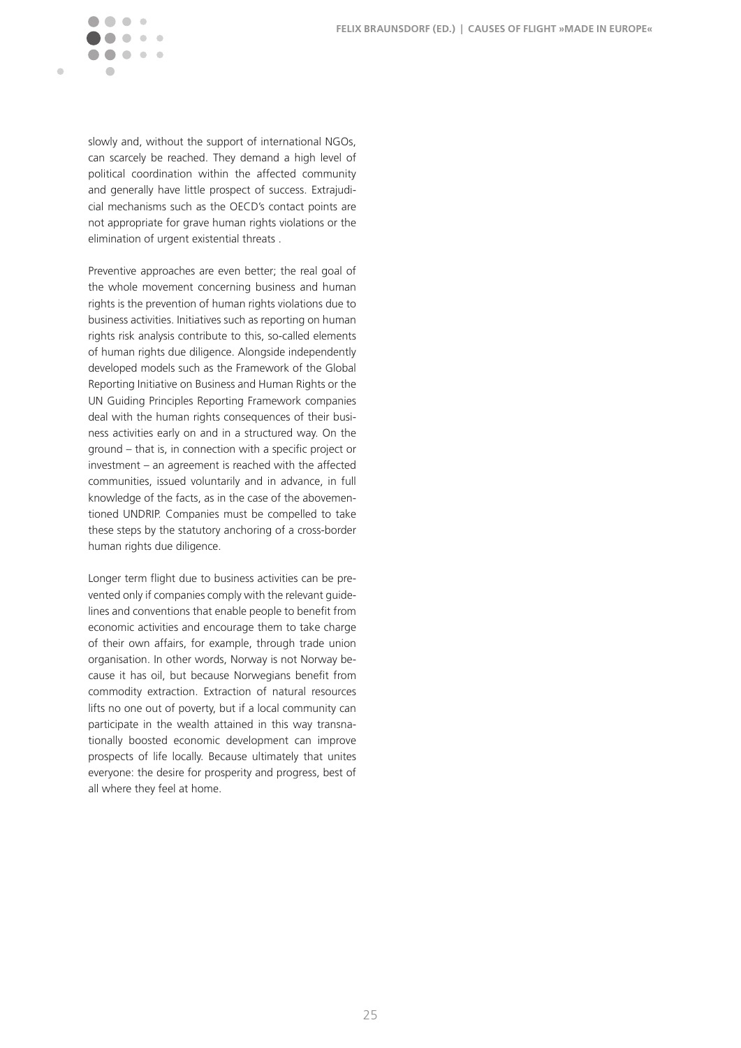slowly and, without the support of international NGOs, can scarcely be reached. They demand a high level of political coordination within the affected community and generally have little prospect of success. Extrajudicial mechanisms such as the OECD's contact points are not appropriate for grave human rights violations or the elimination of urgent existential threats .

Preventive approaches are even better; the real goal of the whole movement concerning business and human rights is the prevention of human rights violations due to business activities. Initiatives such as reporting on human rights risk analysis contribute to this, so-called elements of human rights due diligence. Alongside independently developed models such as the Framework of the Global Reporting Initiative on Business and Human Rights or the UN Guiding Principles Reporting Framework companies deal with the human rights consequences of their business activities early on and in a structured way. On the ground – that is, in connection with a specific project or investment – an agreement is reached with the affected communities, issued voluntarily and in advance, in full knowledge of the facts, as in the case of the abovementioned UNDRIP. Companies must be compelled to take these steps by the statutory anchoring of a cross-border human rights due diligence.

Longer term flight due to business activities can be prevented only if companies comply with the relevant guidelines and conventions that enable people to benefit from economic activities and encourage them to take charge of their own affairs, for example, through trade union organisation. In other words, Norway is not Norway because it has oil, but because Norwegians benefit from commodity extraction. Extraction of natural resources lifts no one out of poverty, but if a local community can participate in the wealth attained in this way transnationally boosted economic development can improve prospects of life locally. Because ultimately that unites everyone: the desire for prosperity and progress, best of all where they feel at home.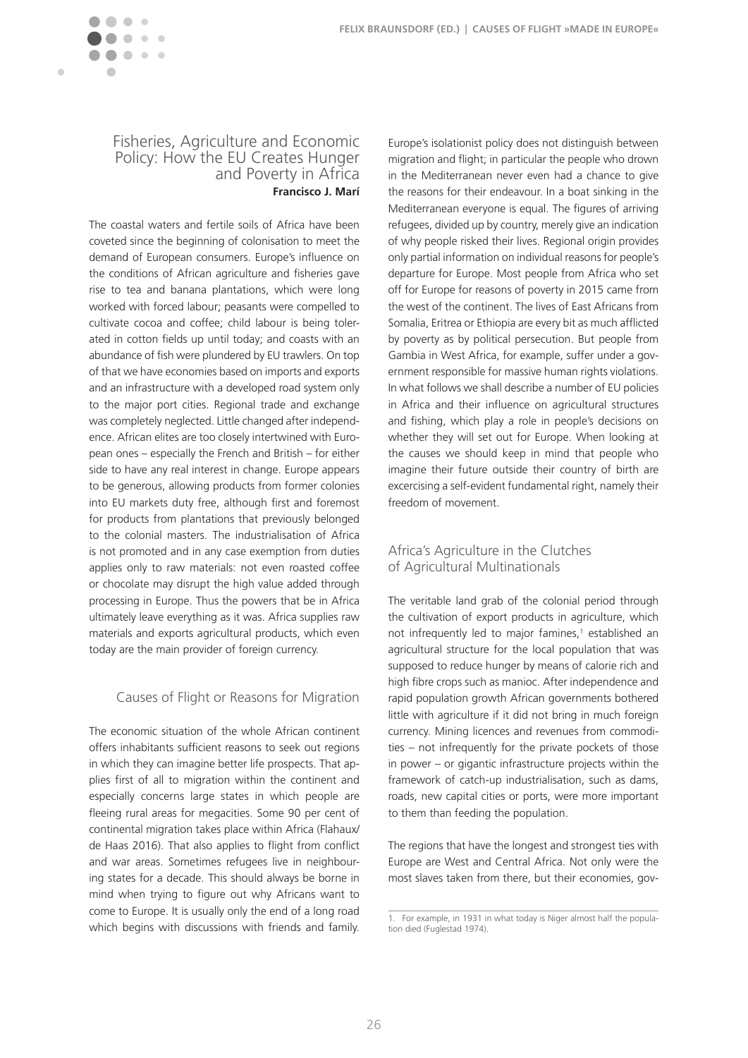## Fisheries, Agriculture and Economic Policy: How the EU Creates Hunger and Poverty in Africa

**Francisco J. Marí**

The coastal waters and fertile soils of Africa have been coveted since the beginning of colonisation to meet the demand of European consumers. Europe's influence on the conditions of African agriculture and fisheries gave rise to tea and banana plantations, which were long worked with forced labour; peasants were compelled to cultivate cocoa and coffee; child labour is being tolerated in cotton fields up until today; and coasts with an abundance of fish were plundered by EU trawlers. On top of that we have economies based on imports and exports and an infrastructure with a developed road system only to the major port cities. Regional trade and exchange was completely neglected. Little changed after independence. African elites are too closely intertwined with European ones – especially the French and British – for either side to have any real interest in change. Europe appears to be generous, allowing products from former colonies into EU markets duty free, although first and foremost for products from plantations that previously belonged to the colonial masters. The industrialisation of Africa is not promoted and in any case exemption from duties applies only to raw materials: not even roasted coffee or chocolate may disrupt the high value added through processing in Europe. Thus the powers that be in Africa ultimately leave everything as it was. Africa supplies raw materials and exports agricultural products, which even today are the main provider of foreign currency.

### Causes of Flight or Reasons for Migration

The economic situation of the whole African continent offers inhabitants sufficient reasons to seek out regions in which they can imagine better life prospects. That applies first of all to migration within the continent and especially concerns large states in which people are fleeing rural areas for megacities. Some 90 per cent of continental migration takes place within Africa (Flahaux/de Haas 2016). That also applies to flight from conflict and war areas. Sometimes refugees live in neighbouring states for a decade. This should always be borne in mind when trying to figure out why Africans want to come to Europe. It is usually only the end of a long road which begins with discussions with friends and family. Europe's isolationist policy does not distinguish between migration and flight; in particular the people who drown in the Mediterranean never even had a chance to give the reasons for their endeavour. In a boat sinking in the Mediterranean everyone is equal. The figures of arriving refugees, divided up by country, merely give an indication of why people risked their lives. Regional origin provides only partial information on individual reasons for people's departure for Europe. Most people from Africa who set off for Europe for reasons of poverty in 2015 came from the west of the continent. The lives of East Africans from Somalia, Eritrea or Ethiopia are every bit as much afflicted by poverty as by political persecution. But people from Gambia in West Africa, for example, suffer under a government responsible for massive human rights violations. In what follows we shall describe a number of EU policies in Africa and their influence on agricultural structures and fishing, which play a role in people's decisions on whether they will set out for Europe. When looking at the causes we should keep in mind that people who imagine their future outside their country of birth are excercising a self-evident fundamental right, namely their freedom of movement.

### Africa's Agriculture in the Clutches of Agricultural Multinationals

The veritable land grab of the colonial period through the cultivation of export products in agriculture, which not infrequently led to major famines,[1] established an agricultural structure for the local population that was supposed to reduce hunger by means of calorie rich and high fibre crops such as manioc. After independence and rapid population growth African governments bothered little with agriculture if it did not bring in much foreign currency. Mining licences and revenues from commodities – not infrequently for the private pockets of those in power – or gigantic infrastructure projects within the framework of catch-up industrialisation, such as dams, roads, new capital cities or ports, were more important to them than feeding the population.

The regions that have the longest and strongest ties with Europe are West and Central Africa. Not only were the most slaves taken from there, but their economies, gov-

1. For example, in 1931 in what today is Niger almost half the population died (Fuglestad 1974).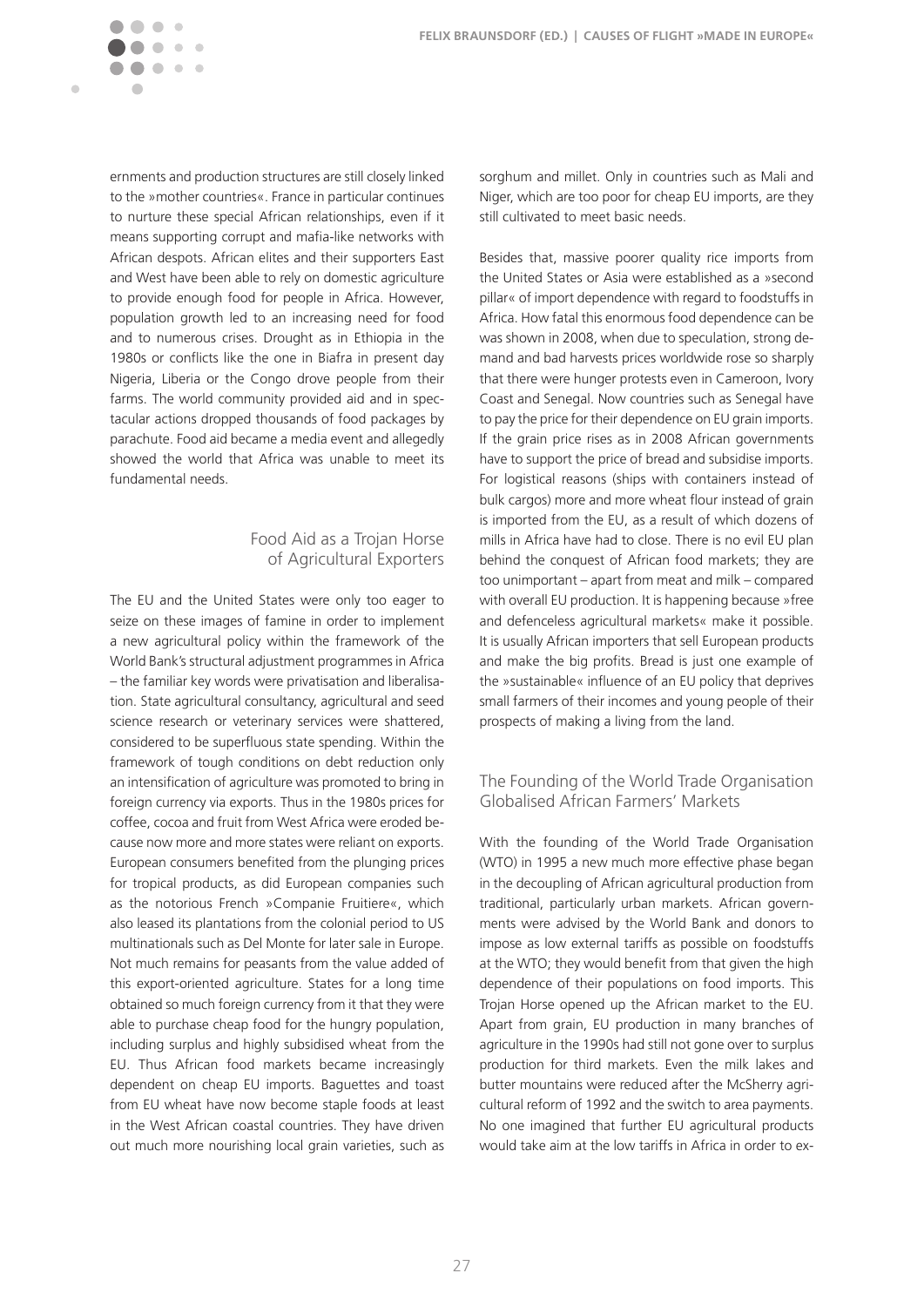ernments and production structures are still closely linked to the »mother countries«. France in particular continues to nurture these special African relationships, even if it means supporting corrupt and mafia-like networks with African despots. African elites and their supporters East and West have been able to rely on domestic agriculture to provide enough food for people in Africa. However, population growth led to an increasing need for food and to numerous crises. Drought as in Ethiopia in the 1980s or conflicts like the one in Biafra in present day Nigeria, Liberia or the Congo drove people from their farms. The world community provided aid and in spectacular actions dropped thousands of food packages by parachute. Food aid became a media event and allegedly showed the world that Africa was unable to meet its fundamental needs.

## Food Aid as a Trojan Horse of Agricultural Exporters

The EU and the United States were only too eager to seize on these images of famine in order to implement a new agricultural policy within the framework of the World Bank's structural adjustment programmes in Africa – the familiar key words were privatisation and liberalisation. State agricultural consultancy, agricultural and seed science research or veterinary services were shattered, considered to be superfluous state spending. Within the framework of tough conditions on debt reduction only an intensification of agriculture was promoted to bring in foreign currency via exports. Thus in the 1980s prices for coffee, cocoa and fruit from West Africa were eroded because now more and more states were reliant on exports. European consumers benefited from the plunging prices for tropical products, as did European companies such as the notorious French »Companie Fruitiere«, which also leased its plantations from the colonial period to US multinationals such as Del Monte for later sale in Europe. Not much remains for peasants from the value added of this export-oriented agriculture. States for a long time obtained so much foreign currency from it that they were able to purchase cheap food for the hungry population, including surplus and highly subsidised wheat from the EU. Thus African food markets became increasingly dependent on cheap EU imports. Baguettes and toast from EU wheat have now become staple foods at least in the West African coastal countries. They have driven out much more nourishing local grain varieties, such as sorghum and millet. Only in countries such as Mali and Niger, which are too poor for cheap EU imports, are they still cultivated to meet basic needs.

Besides that, massive poorer quality rice imports from the United States or Asia were established as a »second pillar« of import dependence with regard to foodstuffs in Africa. How fatal this enormous food dependence can be was shown in 2008, when due to speculation, strong demand and bad harvests prices worldwide rose so sharply that there were hunger protests even in Cameroon, Ivory Coast and Senegal. Now countries such as Senegal have to pay the price for their dependence on EU grain imports. If the grain price rises as in 2008 African governments have to support the price of bread and subsidise imports. For logistical reasons (ships with containers instead of bulk cargos) more and more wheat flour instead of grain is imported from the EU, as a result of which dozens of mills in Africa have had to close. There is no evil EU plan behind the conquest of African food markets; they are too unimportant – apart from meat and milk – compared with overall EU production. It is happening because »free and defenceless agricultural markets« make it possible. It is usually African importers that sell European products and make the big profits. Bread is just one example of the »sustainable« influence of an EU policy that deprives small farmers of their incomes and young people of their prospects of making a living from the land.

## The Founding of the World Trade Organisation Globalised African Farmers' Markets

With the founding of the World Trade Organisation (WTO) in 1995 a new much more effective phase began in the decoupling of African agricultural production from traditional, particularly urban markets. African governments were advised by the World Bank and donors to impose as low external tariffs as possible on foodstuffs at the WTO; they would benefit from that given the high dependence of their populations on food imports. This Trojan Horse opened up the African market to the EU. Apart from grain, EU production in many branches of agriculture in the 1990s had still not gone over to surplus production for third markets. Even the milk lakes and butter mountains were reduced after the McSherry agricultural reform of 1992 and the switch to area payments. No one imagined that further EU agricultural products would take aim at the low tariffs in Africa in order to ex-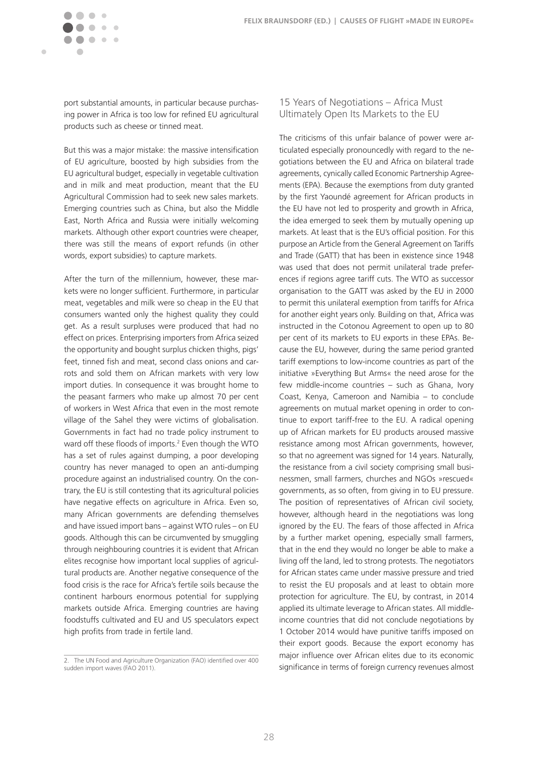port substantial amounts, in particular because purchasing power in Africa is too low for refined EU agricultural products such as cheese or tinned meat.

But this was a major mistake: the massive intensification of EU agriculture, boosted by high subsidies from the EU agricultural budget, especially in vegetable cultivation and in milk and meat production, meant that the EU Agricultural Commission had to seek new sales markets. Emerging countries such as China, but also the Middle East, North Africa and Russia were initially welcoming markets. Although other export countries were cheaper, there was still the means of export refunds (in other words, export subsidies) to capture markets.

After the turn of the millennium, however, these markets were no longer sufficient. Furthermore, in particular meat, vegetables and milk were so cheap in the EU that consumers wanted only the highest quality they could get. As a result surpluses were produced that had no effect on prices. Enterprising importers from Africa seized the opportunity and bought surplus chicken thighs, pigs' feet, tinned fish and meat, second class onions and carrots and sold them on African markets with very low import duties. In consequence it was brought home to the peasant farmers who make up almost 70 per cent of workers in West Africa that even in the most remote village of the Sahel they were victims of globalisation. Governments in fact had no trade policy instrument to ward off these floods of imports.[2] Even though the WTO has a set of rules against dumping, a poor developing country has never managed to open an anti-dumping procedure against an industrialised country. On the contrary, the EU is still contesting that its agricultural policies have negative effects on agriculture in Africa. Even so, many African governments are defending themselves and have issued import bans – against WTO rules – on EU goods. Although this can be circumvented by smuggling through neighbouring countries it is evident that African elites recognise how important local supplies of agricultural products are. Another negative consequence of the food crisis is the race for Africa's fertile soils because the continent harbours enormous potential for supplying markets outside Africa. Emerging countries are having foodstuffs cultivated and EU and US speculators expect high profits from trade in fertile land.

2. The UN Food and Agriculture Organization (FAO) identified over 400 sudden import waves (FAO 2011).

## 15 Years of Negotiations – Africa Must Ultimately Open Its Markets to the EU

The criticisms of this unfair balance of power were articulated especially pronouncedly with regard to the negotiations between the EU and Africa on bilateral trade agreements, cynically called Economic Partnership Agreements (EPA). Because the exemptions from duty granted by the first Yaoundé agreement for African products in the EU have not led to prosperity and growth in Africa, the idea emerged to seek them by mutually opening up markets. At least that is the EU's official position. For this purpose an Article from the General Agreement on Tariffs and Trade (GATT) that has been in existence since 1948 was used that does not permit unilateral trade preferences if regions agree tariff cuts. The WTO as successor organisation to the GATT was asked by the EU in 2000 to permit this unilateral exemption from tariffs for Africa for another eight years only. Building on that, Africa was instructed in the Cotonou Agreement to open up to 80 per cent of its markets to EU exports in these EPAs. Because the EU, however, during the same period granted tariff exemptions to low-income countries as part of the initiative »Everything But Arms« the need arose for the few middle-income countries – such as Ghana, Ivory Coast, Kenya, Cameroon and Namibia – to conclude agreements on mutual market opening in order to continue to export tariff-free to the EU. A radical opening up of African markets for EU products aroused massive resistance among most African governments, however, so that no agreement was signed for 14 years. Naturally, the resistance from a civil society comprising small businessmen, small farmers, churches and NGOs »rescued« governments, as so often, from giving in to EU pressure. The position of representatives of African civil society, however, although heard in the negotiations was long ignored by the EU. The fears of those affected in Africa by a further market opening, especially small farmers, that in the end they would no longer be able to make a living off the land, led to strong protests. The negotiators for African states came under massive pressure and tried to resist the EU proposals and at least to obtain more protection for agriculture. The EU, by contrast, in 2014 applied its ultimate leverage to African states. All middle-income countries that did not conclude negotiations by 1 October 2014 would have punitive tariffs imposed on their export goods. Because the export economy has major influence over African elites due to its economic significance in terms of foreign currency revenues almost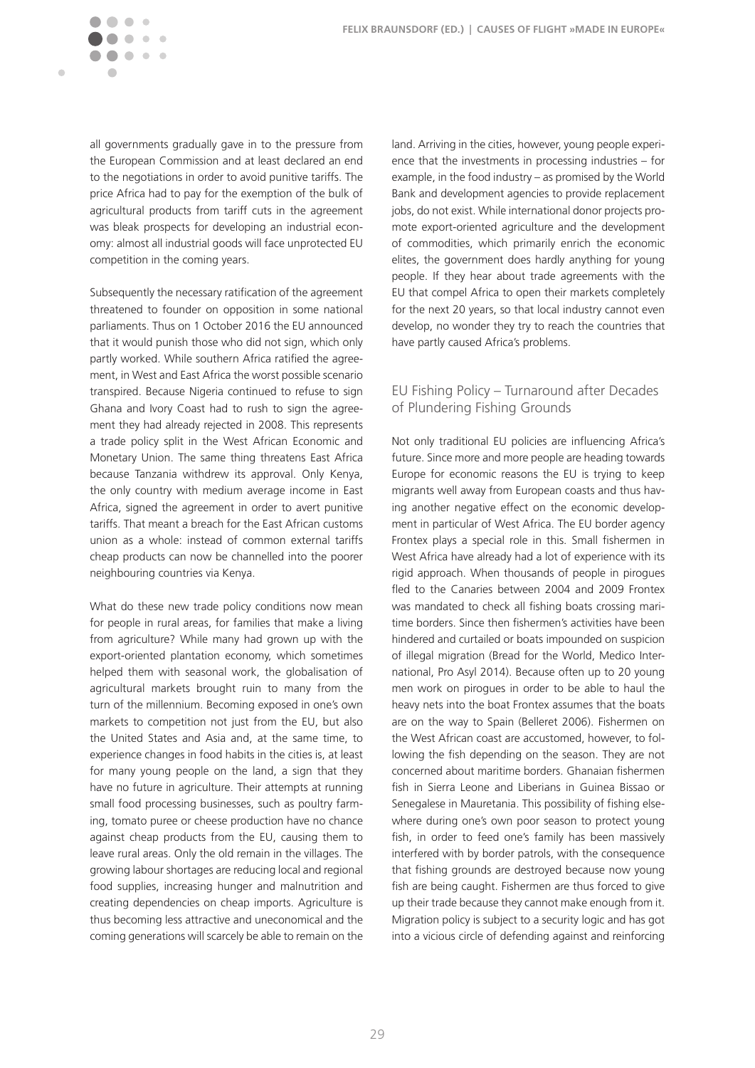all governments gradually gave in to the pressure from the European Commission and at least declared an end to the negotiations in order to avoid punitive tariffs. The price Africa had to pay for the exemption of the bulk of agricultural products from tariff cuts in the agreement was bleak prospects for developing an industrial economy: almost all industrial goods will face unprotected EU competition in the coming years.

Subsequently the necessary ratification of the agreement threatened to founder on opposition in some national parliaments. Thus on 1 October 2016 the EU announced that it would punish those who did not sign, which only partly worked. While southern Africa ratified the agreement, in West and East Africa the worst possible scenario transpired. Because Nigeria continued to refuse to sign Ghana and Ivory Coast had to rush to sign the agreement they had already rejected in 2008. This represents a trade policy split in the West African Economic and Monetary Union. The same thing threatens East Africa because Tanzania withdrew its approval. Only Kenya, the only country with medium average income in East Africa, signed the agreement in order to avert punitive tariffs. That meant a breach for the East African customs union as a whole: instead of common external tariffs cheap products can now be channelled into the poorer neighbouring countries via Kenya.

What do these new trade policy conditions now mean for people in rural areas, for families that make a living from agriculture? While many had grown up with the export-oriented plantation economy, which sometimes helped them with seasonal work, the globalisation of agricultural markets brought ruin to many from the turn of the millennium. Becoming exposed in one's own markets to competition not just from the EU, but also the United States and Asia and, at the same time, to experience changes in food habits in the cities is, at least for many young people on the land, a sign that they have no future in agriculture. Their attempts at running small food processing businesses, such as poultry farming, tomato puree or cheese production have no chance against cheap products from the EU, causing them to leave rural areas. Only the old remain in the villages. The growing labour shortages are reducing local and regional food supplies, increasing hunger and malnutrition and creating dependencies on cheap imports. Agriculture is thus becoming less attractive and uneconomical and the coming generations will scarcely be able to remain on the land. Arriving in the cities, however, young people experience that the investments in processing industries – for example, in the food industry – as promised by the World Bank and development agencies to provide replacement jobs, do not exist. While international donor projects promote export-oriented agriculture and the development of commodities, which primarily enrich the economic elites, the government does hardly anything for young people. If they hear about trade agreements with the EU that compel Africa to open their markets completely for the next 20 years, so that local industry cannot even develop, no wonder they try to reach the countries that have partly caused Africa's problems.

## EU Fishing Policy – Turnaround after Decades of Plundering Fishing Grounds

Not only traditional EU policies are influencing Africa's future. Since more and more people are heading towards Europe for economic reasons the EU is trying to keep migrants well away from European coasts and thus having another negative effect on the economic development in particular of West Africa. The EU border agency Frontex plays a special role in this. Small fishermen in West Africa have already had a lot of experience with its rigid approach. When thousands of people in pirogues fled to the Canaries between 2004 and 2009 Frontex was mandated to check all fishing boats crossing maritime borders. Since then fishermen's activities have been hindered and curtailed or boats impounded on suspicion of illegal migration (Bread for the World, Medico International, Pro Asyl 2014). Because often up to 20 young men work on pirogues in order to be able to haul the heavy nets into the boat Frontex assumes that the boats are on the way to Spain (Belleret 2006). Fishermen on the West African coast are accustomed, however, to following the fish depending on the season. They are not concerned about maritime borders. Ghanaian fishermen fish in Sierra Leone and Liberians in Guinea Bissao or Senegalese in Mauretania. This possibility of fishing elsewhere during one's own poor season to protect young fish, in order to feed one's family has been massively interfered with by border patrols, with the consequence that fishing grounds are destroyed because now young fish are being caught. Fishermen are thus forced to give up their trade because they cannot make enough from it. Migration policy is subject to a security logic and has got into a vicious circle of defending against and reinforcing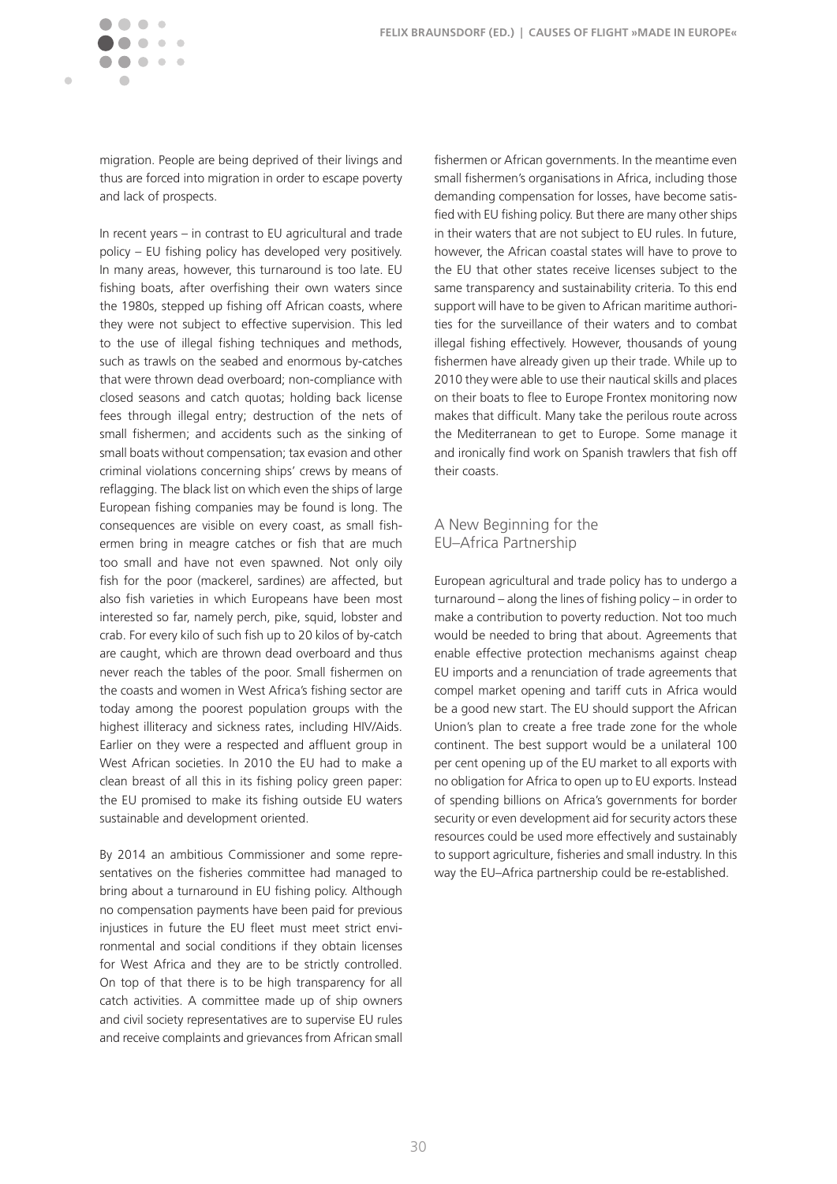migration. People are being deprived of their livings and thus are forced into migration in order to escape poverty and lack of prospects.

In recent years – in contrast to EU agricultural and trade policy – EU fishing policy has developed very positively. In many areas, however, this turnaround is too late. EU fishing boats, after overfishing their own waters since the 1980s, stepped up fishing off African coasts, where they were not subject to effective supervision. This led to the use of illegal fishing techniques and methods, such as trawls on the seabed and enormous by-catches that were thrown dead overboard; non-compliance with closed seasons and catch quotas; holding back license fees through illegal entry; destruction of the nets of small fishermen; and accidents such as the sinking of small boats without compensation; tax evasion and other criminal violations concerning ships' crews by means of reflagging. The black list on which even the ships of large European fishing companies may be found is long. The consequences are visible on every coast, as small fishermen bring in meagre catches or fish that are much too small and have not even spawned. Not only oily fish for the poor (mackerel, sardines) are affected, but also fish varieties in which Europeans have been most interested so far, namely perch, pike, squid, lobster and crab. For every kilo of such fish up to 20 kilos of by-catch are caught, which are thrown dead overboard and thus never reach the tables of the poor. Small fishermen on the coasts and women in West Africa's fishing sector are today among the poorest population groups with the highest illiteracy and sickness rates, including HIV/Aids. Earlier on they were a respected and affluent group in West African societies. In 2010 the EU had to make a clean breast of all this in its fishing policy green paper: the EU promised to make its fishing outside EU waters sustainable and development oriented.

By 2014 an ambitious Commissioner and some representatives on the fisheries committee had managed to bring about a turnaround in EU fishing policy. Although no compensation payments have been paid for previous injustices in future the EU fleet must meet strict environmental and social conditions if they obtain licenses for West Africa and they are to be strictly controlled. On top of that there is to be high transparency for all catch activities. A committee made up of ship owners and civil society representatives are to supervise EU rules and receive complaints and grievances from African small fishermen or African governments. In the meantime even small fishermen's organisations in Africa, including those demanding compensation for losses, have become satisfied with EU fishing policy. But there are many other ships in their waters that are not subject to EU rules. In future, however, the African coastal states will have to prove to the EU that other states receive licenses subject to the same transparency and sustainability criteria. To this end support will have to be given to African maritime authorities for the surveillance of their waters and to combat illegal fishing effectively. However, thousands of young fishermen have already given up their trade. While up to 2010 they were able to use their nautical skills and places on their boats to flee to Europe Frontex monitoring now makes that difficult. Many take the perilous route across the Mediterranean to get to Europe. Some manage it and ironically find work on Spanish trawlers that fish off their coasts.

## A New Beginning for the EU–Africa Partnership

European agricultural and trade policy has to undergo a turnaround – along the lines of fishing policy – in order to make a contribution to poverty reduction. Not too much would be needed to bring that about. Agreements that enable effective protection mechanisms against cheap EU imports and a renunciation of trade agreements that compel market opening and tariff cuts in Africa would be a good new start. The EU should support the African Union's plan to create a free trade zone for the whole continent. The best support would be a unilateral 100 per cent opening up of the EU market to all exports with no obligation for Africa to open up to EU exports. Instead of spending billions on Africa's governments for border security or even development aid for security actors these resources could be used more effectively and sustainably to support agriculture, fisheries and small industry. In this way the EU–Africa partnership could be re-established.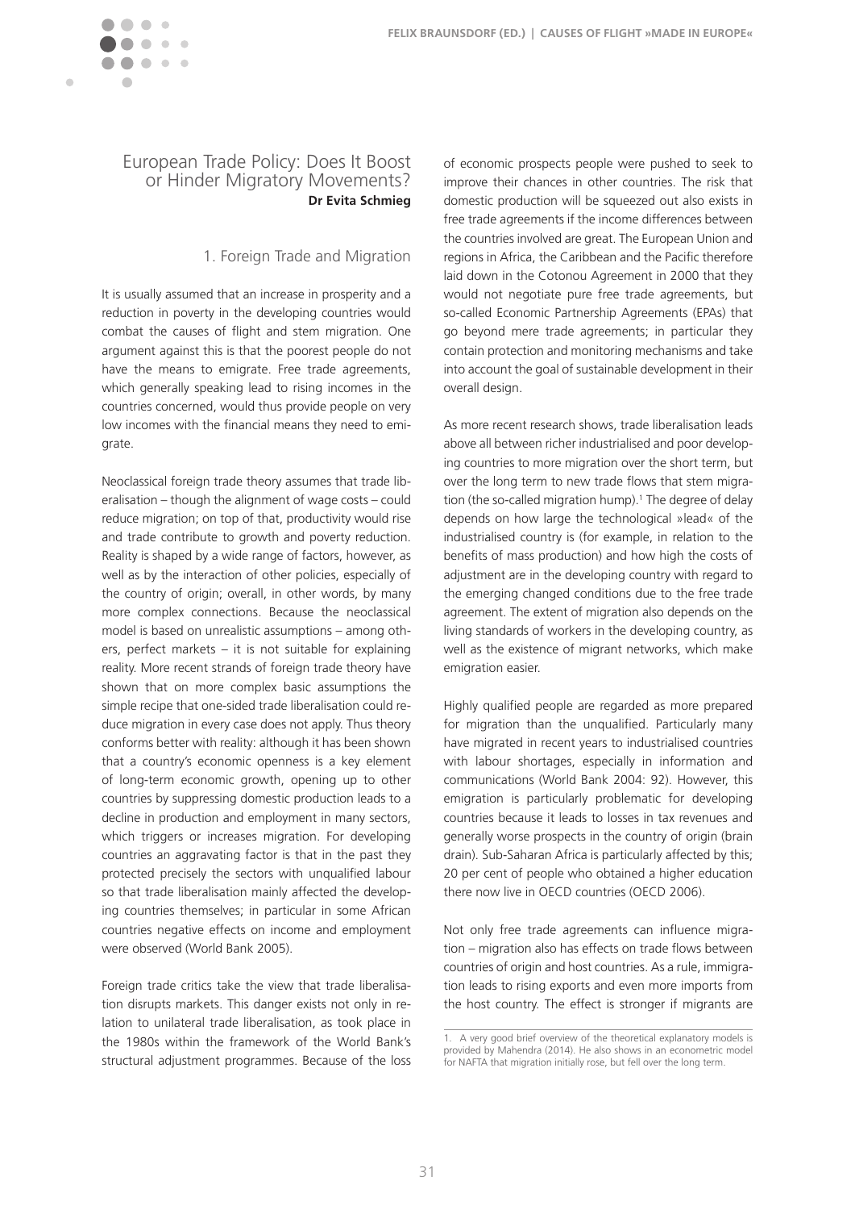## European Trade Policy: Does It Boost or Hinder Migratory Movements?

**Dr Evita Schmieg**

### 1. Foreign Trade and Migration

It is usually assumed that an increase in prosperity and a reduction in poverty in the developing countries would combat the causes of flight and stem migration. One argument against this is that the poorest people do not have the means to emigrate. Free trade agreements, which generally speaking lead to rising incomes in the countries concerned, would thus provide people on very low incomes with the financial means they need to emigrate.

Neoclassical foreign trade theory assumes that trade liberalisation – though the alignment of wage costs – could reduce migration; on top of that, productivity would rise and trade contribute to growth and poverty reduction. Reality is shaped by a wide range of factors, however, as well as by the interaction of other policies, especially of the country of origin; overall, in other words, by many more complex connections. Because the neoclassical model is based on unrealistic assumptions – among others, perfect markets – it is not suitable for explaining reality. More recent strands of foreign trade theory have shown that on more complex basic assumptions the simple recipe that one-sided trade liberalisation could reduce migration in every case does not apply. Thus theory conforms better with reality: although it has been shown that a country's economic openness is a key element of long-term economic growth, opening up to other countries by suppressing domestic production leads to a decline in production and employment in many sectors, which triggers or increases migration. For developing countries an aggravating factor is that in the past they protected precisely the sectors with unqualified labour so that trade liberalisation mainly affected the developing countries themselves; in particular in some African countries negative effects on income and employment were observed (World Bank 2005).

Foreign trade critics take the view that trade liberalisation disrupts markets. This danger exists not only in relation to unilateral trade liberalisation, as took place in the 1980s within the framework of the World Bank's structural adjustment programmes. Because of the loss of economic prospects people were pushed to seek to improve their chances in other countries. The risk that domestic production will be squeezed out also exists in free trade agreements if the income differences between the countries involved are great. The European Union and regions in Africa, the Caribbean and the Pacific therefore laid down in the Cotonou Agreement in 2000 that they would not negotiate pure free trade agreements, but so-called Economic Partnership Agreements (EPAs) that go beyond mere trade agreements; in particular they contain protection and monitoring mechanisms and take into account the goal of sustainable development in their overall design.

As more recent research shows, trade liberalisation leads above all between richer industrialised and poor developing countries to more migration over the short term, but over the long term to new trade flows that stem migration (the so-called migration hump).[1] The degree of delay depends on how large the technological »lead« of the industrialised country is (for example, in relation to the benefits of mass production) and how high the costs of adjustment are in the developing country with regard to the emerging changed conditions due to the free trade agreement. The extent of migration also depends on the living standards of workers in the developing country, as well as the existence of migrant networks, which make emigration easier.

Highly qualified people are regarded as more prepared for migration than the unqualified. Particularly many have migrated in recent years to industrialised countries with labour shortages, especially in information and communications (World Bank 2004: 92). However, this emigration is particularly problematic for developing countries because it leads to losses in tax revenues and generally worse prospects in the country of origin (brain drain). Sub-Saharan Africa is particularly affected by this; 20 per cent of people who obtained a higher education there now live in OECD countries (OECD 2006).

Not only free trade agreements can influence migration – migration also has effects on trade flows between countries of origin and host countries. As a rule, immigration leads to rising exports and even more imports from the host country. The effect is stronger if migrants are

---

1. A very good brief overview of the theoretical explanatory models is provided by Mahendra (2014). He also shows in an econometric model for NAFTA that migration initially rose, but fell over the long term.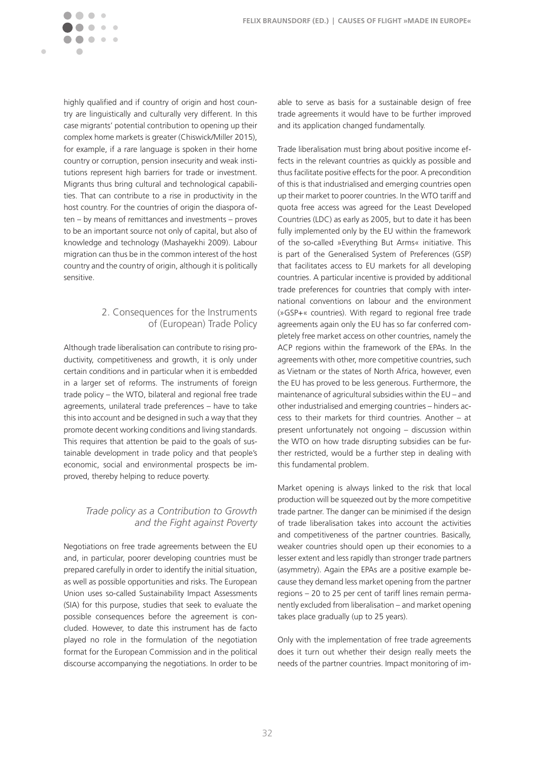highly qualified and if country of origin and host country are linguistically and culturally very different. In this case migrants' potential contribution to opening up their complex home markets is greater (Chiswick/Miller 2015), for example, if a rare language is spoken in their home country or corruption, pension insecurity and weak institutions represent high barriers for trade or investment. Migrants thus bring cultural and technological capabilities. That can contribute to a rise in productivity in the host country. For the countries of origin the diaspora often – by means of remittances and investments – proves to be an important source not only of capital, but also of knowledge and technology (Mashayekhi 2009). Labour migration can thus be in the common interest of the host country and the country of origin, although it is politically sensitive.

## 2. Consequences for the Instruments of (European) Trade Policy

Although trade liberalisation can contribute to rising productivity, competitiveness and growth, it is only under certain conditions and in particular when it is embedded in a larger set of reforms. The instruments of foreign trade policy – the WTO, bilateral and regional free trade agreements, unilateral trade preferences – have to take this into account and be designed in such a way that they promote decent working conditions and living standards. This requires that attention be paid to the goals of sustainable development in trade policy and that people's economic, social and environmental prospects be improved, thereby helping to reduce poverty.

### *Trade policy as a Contribution to Growth and the Fight against Poverty*

Negotiations on free trade agreements between the EU and, in particular, poorer developing countries must be prepared carefully in order to identify the initial situation, as well as possible opportunities and risks. The European Union uses so-called Sustainability Impact Assessments (SIA) for this purpose, studies that seek to evaluate the possible consequences before the agreement is concluded. However, to date this instrument has de facto played no role in the formulation of the negotiation format for the European Commission and in the political discourse accompanying the negotiations. In order to be able to serve as basis for a sustainable design of free trade agreements it would have to be further improved and its application changed fundamentally.

Trade liberalisation must bring about positive income effects in the relevant countries as quickly as possible and thus facilitate positive effects for the poor. A precondition of this is that industrialised and emerging countries open up their market to poorer countries. In the WTO tariff and quota free access was agreed for the Least Developed Countries (LDC) as early as 2005, but to date it has been fully implemented only by the EU within the framework of the so-called »Everything But Arms« initiative. This is part of the Generalised System of Preferences (GSP) that facilitates access to EU markets for all developing countries. A particular incentive is provided by additional trade preferences for countries that comply with international conventions on labour and the environment (»GSP+« countries). With regard to regional free trade agreements again only the EU has so far conferred completely free market access on other countries, namely the ACP regions within the framework of the EPAs. In the agreements with other, more competitive countries, such as Vietnam or the states of North Africa, however, even the EU has proved to be less generous. Furthermore, the maintenance of agricultural subsidies within the EU – and other industrialised and emerging countries – hinders access to their markets for third countries. Another – at present unfortunately not ongoing – discussion within the WTO on how trade disrupting subsidies can be further restricted, would be a further step in dealing with this fundamental problem.

Market opening is always linked to the risk that local production will be squeezed out by the more competitive trade partner. The danger can be minimised if the design of trade liberalisation takes into account the activities and competitiveness of the partner countries. Basically, weaker countries should open up their economies to a lesser extent and less rapidly than stronger trade partners (asymmetry). Again the EPAs are a positive example because they demand less market opening from the partner regions – 20 to 25 per cent of tariff lines remain permanently excluded from liberalisation – and market opening takes place gradually (up to 25 years).

Only with the implementation of free trade agreements does it turn out whether their design really meets the needs of the partner countries. Impact monitoring of im-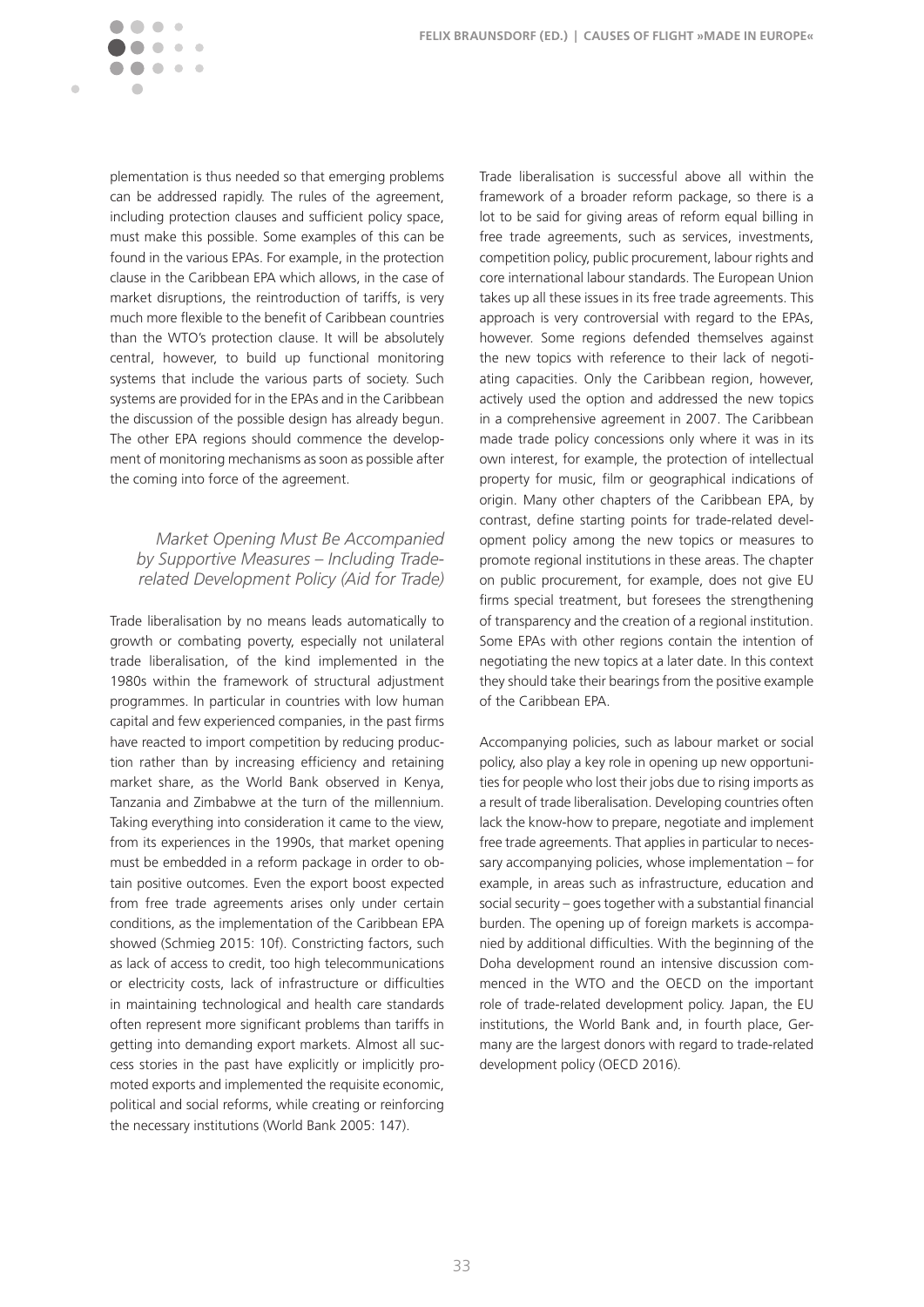plementation is thus needed so that emerging problems can be addressed rapidly. The rules of the agreement, including protection clauses and sufficient policy space, must make this possible. Some examples of this can be found in the various EPAs. For example, in the protection clause in the Caribbean EPA which allows, in the case of market disruptions, the reintroduction of tariffs, is very much more flexible to the benefit of Caribbean countries than the WTO's protection clause. It will be absolutely central, however, to build up functional monitoring systems that include the various parts of society. Such systems are provided for in the EPAs and in the Caribbean the discussion of the possible design has already begun. The other EPA regions should commence the development of monitoring mechanisms as soon as possible after the coming into force of the agreement.

### *Market Opening Must Be Accompanied by Supportive Measures – Including Trade-related Development Policy (Aid for Trade)*

Trade liberalisation by no means leads automatically to growth or combating poverty, especially not unilateral trade liberalisation, of the kind implemented in the 1980s within the framework of structural adjustment programmes. In particular in countries with low human capital and few experienced companies, in the past firms have reacted to import competition by reducing production rather than by increasing efficiency and retaining market share, as the World Bank observed in Kenya, Tanzania and Zimbabwe at the turn of the millennium. Taking everything into consideration it came to the view, from its experiences in the 1990s, that market opening must be embedded in a reform package in order to obtain positive outcomes. Even the export boost expected from free trade agreements arises only under certain conditions, as the implementation of the Caribbean EPA showed (Schmieg 2015: 10f). Constricting factors, such as lack of access to credit, too high telecommunications or electricity costs, lack of infrastructure or difficulties in maintaining technological and health care standards often represent more significant problems than tariffs in getting into demanding export markets. Almost all success stories in the past have explicitly or implicitly promoted exports and implemented the requisite economic, political and social reforms, while creating or reinforcing the necessary institutions (World Bank 2005: 147).

Trade liberalisation is successful above all within the framework of a broader reform package, so there is a lot to be said for giving areas of reform equal billing in free trade agreements, such as services, investments, competition policy, public procurement, labour rights and core international labour standards. The European Union takes up all these issues in its free trade agreements. This approach is very controversial with regard to the EPAs, however. Some regions defended themselves against the new topics with reference to their lack of negotiating capacities. Only the Caribbean region, however, actively used the option and addressed the new topics in a comprehensive agreement in 2007. The Caribbean made trade policy concessions only where it was in its own interest, for example, the protection of intellectual property for music, film or geographical indications of origin. Many other chapters of the Caribbean EPA, by contrast, define starting points for trade-related development policy among the new topics or measures to promote regional institutions in these areas. The chapter on public procurement, for example, does not give EU firms special treatment, but foresees the strengthening of transparency and the creation of a regional institution. Some EPAs with other regions contain the intention of negotiating the new topics at a later date. In this context they should take their bearings from the positive example of the Caribbean EPA.

Accompanying policies, such as labour market or social policy, also play a key role in opening up new opportunities for people who lost their jobs due to rising imports as a result of trade liberalisation. Developing countries often lack the know-how to prepare, negotiate and implement free trade agreements. That applies in particular to necessary accompanying policies, whose implementation – for example, in areas such as infrastructure, education and social security – goes together with a substantial financial burden. The opening up of foreign markets is accompanied by additional difficulties. With the beginning of the Doha development round an intensive discussion commenced in the WTO and the OECD on the important role of trade-related development policy. Japan, the EU institutions, the World Bank and, in fourth place, Germany are the largest donors with regard to trade-related development policy (OECD 2016).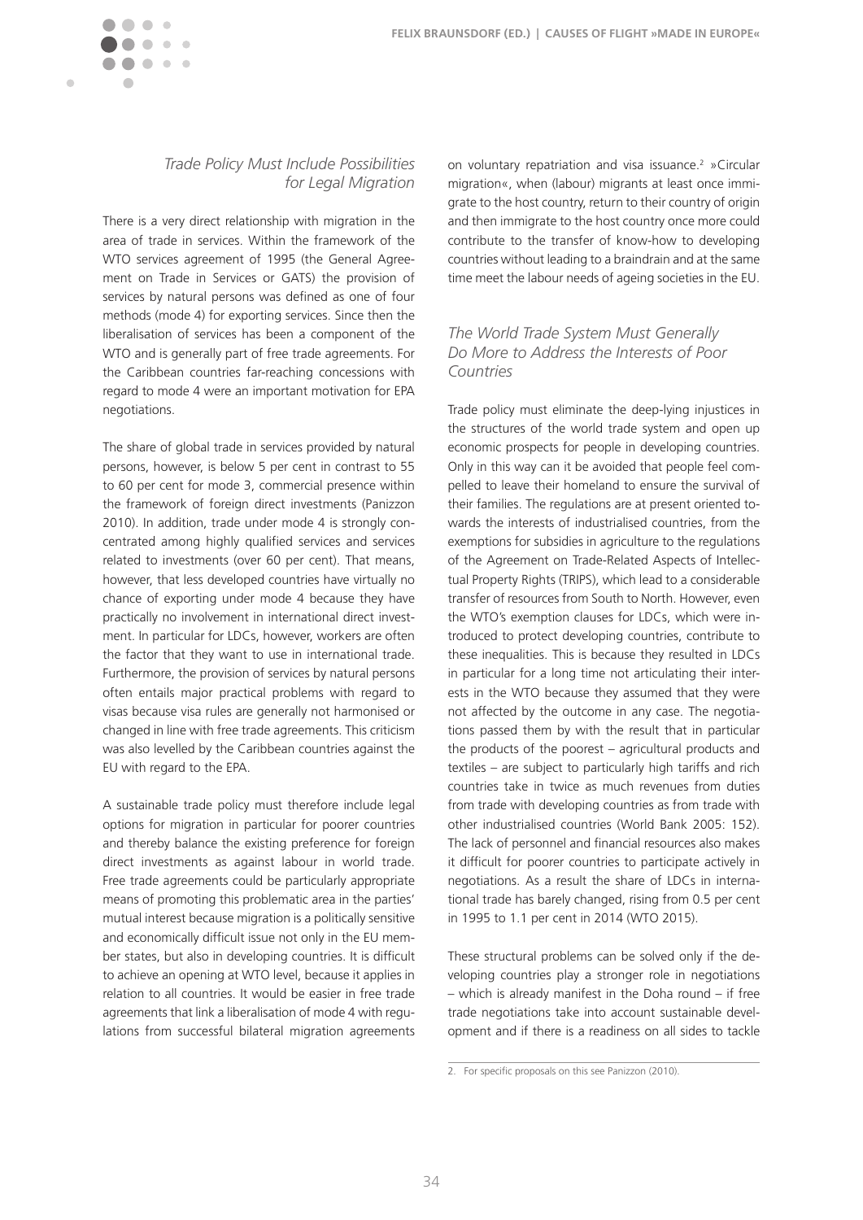### *Trade Policy Must Include Possibilities for Legal Migration*

There is a very direct relationship with migration in the area of trade in services. Within the framework of the WTO services agreement of 1995 (the General Agreement on Trade in Services or GATS) the provision of services by natural persons was defined as one of four methods (mode 4) for exporting services. Since then the liberalisation of services has been a component of the WTO and is generally part of free trade agreements. For the Caribbean countries far-reaching concessions with regard to mode 4 were an important motivation for EPA negotiations.

The share of global trade in services provided by natural persons, however, is below 5 per cent in contrast to 55 to 60 per cent for mode 3, commercial presence within the framework of foreign direct investments (Panizzon 2010). In addition, trade under mode 4 is strongly concentrated among highly qualified services and services related to investments (over 60 per cent). That means, however, that less developed countries have virtually no chance of exporting under mode 4 because they have practically no involvement in international direct investment. In particular for LDCs, however, workers are often the factor that they want to use in international trade. Furthermore, the provision of services by natural persons often entails major practical problems with regard to visas because visa rules are generally not harmonised or changed in line with free trade agreements. This criticism was also levelled by the Caribbean countries against the EU with regard to the EPA.

A sustainable trade policy must therefore include legal options for migration in particular for poorer countries and thereby balance the existing preference for foreign direct investments as against labour in world trade. Free trade agreements could be particularly appropriate means of promoting this problematic area in the parties' mutual interest because migration is a politically sensitive and economically difficult issue not only in the EU member states, but also in developing countries. It is difficult to achieve an opening at WTO level, because it applies in relation to all countries. It would be easier in free trade agreements that link a liberalisation of mode 4 with regulations from successful bilateral migration agreements on voluntary repatriation and visa issuance.[2] »Circular migration«, when (labour) migrants at least once immigrate to the host country, return to their country of origin and then immigrate to the host country once more could contribute to the transfer of know-how to developing countries without leading to a braindrain and at the same time meet the labour needs of ageing societies in the EU.

### *The World Trade System Must Generally Do More to Address the Interests of Poor Countries*

Trade policy must eliminate the deep-lying injustices in the structures of the world trade system and open up economic prospects for people in developing countries. Only in this way can it be avoided that people feel compelled to leave their homeland to ensure the survival of their families. The regulations are at present oriented towards the interests of industrialised countries, from the exemptions for subsidies in agriculture to the regulations of the Agreement on Trade-Related Aspects of Intellectual Property Rights (TRIPS), which lead to a considerable transfer of resources from South to North. However, even the WTO's exemption clauses for LDCs, which were introduced to protect developing countries, contribute to these inequalities. This is because they resulted in LDCs in particular for a long time not articulating their interests in the WTO because they assumed that they were not affected by the outcome in any case. The negotiations passed them by with the result that in particular the products of the poorest – agricultural products and textiles – are subject to particularly high tariffs and rich countries take in twice as much revenues from duties from trade with developing countries as from trade with other industrialised countries (World Bank 2005: 152). The lack of personnel and financial resources also makes it difficult for poorer countries to participate actively in negotiations. As a result the share of LDCs in international trade has barely changed, rising from 0.5 per cent in 1995 to 1.1 per cent in 2014 (WTO 2015).

These structural problems can be solved only if the developing countries play a stronger role in negotiations – which is already manifest in the Doha round – if free trade negotiations take into account sustainable development and if there is a readiness on all sides to tackle

---

2. For specific proposals on this see Panizzon (2010).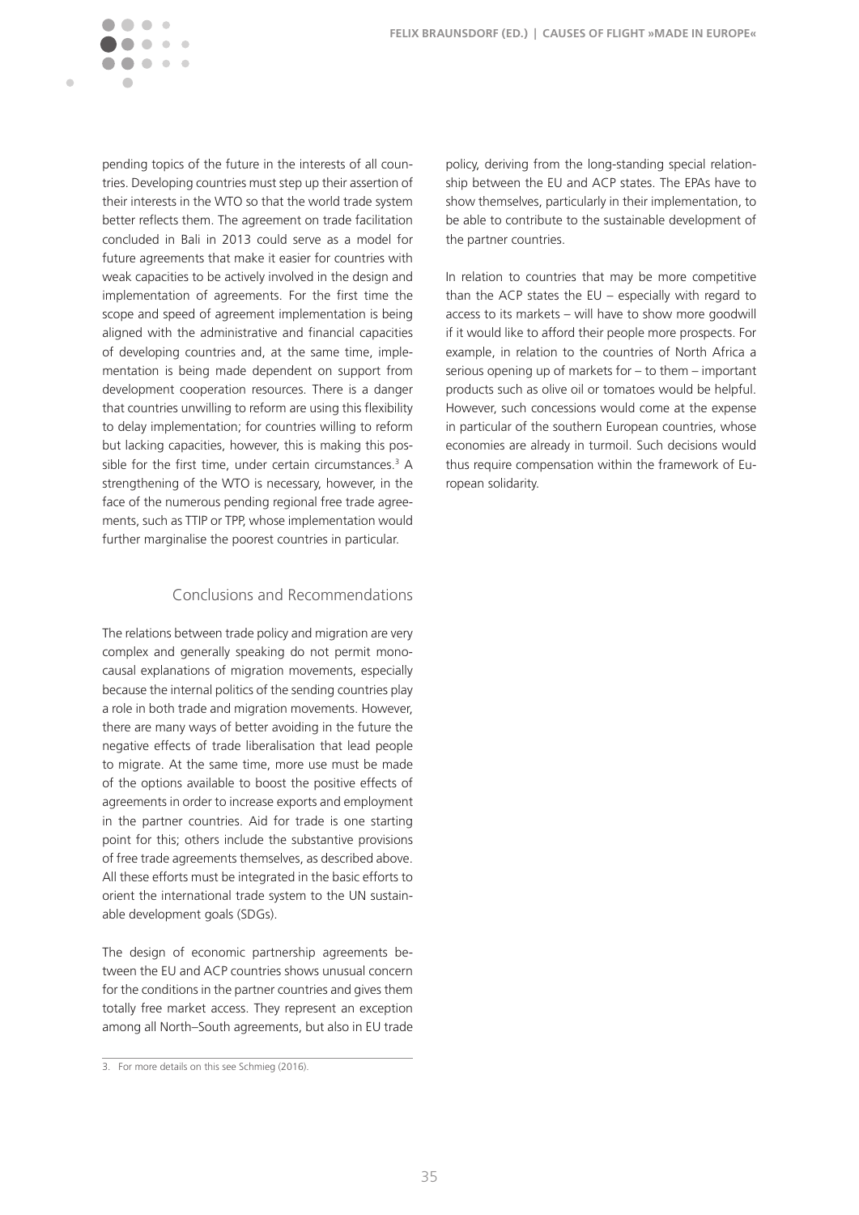pending topics of the future in the interests of all countries. Developing countries must step up their assertion of their interests in the WTO so that the world trade system better reflects them. The agreement on trade facilitation concluded in Bali in 2013 could serve as a model for future agreements that make it easier for countries with weak capacities to be actively involved in the design and implementation of agreements. For the first time the scope and speed of agreement implementation is being aligned with the administrative and financial capacities of developing countries and, at the same time, implementation is being made dependent on support from development cooperation resources. There is a danger that countries unwilling to reform are using this flexibility to delay implementation; for countries willing to reform but lacking capacities, however, this is making this possible for the first time, under certain circumstances.[3] A strengthening of the WTO is necessary, however, in the face of the numerous pending regional free trade agreements, such as TTIP or TPP, whose implementation would further marginalise the poorest countries in particular.

## Conclusions and Recommendations

The relations between trade policy and migration are very complex and generally speaking do not permit monocausal explanations of migration movements, especially because the internal politics of the sending countries play a role in both trade and migration movements. However, there are many ways of better avoiding in the future the negative effects of trade liberalisation that lead people to migrate. At the same time, more use must be made of the options available to boost the positive effects of agreements in order to increase exports and employment in the partner countries. Aid for trade is one starting point for this; others include the substantive provisions of free trade agreements themselves, as described above. All these efforts must be integrated in the basic efforts to orient the international trade system to the UN sustainable development goals (SDGs).

The design of economic partnership agreements between the EU and ACP countries shows unusual concern for the conditions in the partner countries and gives them totally free market access. They represent an exception among all North–South agreements, but also in EU trade policy, deriving from the long-standing special relationship between the EU and ACP states. The EPAs have to show themselves, particularly in their implementation, to be able to contribute to the sustainable development of the partner countries.

In relation to countries that may be more competitive than the ACP states the EU – especially with regard to access to its markets – will have to show more goodwill if it would like to afford their people more prospects. For example, in relation to the countries of North Africa a serious opening up of markets for – to them – important products such as olive oil or tomatoes would be helpful. However, such concessions would come at the expense in particular of the southern European countries, whose economies are already in turmoil. Such decisions would thus require compensation within the framework of European solidarity.

---

3. For more details on this see Schmieg (2016).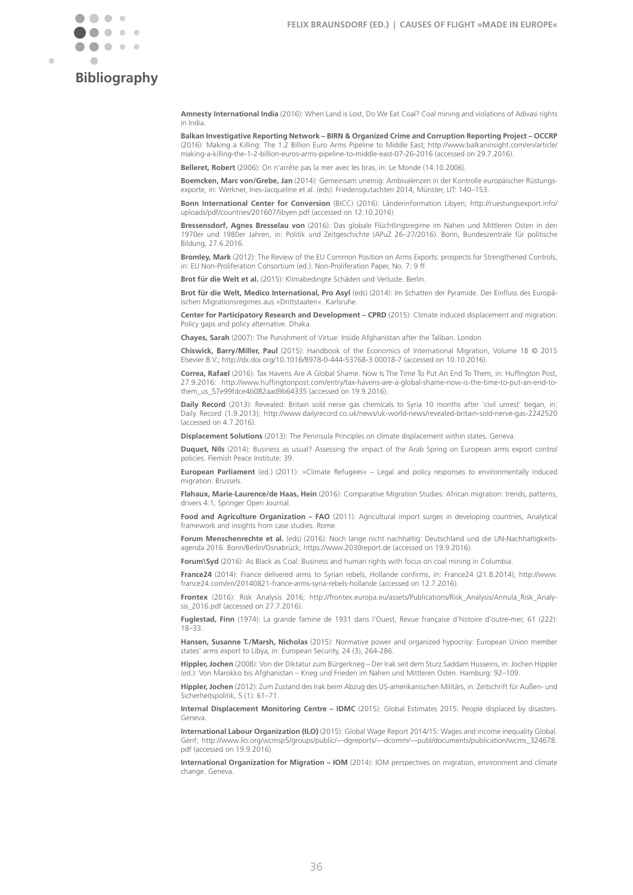# Bibliography

**Amnesty International India** (2016): When Land is Lost, Do We Eat Coal? Coal mining and violations of Adivasi rights in India.

**Balkan Investigative Reporting Network – BIRN & Organized Crime and Corruption Reporting Project – OCCRP** (2016): Making a Killing: The 1.2 Billion Euro Arms Pipeline to Middle East; http://www.balkaninsight.com/en/article/making-a-killing-the-1-2-billion-euros-arms-pipeline-to-middle-east-07-26-2016 (accessed on 29.7.2016).

**Belleret, Robert** (2006): On n'arrête pas la mer avec les bras, in: Le Monde (14.10.2006).

**Boemcken, Marc von/Grebe, Jan** (2014): Gemeinsam uneinig: Ambivalenzen in der Kontrolle europäischer Rüstungsexporte, in: Werkner, Ines-Jacqueline et al. (eds): Friedensgutachten 2014, Münster, LIT: 140–153.

**Bonn International Center for Conversion** (BICC) (2016): Länderinformation Libyen; http://ruestungsexport.info/uploads/pdf/countries/201607/libyen.pdf (accessed on 12.10.2016).

**Bressensdorf, Agnes Bresselau von** (2016): Das globale Flüchtlingsregime im Nahen und Mittleren Osten in den 1970er und 1980er Jahren, in: Politik und Zeitgeschichte (APuZ 26–27/2016). Bonn, Bundeszentrale für politische Bildung, 27.6.2016.

**Bromley, Mark** (2012): The Review of the EU Common Position on Arms Exports: prospects for Strengthened Controls, in: EU Non-Proliferation Consortium (ed.): Non-Proliferation Paper, No. 7: 9 ff.

**Brot für die Welt et al.** (2015): Klimabedingte Schäden und Verluste. Berlin.

**Brot für die Welt, Medico International, Pro Asyl** (eds) (2014): Im Schatten der Pyramide. Der Einfluss des Europäischen Migrationsregimes aus »Drittstaaten«. Karlsruhe.

**Center for Participatory Research and Development – CPRD** (2015): Climate induced displacement and migration: Policy gaps and policy alternative. Dhaka.

**Chayes, Sarah** (2007): The Punishment of Virtue: Inside Afghanistan after the Taliban. London.

**Chiswick, Barry/Miller, Paul** (2015): Handbook of the Economics of International Migration, Volume 1B © 2015 Elsevier B.V.; http://dx.doi.org/10.1016/B978-0-444-53768-3.00018-7 (accessed on 10.10.2016).

**Correa, Rafael** (2016): Tax Havens Are A Global Shame. Now Is The Time To Put An End To Them, in: Huffington Post, 27.9.2016: http://www.huffingtonpost.com/entry/tax-havens-are-a-global-shame-now-is-the-time-to-put-an-end-to-them_us_57e99fdce4b082aad9b64335 (accessed on 19.9.2016).

**Daily Record** (2013): Revealed: Britain sold nerve gas chemicals to Syria 10 months after 'civil unrest' began, in: Daily Record (1.9.2013); http://www.dailyrecord.co.uk/news/uk-world-news/revealed-britain-sold-nerve-gas-2242520 (accessed on 4.7.2016).

**Displacement Solutions** (2013): The Peninsula Principles on climate displacement within states. Geneva.

**Duquet, Nils** (2014): Business as usual? Assessing the impact of the Arab Spring on European arms export control policies. Flemish Peace Institute: 39.

**European Parliament** (ed.) (2011): »Climate Refugees« – Legal and policy responses to environmentally induced migration. Brussels.

**Flahaux, Marie-Laurence/de Haas, Hein** (2016): Comparative Migration Studies: African migration: trends, patterns, drivers 4:1, Springer Open Journal.

**Food and Agriculture Organization – FAO** (2011): Agricultural import surges in developing countries, Analytical framework and insights from case studies. Rome.

**Forum Menschenrechte et al.** (eds) (2016): Noch lange nicht nachhaltig: Deutschland und die UN-Nachhaltigkeitsagenda 2016. Bonn/Berlin/Osnabrück; https://www.2030report.de (accessed on 19.9.2016).

**Forum\Syd** (2016): As Black as Coal: Business and human rights with focus on coal mining in Columbia.

**France24** (2014): France delivered arms to Syrian rebels, Hollande confirms, in: France24 (21.8.2014); http://www.france24.com/en/20140821-france-arms-syria-rebels-hollande (accessed on 12.7.2016).

**Frontex** (2016): Risk Analysis 2016; http://frontex.europa.eu/assets/Publications/Risk_Analysis/Annula_Risk_Analysis_2016.pdf (accessed on 27.7.2016).

**Fuglestad, Finn** (1974): La grande famine de 1931 dans l'Ouest, Revue française d'histoire d'outre-mer, 61 (222): 18–33.

**Hansen, Susanne T./Marsh, Nicholas** (2015): Normative power and organized hypocrisy: European Union member states' arms export to Libya, in: European Security, 24 (3), 264-286.

**Hippler, Jochen** (2008): Von der Diktatur zum Bürgerkrieg – Der Irak seit dem Sturz Saddam Husseins, in: Jochen Hippler (ed.): Von Marokko bis Afghanistan – Krieg und Frieden im Nahen und Mittleren Osten. Hamburg: 92–109.

**Hippler, Jochen** (2012): Zum Zustand des Irak beim Abzug des US-amerikanischen Militärs, in: Zeitschrift für Außen- und Sicherheitspolitik, 5 (1): 61–71.

**Internal Displacement Monitoring Centre – IDMC** (2015): Global Estimates 2015: People displaced by disasters. Geneva.

**International Labour Organization (ILO)** (2015): Global Wage Report 2014/15: Wages and income inequality Global. Genf; http://www.ilo.org/wcmsp5/groups/public/---dgreports/---dcomm/---publ/documents/publication/wcms_324678.pdf (accessed on 19.9.2016).

**International Organization for Migration – IOM** (2014): IOM perspectives on migration, environment and climate change. Geneva.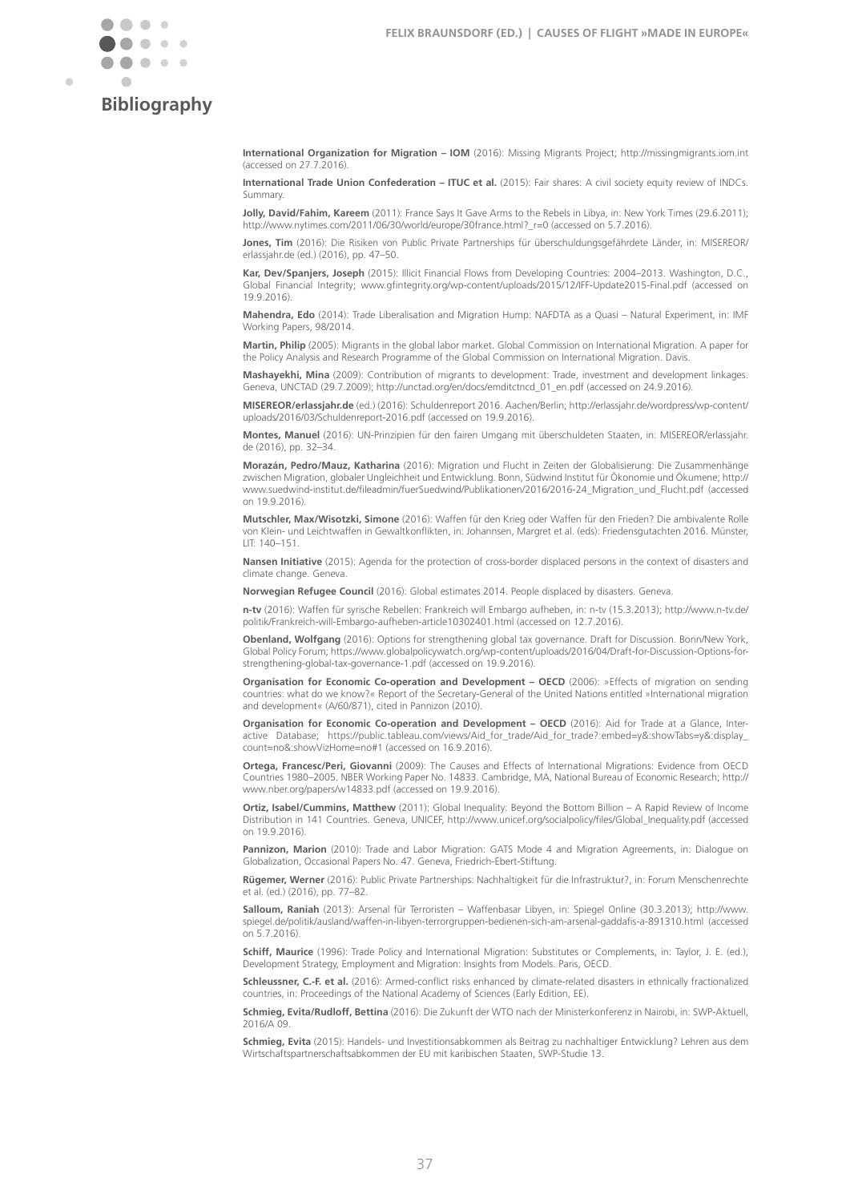# Bibliography

**International Organization for Migration – IOM** (2016): Missing Migrants Project; http://missingmigrants.iom.int (accessed on 27.7.2016).

**International Trade Union Confederation – ITUC et al.** (2015): Fair shares: A civil society equity review of INDCs. Summary.

**Jolly, David/Fahim, Kareem** (2011): France Says It Gave Arms to the Rebels in Libya, in: New York Times (29.6.2011); http://www.nytimes.com/2011/06/30/world/europe/30france.html?_r=0 (accessed on 5.7.2016).

**Jones, Tim** (2016): Die Risiken von Public Private Partnerships für überschuldungsgefährdete Länder, in: MISEREOR/erlassjahr.de (ed.) (2016), pp. 47–50.

**Kar, Dev/Spanjers, Joseph** (2015): Illicit Financial Flows from Developing Countries: 2004–2013. Washington, D.C., Global Financial Integrity; www.gfintegrity.org/wp-content/uploads/2015/12/IFF-Update2015-Final.pdf (accessed on 19.9.2016).

**Mahendra, Edo** (2014): Trade Liberalisation and Migration Hump: NAFDTA as a Quasi – Natural Experiment, in: IMF Working Papers, 98/2014.

**Martin, Philip** (2005): Migrants in the global labor market. Global Commission on International Migration. A paper for the Policy Analysis and Research Programme of the Global Commission on International Migration. Davis.

**Mashayekhi, Mina** (2009): Contribution of migrants to development: Trade, investment and development linkages. Geneva, UNCTAD (29.7.2009); http://unctad.org/en/docs/emditctncd_01_en.pdf (accessed on 24.9.2016).

**MISEREOR/erlassjahr.de** (ed.) (2016): Schuldenreport 2016. Aachen/Berlin; http://erlassjahr.de/wordpress/wp-content/uploads/2016/03/Schuldenreport-2016.pdf (accessed on 19.9.2016).

**Montes, Manuel** (2016): UN-Prinzipien für den fairen Umgang mit überschuldeten Staaten, in: MISEREOR/erlassjahr.de (2016), pp. 32–34.

**Morazán, Pedro/Mauz, Katharina** (2016): Migration und Flucht in Zeiten der Globalisierung: Die Zusammenhänge zwischen Migration, globaler Ungleichheit und Entwicklung. Bonn, Südwind Institut für Ökonomie und Ökumene; http://www.suedwind-institut.de/fileadmin/fuerSuedwind/Publikationen/2016/2016-24_Migration_und_Flucht.pdf (accessed on 19.9.2016).

**Mutschler, Max/Wisotzki, Simone** (2016): Waffen für den Krieg oder Waffen für den Frieden? Die ambivalente Rolle von Klein- und Leichtwaffen in Gewaltkonflikten, in: Johannsen, Margret et al. (eds): Friedensgutachten 2016. Münster, LIT: 140–151.

**Nansen Initiative** (2015): Agenda for the protection of cross-border displaced persons in the context of disasters and climate change. Geneva.

**Norwegian Refugee Council** (2016): Global estimates 2014. People displaced by disasters. Geneva.

**n-tv** (2016): Waffen für syrische Rebellen: Frankreich will Embargo aufheben, in: n-tv (15.3.2013); http://www.n-tv.de/politik/Frankreich-will-Embargo-aufheben-article10302401.html (accessed on 12.7.2016).

**Obenland, Wolfgang** (2016): Options for strengthening global tax governance. Draft for Discussion. Bonn/New York, Global Policy Forum; https://www.globalpolicywatch.org/wp-content/uploads/2016/04/Draft-for-Discussion-Options-for-strengthening-global-tax-governance-1.pdf (accessed on 19.9.2016).

**Organisation for Economic Co-operation and Development – OECD** (2006): »Effects of migration on sending countries: what do we know?« Report of the Secretary-General of the United Nations entitled »International migration and development« (A/60/871), cited in Pannizon (2010).

**Organisation for Economic Co-operation and Development – OECD** (2016): Aid for Trade at a Glance, Interactive Database; https://public.tableau.com/views/Aid_for_trade/Aid_for_trade?:embed=y&:showTabs=y&:display_count=no&:showVizHome=no#1 (accessed on 16.9.2016).

**Ortega, Francesc/Peri, Giovanni** (2009): The Causes and Effects of International Migrations: Evidence from OECD Countries 1980–2005. NBER Working Paper No. 14833. Cambridge, MA, National Bureau of Economic Research; http://www.nber.org/papers/w14833.pdf (accessed on 19.9.2016).

**Ortiz, Isabel/Cummins, Matthew** (2011): Global Inequality: Beyond the Bottom Billion – A Rapid Review of Income Distribution in 141 Countries. Geneva, UNICEF, http://www.unicef.org/socialpolicy/files/Global_Inequality.pdf (accessed on 19.9.2016).

**Pannizon, Marion** (2010): Trade and Labor Migration: GATS Mode 4 and Migration Agreements, in: Dialogue on Globalization, Occasional Papers No. 47. Geneva, Friedrich-Ebert-Stiftung.

**Rügemer, Werner** (2016): Public Private Partnerships: Nachhaltigkeit für die Infrastruktur?, in: Forum Menschenrechte et al. (ed.) (2016), pp. 77–82.

**Salloum, Raniah** (2013): Arsenal für Terroristen – Waffenbasar Libyen, in: Spiegel Online (30.3.2013); http://www.spiegel.de/politik/ausland/waffen-in-libyen-terrorgruppen-bedienen-sich-am-arsenal-gaddafis-a-891310.html (accessed on 5.7.2016).

**Schiff, Maurice** (1996): Trade Policy and International Migration: Substitutes or Complements, in: Taylor, J. E. (ed.), Development Strategy, Employment and Migration: Insights from Models. Paris, OECD.

**Schleussner, C.-F. et al.** (2016): Armed-conflict risks enhanced by climate-related disasters in ethnically fractionalized countries, in: Proceedings of the National Academy of Sciences (Early Edition, EE).

**Schmieg, Evita/Rudloff, Bettina** (2016): Die Zukunft der WTO nach der Ministerkonferenz in Nairobi, in: SWP-Aktuell, 2016/A 09.

**Schmieg, Evita** (2015): Handels- und Investitionsabkommen als Beitrag zu nachhaltiger Entwicklung? Lehren aus dem Wirtschaftspartnerschaftsabkommen der EU mit karibischen Staaten, SWP-Studie 13.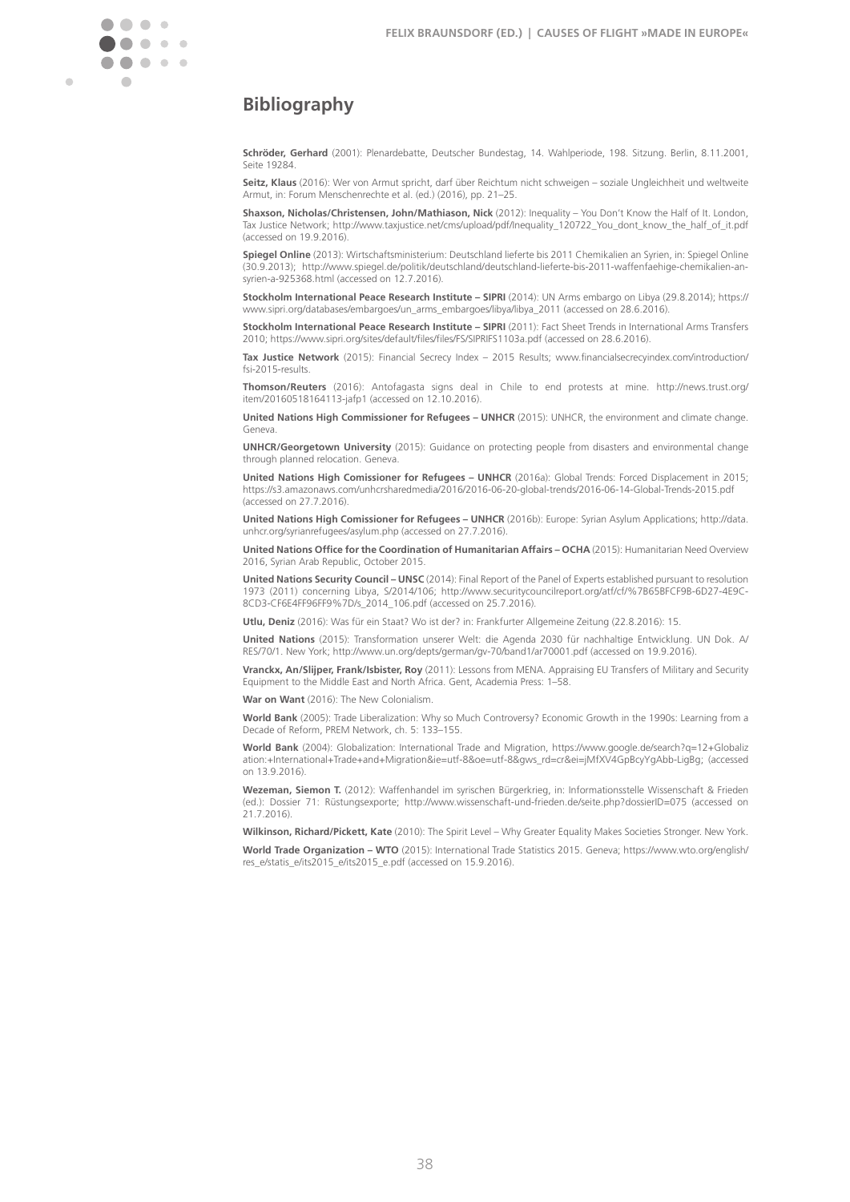## Bibliography

**Schröder, Gerhard** (2001): Plenardebatte, Deutscher Bundestag, 14. Wahlperiode, 198. Sitzung. Berlin, 8.11.2001, Seite 19284.

**Seitz, Klaus** (2016): Wer von Armut spricht, darf über Reichtum nicht schweigen – soziale Ungleichheit und weltweite Armut, in: Forum Menschenrechte et al. (ed.) (2016), pp. 21–25.

**Shaxson, Nicholas/Christensen, John/Mathiason, Nick** (2012): Inequality – You Don't Know the Half of It. London, Tax Justice Network; http://www.taxjustice.net/cms/upload/pdf/Inequality_120722_You_dont_know_the_half_of_it.pdf (accessed on 19.9.2016).

**Spiegel Online** (2013): Wirtschaftsministerium: Deutschland lieferte bis 2011 Chemikalien an Syrien, in: Spiegel Online (30.9.2013); http://www.spiegel.de/politik/deutschland/deutschland-lieferte-bis-2011-waffenfaehige-chemikalien-an-syrien-a-925368.html (accessed on 12.7.2016).

**Stockholm International Peace Research Institute – SIPRI** (2014): UN Arms embargo on Libya (29.8.2014); https://www.sipri.org/databases/embargoes/un_arms_embargoes/libya/libya_2011 (accessed on 28.6.2016).

**Stockholm International Peace Research Institute – SIPRI** (2011): Fact Sheet Trends in International Arms Transfers 2010; https://www.sipri.org/sites/default/files/files/FS/SIPRIFS1103a.pdf (accessed on 28.6.2016).

**Tax Justice Network** (2015): Financial Secrecy Index – 2015 Results; www.financialsecrecyindex.com/introduction/fsi-2015-results.

**Thomson/Reuters** (2016): Antofagasta signs deal in Chile to end protests at mine. http://news.trust.org/item/20160518164113-jafp1 (accessed on 12.10.2016).

**United Nations High Commissioner for Refugees – UNHCR** (2015): UNHCR, the environment and climate change. Geneva.

**UNHCR/Georgetown University** (2015): Guidance on protecting people from disasters and environmental change through planned relocation. Geneva.

**United Nations High Comissioner for Refugees – UNHCR** (2016a): Global Trends: Forced Displacement in 2015; https://s3.amazonaws.com/unhcrsharedmedia/2016/2016-06-20-global-trends/2016-06-14-Global-Trends-2015.pdf (accessed on 27.7.2016).

**United Nations High Comissioner for Refugees – UNHCR** (2016b): Europe: Syrian Asylum Applications; http://data.unhcr.org/syrianrefugees/asylum.php (accessed on 27.7.2016).

**United Nations Office for the Coordination of Humanitarian Affairs – OCHA** (2015): Humanitarian Need Overview 2016, Syrian Arab Republic, October 2015.

**United Nations Security Council – UNSC** (2014): Final Report of the Panel of Experts established pursuant to resolution 1973 (2011) concerning Libya, S/2014/106; http://www.securitycouncilreport.org/atf/cf/%7B65BFCF9B-6D27-4E9C-8CD3-CF6E4FF96FF9%7D/s_2014_106.pdf (accessed on 25.7.2016).

**Utlu, Deniz** (2016): Was für ein Staat? Wo ist der? in: Frankfurter Allgemeine Zeitung (22.8.2016): 15.

**United Nations** (2015): Transformation unserer Welt: die Agenda 2030 für nachhaltige Entwicklung. UN Dok. A/RES/70/1. New York; http://www.un.org/depts/german/gv-70/band1/ar70001.pdf (accessed on 19.9.2016).

**Vranckx, An/Slijper, Frank/Isbister, Roy** (2011): Lessons from MENA. Appraising EU Transfers of Military and Security Equipment to the Middle East and North Africa. Gent, Academia Press: 1–58.

**War on Want** (2016): The New Colonialism.

**World Bank** (2005): Trade Liberalization: Why so Much Controversy? Economic Growth in the 1990s: Learning from a Decade of Reform, PREM Network, ch. 5: 133–155.

**World Bank** (2004): Globalization: International Trade and Migration, https://www.google.de/search?q=12+Globalization:+International+Trade+and+Migration&ie=utf-8&oe=utf-8&gws_rd=cr&ei=jMfXV4GpBcyYgAbb-LigBg; (accessed on 13.9.2016).

**Wezeman, Siemon T.** (2012): Waffenhandel im syrischen Bürgerkrieg, in: Informationsstelle Wissenschaft & Frieden (ed.): Dossier 71: Rüstungsexporte; http://www.wissenschaft-und-frieden.de/seite.php?dossierID=075 (accessed on 21.7.2016).

**Wilkinson, Richard/Pickett, Kate** (2010): The Spirit Level – Why Greater Equality Makes Societies Stronger. New York.

**World Trade Organization – WTO** (2015): International Trade Statistics 2015. Geneva; https://www.wto.org/english/res_e/statis_e/its2015_e/its2015_e.pdf (accessed on 15.9.2016).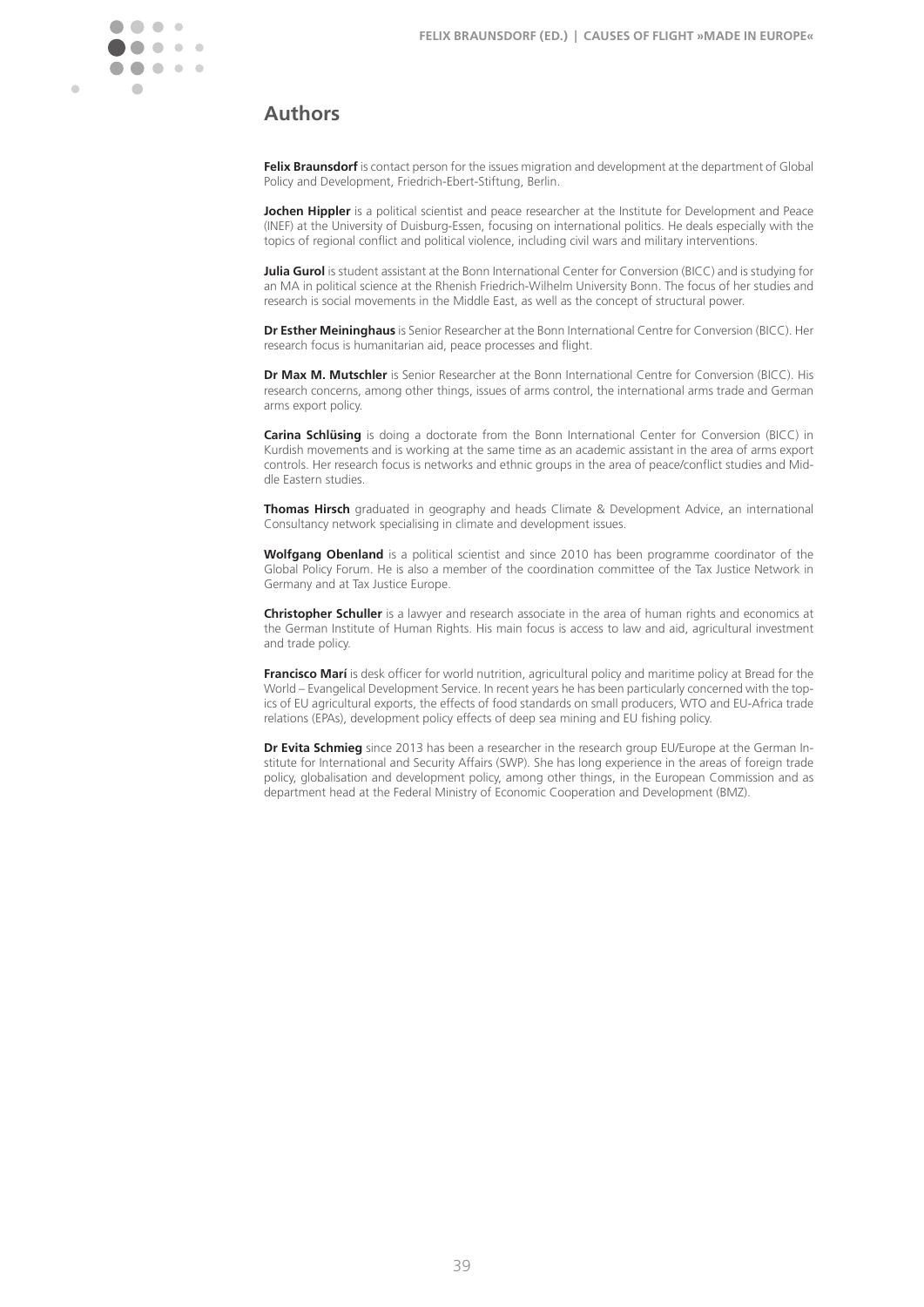## Authors

**Felix Braunsdorf** is contact person for the issues migration and development at the department of Global Policy and Development, Friedrich-Ebert-Stiftung, Berlin.

**Jochen Hippler** is a political scientist and peace researcher at the Institute for Development and Peace (INEF) at the University of Duisburg-Essen, focusing on international politics. He deals especially with the topics of regional conflict and political violence, including civil wars and military interventions.

**Julia Gurol** is student assistant at the Bonn International Center for Conversion (BICC) and is studying for an MA in political science at the Rhenish Friedrich-Wilhelm University Bonn. The focus of her studies and research is social movements in the Middle East, as well as the concept of structural power.

**Dr Esther Meininghaus** is Senior Researcher at the Bonn International Centre for Conversion (BICC). Her research focus is humanitarian aid, peace processes and flight.

**Dr Max M. Mutschler** is Senior Researcher at the Bonn International Centre for Conversion (BICC). His research concerns, among other things, issues of arms control, the international arms trade and German arms export policy.

**Carina Schlüsing** is doing a doctorate from the Bonn International Center for Conversion (BICC) in Kurdish movements and is working at the same time as an academic assistant in the area of arms export controls. Her research focus is networks and ethnic groups in the area of peace/conflict studies and Middle Eastern studies.

**Thomas Hirsch** graduated in geography and heads Climate & Development Advice, an international Consultancy network specialising in climate and development issues.

**Wolfgang Obenland** is a political scientist and since 2010 has been programme coordinator of the Global Policy Forum. He is also a member of the coordination committee of the Tax Justice Network in Germany and at Tax Justice Europe.

**Christopher Schuller** is a lawyer and research associate in the area of human rights and economics at the German Institute of Human Rights. His main focus is access to law and aid, agricultural investment and trade policy.

**Francisco Marí** is desk officer for world nutrition, agricultural policy and maritime policy at Bread for the World – Evangelical Development Service. In recent years he has been particularly concerned with the topics of EU agricultural exports, the effects of food standards on small producers, WTO and EU-Africa trade relations (EPAs), development policy effects of deep sea mining and EU fishing policy.

**Dr Evita Schmieg** since 2013 has been a researcher in the research group EU/Europe at the German Institute for International and Security Affairs (SWP). She has long experience in the areas of foreign trade policy, globalisation and development policy, among other things, in the European Commission and as department head at the Federal Ministry of Economic Cooperation and Development (BMZ).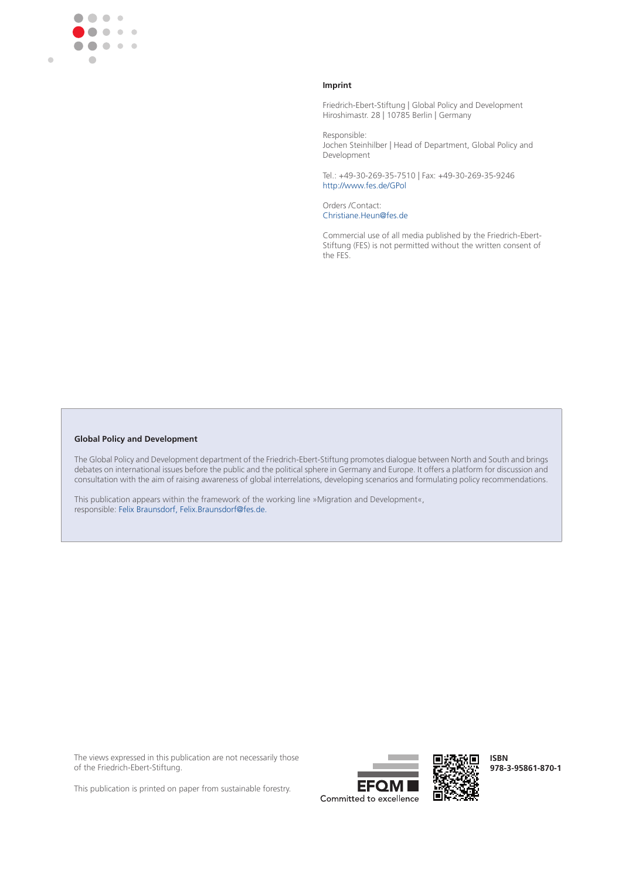**Imprint**

Friedrich-Ebert-Stiftung | Global Policy and Development
Hiroshimastr. 28 | 10785 Berlin | Germany

Responsible:
Jochen Steinhilber | Head of Department, Global Policy and Development

Tel.: +49-30-269-35-7510 | Fax: +49-30-269-35-9246
http://www.fes.de/GPol

Orders /Contact:
Christiane.Heun@fes.de

Commercial use of all media published by the Friedrich-Ebert-Stiftung (FES) is not permitted without the written consent of the FES.

**Global Policy and Development**

The Global Policy and Development department of the Friedrich-Ebert-Stiftung promotes dialogue between North and South and brings debates on international issues before the public and the political sphere in Germany and Europe. It offers a platform for discussion and consultation with the aim of raising awareness of global interrelations, developing scenarios and formulating policy recommendations.

This publication appears within the framework of the working line »Migration and Development«, responsible: Felix Braunsdorf, Felix.Braunsdorf@fes.de.

The views expressed in this publication are not necessarily those of the Friedrich-Ebert-Stiftung.

This publication is printed on paper from sustainable forestry.

EFQM Committed to excellence

**ISBN**
**978-3-95861-870-1**